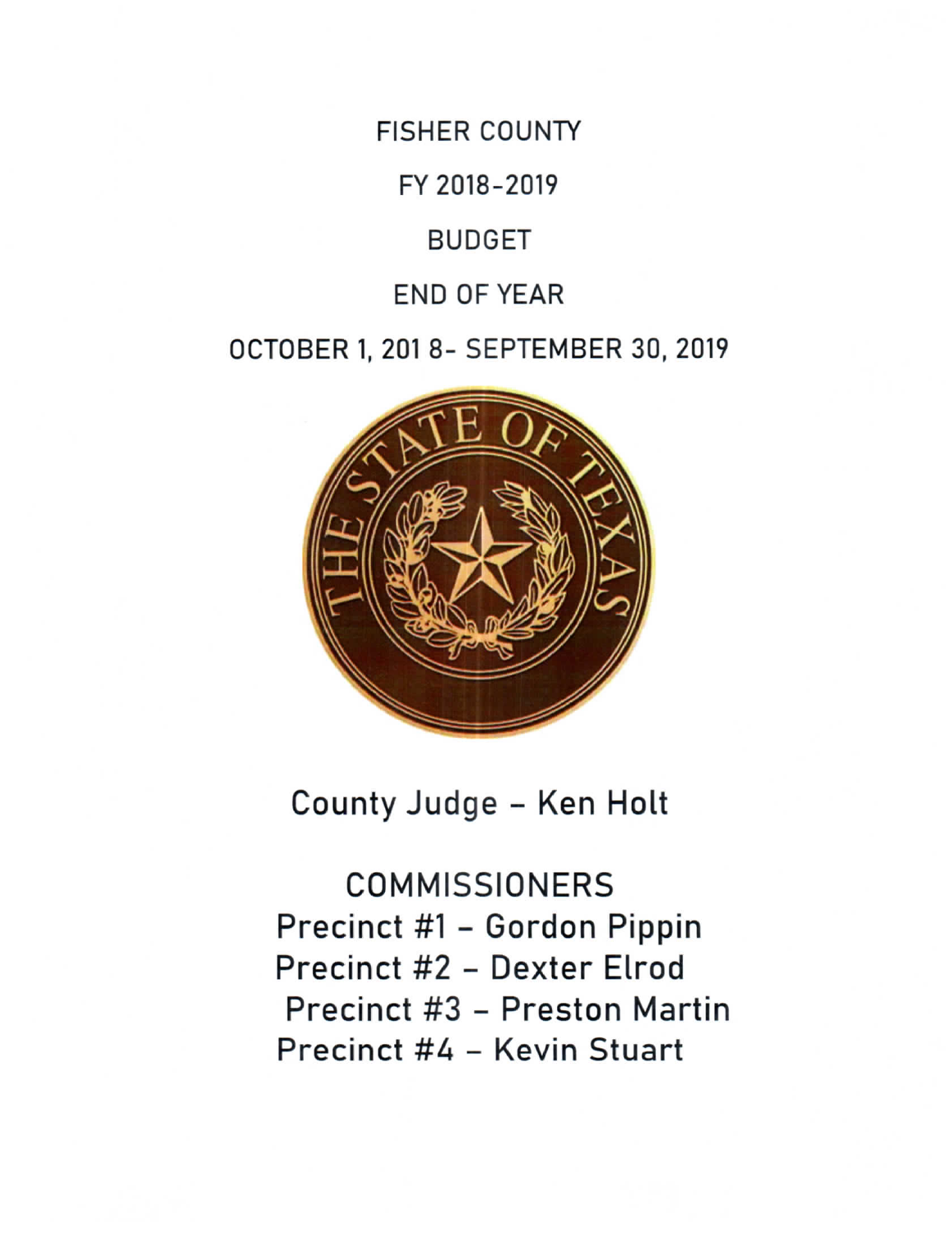# FISHER COUNTY

## FY 2018-2019

## BUDGET

## END OF YEAR

## OCTOBER 1, 201 8- SEPTEMBER 30, 2019

County Judge – Ken Holt

COMMISSIONERS

Precinct #1 – Gordon Pippin

Precinct #2 – Dexter Elrod

Precinct #3 – Preston Martin

Precinct #4 – Kevin Stuart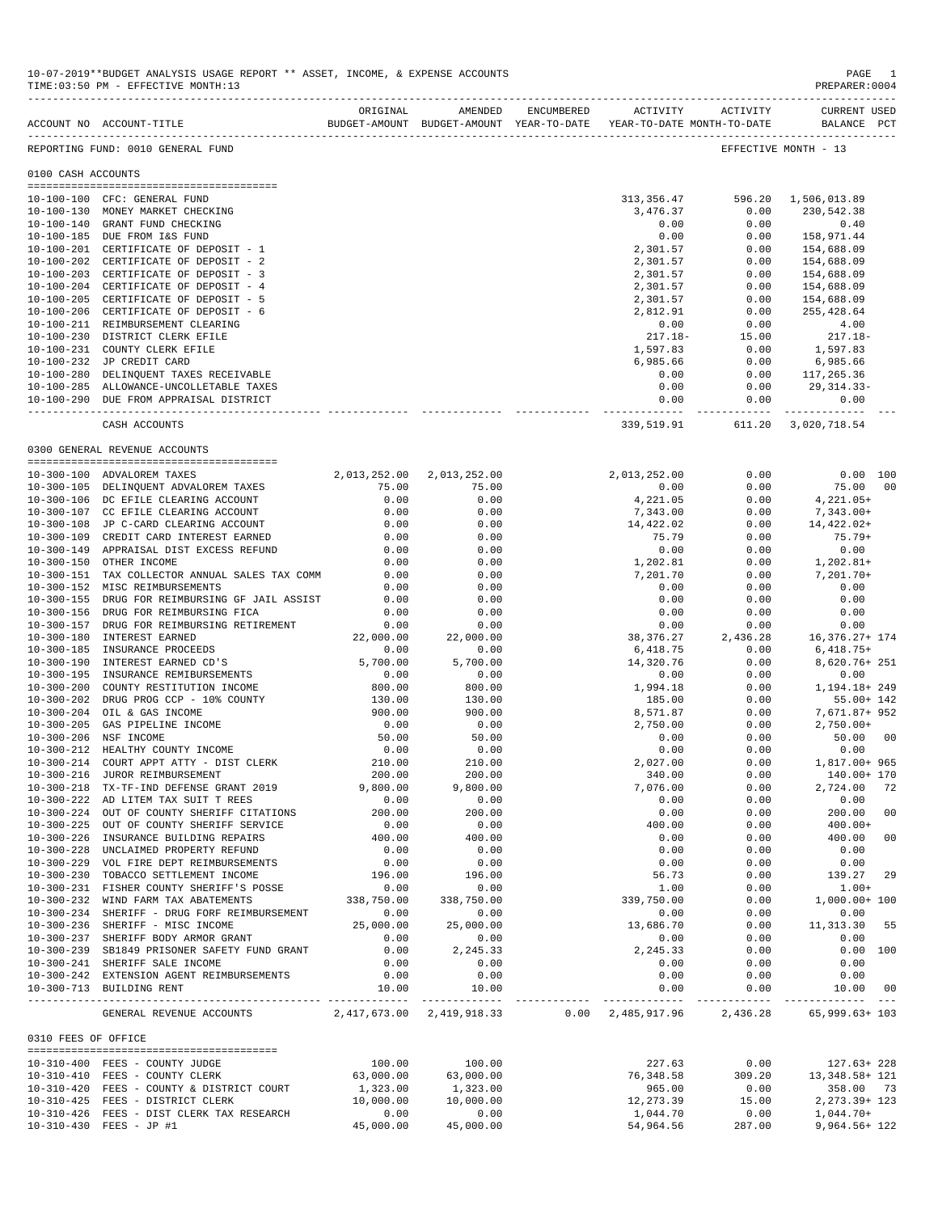10-07-2019**BUDGET ANALYSIS USAGE REPORT ** ASSET, INCOME, & EXPENSE ACCOUNTS
TIME:03:50 PM - EFFECTIVE MONTH:13

PREPARER:0004

REPORTING FUND: 0010 GENERAL FUND — EFFECTIVE MONTH - 13

## 0100 CASH ACCOUNTS

| ACCOUNT NO | ACCOUNT-TITLE | ORIGINAL BUDGET-AMOUNT | AMENDED BUDGET-AMOUNT | ENCUMBERED YEAR-TO-DATE | ACTIVITY YEAR-TO-DATE | ACTIVITY MONTH-TO-DATE | CURRENT USED BALANCE | PCT |
|---|---|---|---|---|---|---|---|---|
| 10-100-100 | CFC: GENERAL FUND | | | | 313,356.47 | 596.20 | 1,506,013.89 | |
| 10-100-130 | MONEY MARKET CHECKING | | | | 3,476.37 | 0.00 | 230,542.38 | |
| 10-100-140 | GRANT FUND CHECKING | | | | 0.00 | 0.00 | 0.40 | |
| 10-100-185 | DUE FROM I&S FUND | | | | 0.00 | 0.00 | 158,971.44 | |
| 10-100-201 | CERTIFICATE OF DEPOSIT - 1 | | | | 2,301.57 | 0.00 | 154,688.09 | |
| 10-100-202 | CERTIFICATE OF DEPOSIT - 2 | | | | 2,301.57 | 0.00 | 154,688.09 | |
| 10-100-203 | CERTIFICATE OF DEPOSIT - 3 | | | | 2,301.57 | 0.00 | 154,688.09 | |
| 10-100-204 | CERTIFICATE OF DEPOSIT - 4 | | | | 2,301.57 | 0.00 | 154,688.09 | |
| 10-100-205 | CERTIFICATE OF DEPOSIT - 5 | | | | 2,301.57 | 0.00 | 154,688.09 | |
| 10-100-206 | CERTIFICATE OF DEPOSIT - 6 | | | | 2,812.91 | 0.00 | 255,428.64 | |
| 10-100-211 | REIMBURSEMENT CLEARING | | | | 0.00 | 0.00 | 4.00 | |
| 10-100-230 | DISTRICT CLERK EFILE | | | | 217.18- | 15.00 | 217.18- | |
| 10-100-231 | COUNTY CLERK EFILE | | | | 1,597.83 | 0.00 | 1,597.83 | |
| 10-100-232 | JP CREDIT CARD | | | | 6,985.66 | 0.00 | 6,985.66 | |
| 10-100-280 | DELINQUENT TAXES RECEIVABLE | | | | 0.00 | 0.00 | 117,265.36 | |
| 10-100-285 | ALLOWANCE-UNCOLLETABLE TAXES | | | | 0.00 | 0.00 | 29,314.33- | |
| 10-100-290 | DUE FROM APPRAISAL DISTRICT | | | | 0.00 | 0.00 | 0.00 | |
| | CASH ACCOUNTS | | | | 339,519.91 | 611.20 | 3,020,718.54 | |

## 0300 GENERAL REVENUE ACCOUNTS

| ACCOUNT NO | ACCOUNT-TITLE | ORIGINAL BUDGET-AMOUNT | AMENDED BUDGET-AMOUNT | ENCUMBERED YEAR-TO-DATE | ACTIVITY YEAR-TO-DATE | ACTIVITY MONTH-TO-DATE | CURRENT USED BALANCE | PCT |
|---|---|---|---|---|---|---|---|---|
| 10-300-100 | ADVALOREM TAXES | 2,013,252.00 | 2,013,252.00 | | 2,013,252.00 | 0.00 | 0.00 | 100 |
| 10-300-105 | DELINQUENT ADVALOREM TAXES | 75.00 | 75.00 | | 0.00 | 0.00 | 75.00 | 00 |
| 10-300-106 | DC EFILE CLEARING ACCOUNT | 0.00 | 0.00 | | 4,221.05 | 0.00 | 4,221.05+ | |
| 10-300-107 | CC EFILE CLEARING ACCOUNT | 0.00 | 0.00 | | 7,343.00 | 0.00 | 7,343.00+ | |
| 10-300-108 | JP C-CARD CLEARING ACCOUNT | 0.00 | 0.00 | | 14,422.02 | 0.00 | 14,422.02+ | |
| 10-300-109 | CREDIT CARD INTEREST EARNED | 0.00 | 0.00 | | 75.79 | 0.00 | 75.79+ | |
| 10-300-149 | APPRAISAL DIST EXCESS REFUND | 0.00 | 0.00 | | 0.00 | 0.00 | 0.00 | |
| 10-300-150 | OTHER INCOME | 0.00 | 0.00 | | 1,202.81 | 0.00 | 1,202.81+ | |
| 10-300-151 | TAX COLLECTOR ANNUAL SALES TAX COMM | 0.00 | 0.00 | | 7,201.70 | 0.00 | 7,201.70+ | |
| 10-300-152 | MISC REIMBURSEMENTS | 0.00 | 0.00 | | 0.00 | 0.00 | 0.00 | |
| 10-300-155 | DRUG FOR REIMBURSING GF JAIL ASSIST | 0.00 | 0.00 | | 0.00 | 0.00 | 0.00 | |
| 10-300-156 | DRUG FOR REIMBURSING FICA | 0.00 | 0.00 | | 0.00 | 0.00 | 0.00 | |
| 10-300-157 | DRUG FOR REIMBURSING RETIREMENT | 0.00 | 0.00 | | 0.00 | 0.00 | 0.00 | |
| 10-300-180 | INTEREST EARNED | 22,000.00 | 22,000.00 | | 38,376.27 | 2,436.28 | 16,376.27+ | 174 |
| 10-300-185 | INSURANCE PROCEEDS | 0.00 | 0.00 | | 6,418.75 | 0.00 | 6,418.75+ | |
| 10-300-190 | INTEREST EARNED CD'S | 5,700.00 | 5,700.00 | | 14,320.76 | 0.00 | 8,620.76+ | 251 |
| 10-300-195 | INSURANCE REMIBURSEMENTS | 0.00 | 0.00 | | 0.00 | 0.00 | 0.00 | |
| 10-300-200 | COUNTY RESTITUTION INCOME | 800.00 | 800.00 | | 1,994.18 | 0.00 | 1,194.18+ | 249 |
| 10-300-202 | DRUG PROG CCP - 10% COUNTY | 130.00 | 130.00 | | 185.00 | 0.00 | 55.00+ | 142 |
| 10-300-204 | OIL & GAS INCOME | 900.00 | 900.00 | | 8,571.87 | 0.00 | 7,671.87+ | 952 |
| 10-300-205 | GAS PIPELINE INCOME | 0.00 | 0.00 | | 2,750.00 | 0.00 | 2,750.00+ | |
| 10-300-206 | NSF INCOME | 50.00 | 50.00 | | 0.00 | 0.00 | 50.00 | 00 |
| 10-300-212 | HEALTHY COUNTY INCOME | 0.00 | 0.00 | | 0.00 | 0.00 | 0.00 | |
| 10-300-214 | COURT APPT ATTY - DIST CLERK | 210.00 | 210.00 | | 2,027.00 | 0.00 | 1,817.00+ | 965 |
| 10-300-216 | JUROR REIMBURSEMENT | 200.00 | 200.00 | | 340.00 | 0.00 | 140.00+ | 170 |
| 10-300-218 | TX-TF-IND DEFENSE GRANT 2019 | 9,800.00 | 9,800.00 | | 7,076.00 | 0.00 | 2,724.00 | 72 |
| 10-300-222 | AD LITEM TAX SUIT T REES | 0.00 | 0.00 | | 0.00 | 0.00 | 0.00 | |
| 10-300-224 | OUT OF COUNTY SHERIFF CITATIONS | 200.00 | 200.00 | | 0.00 | 0.00 | 200.00 | 00 |
| 10-300-225 | OUT OF COUNTY SHERIFF SERVICE | 0.00 | 0.00 | | 400.00 | 0.00 | 400.00+ | |
| 10-300-226 | INSURANCE BUILDING REPAIRS | 400.00 | 400.00 | | 0.00 | 0.00 | 400.00 | 00 |
| 10-300-228 | UNCLAIMED PROPERTY REFUND | 0.00 | 0.00 | | 0.00 | 0.00 | 0.00 | |
| 10-300-229 | VOL FIRE DEPT REIMBURSEMENTS | 0.00 | 0.00 | | 0.00 | 0.00 | 0.00 | |
| 10-300-230 | TOBACCO SETTLEMENT INCOME | 196.00 | 196.00 | | 56.73 | 0.00 | 139.27 | 29 |
| 10-300-231 | FISHER COUNTY SHERIFF'S POSSE | 0.00 | 0.00 | | 1.00 | 0.00 | 1.00+ | |
| 10-300-232 | WIND FARM TAX ABATEMENTS | 338,750.00 | 338,750.00 | | 339,750.00 | 0.00 | 1,000.00+ | 100 |
| 10-300-234 | SHERIFF - DRUG FORF REIMBURSEMENT | 0.00 | 0.00 | | 0.00 | 0.00 | 0.00 | |
| 10-300-236 | SHERIFF - MISC INCOME | 25,000.00 | 25,000.00 | | 13,686.70 | 0.00 | 11,313.30 | 55 |
| 10-300-237 | SHERIFF BODY ARMOR GRANT | 0.00 | 0.00 | | 0.00 | 0.00 | 0.00 | |
| 10-300-239 | SB1849 PRISONER SAFETY FUND GRANT | 0.00 | 2,245.33 | | 2,245.33 | 0.00 | 0.00 | 100 |
| 10-300-241 | SHERIFF SALE INCOME | 0.00 | 0.00 | | 0.00 | 0.00 | 0.00 | |
| 10-300-242 | EXTENSION AGENT REIMBURSEMENTS | 0.00 | 0.00 | | 0.00 | 0.00 | 0.00 | |
| 10-300-713 | BUILDING RENT | 10.00 | 10.00 | | 0.00 | 0.00 | 10.00 | 00 |
| | GENERAL REVENUE ACCOUNTS | 2,417,673.00 | 2,419,918.33 | 0.00 | 2,485,917.96 | 2,436.28 | 65,999.63+ | 103 |

## 0310 FEES OF OFFICE

| ACCOUNT NO | ACCOUNT-TITLE | ORIGINAL BUDGET-AMOUNT | AMENDED BUDGET-AMOUNT | ENCUMBERED YEAR-TO-DATE | ACTIVITY YEAR-TO-DATE | ACTIVITY MONTH-TO-DATE | CURRENT USED BALANCE | PCT |
|---|---|---|---|---|---|---|---|---|
| 10-310-400 | FEES - COUNTY JUDGE | 100.00 | 100.00 | | 227.63 | 0.00 | 127.63+ | 228 |
| 10-310-410 | FEES - COUNTY CLERK | 63,000.00 | 63,000.00 | | 76,348.58 | 309.20 | 13,348.58+ | 121 |
| 10-310-420 | FEES - COUNTY & DISTRICT COURT | 1,323.00 | 1,323.00 | | 965.00 | 0.00 | 358.00 | 73 |
| 10-310-425 | FEES - DISTRICT CLERK | 10,000.00 | 10,000.00 | | 12,273.39 | 15.00 | 2,273.39+ | 123 |
| 10-310-426 | FEES - DIST CLERK TAX RESEARCH | 0.00 | 0.00 | | 1,044.70 | 0.00 | 1,044.70+ | |
| 10-310-430 | FEES - JP #1 | 45,000.00 | 45,000.00 | | 54,964.56 | 287.00 | 9,964.56+ | 122 |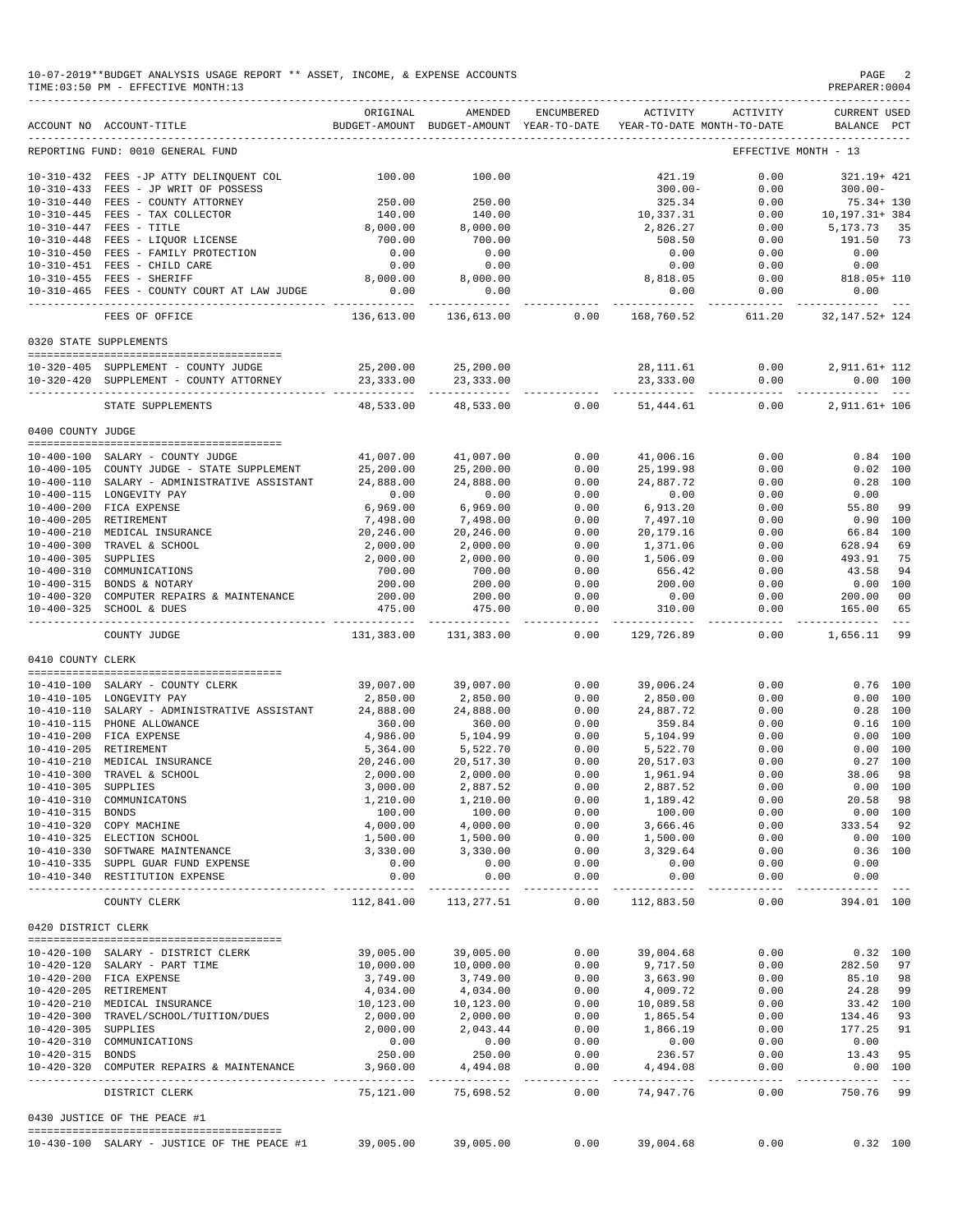10-07-2019**BUDGET ANALYSIS USAGE REPORT ** ASSET, INCOME, & EXPENSE ACCOUNTS
TIME:03:50 PM - EFFECTIVE MONTH:13
PREPARER:0004

| ACCOUNT NO | ACCOUNT-TITLE | ORIGINAL BUDGET-AMOUNT | AMENDED BUDGET-AMOUNT | ENCUMBERED YEAR-TO-DATE | ACTIVITY YEAR-TO-DATE | ACTIVITY MONTH-TO-DATE | CURRENT USED BALANCE | PCT |
|---|---|---|---|---|---|---|---|---|
| REPORTING FUND: 0010 GENERAL FUND | | | | | | EFFECTIVE MONTH - 13 | | |
| 10-310-432 | FEES -JP ATTY DELINQUENT COL | 100.00 | 100.00 | | 421.19 | 0.00 | 321.19+ | 421 |
| 10-310-433 | FEES - JP WRIT OF POSSESS | | | | 300.00- | 0.00 | 300.00- | |
| 10-310-440 | FEES - COUNTY ATTORNEY | 250.00 | 250.00 | | 325.34 | 0.00 | 75.34+ | 130 |
| 10-310-445 | FEES - TAX COLLECTOR | 140.00 | 140.00 | | 10,337.31 | 0.00 | 10,197.31+ | 384 |
| 10-310-447 | FEES - TITLE | 8,000.00 | 8,000.00 | | 2,826.27 | 0.00 | 5,173.73 | 35 |
| 10-310-448 | FEES - LIQUOR LICENSE | 700.00 | 700.00 | | 508.50 | 0.00 | 191.50 | 73 |
| 10-310-450 | FEES - FAMILY PROTECTION | 0.00 | 0.00 | | 0.00 | 0.00 | 0.00 | |
| 10-310-451 | FEES - CHILD CARE | 0.00 | 0.00 | | 0.00 | 0.00 | 0.00 | |
| 10-310-455 | FEES - SHERIFF | 8,000.00 | 8,000.00 | | 8,818.05 | 0.00 | 818.05+ | 110 |
| 10-310-465 | FEES - COUNTY COURT AT LAW JUDGE | 0.00 | 0.00 | | 0.00 | 0.00 | 0.00 | |
| | FEES OF OFFICE | 136,613.00 | 136,613.00 | 0.00 | 168,760.52 | 611.20 | 32,147.52+ | 124 |
| 0320 STATE SUPPLEMENTS | | | | | | | | |
| 10-320-405 | SUPPLEMENT - COUNTY JUDGE | 25,200.00 | 25,200.00 | | 28,111.61 | 0.00 | 2,911.61+ | 112 |
| 10-320-420 | SUPPLEMENT - COUNTY ATTORNEY | 23,333.00 | 23,333.00 | | 23,333.00 | 0.00 | 0.00 | 100 |
| | STATE SUPPLEMENTS | 48,533.00 | 48,533.00 | 0.00 | 51,444.61 | 0.00 | 2,911.61+ | 106 |
| 0400 COUNTY JUDGE | | | | | | | | |
| 10-400-100 | SALARY - COUNTY JUDGE | 41,007.00 | 41,007.00 | 0.00 | 41,006.16 | 0.00 | 0.84 | 100 |
| 10-400-105 | COUNTY JUDGE - STATE SUPPLEMENT | 25,200.00 | 25,200.00 | 0.00 | 25,199.98 | 0.00 | 0.02 | 100 |
| 10-400-110 | SALARY - ADMINISTRATIVE ASSISTANT | 24,888.00 | 24,888.00 | 0.00 | 24,887.72 | 0.00 | 0.28 | 100 |
| 10-400-115 | LONGEVITY PAY | 0.00 | 0.00 | 0.00 | 0.00 | 0.00 | 0.00 | |
| 10-400-200 | FICA EXPENSE | 6,969.00 | 6,969.00 | 0.00 | 6,913.20 | 0.00 | 55.80 | 99 |
| 10-400-205 | RETIREMENT | 7,498.00 | 7,498.00 | 0.00 | 7,497.10 | 0.00 | 0.90 | 100 |
| 10-400-210 | MEDICAL INSURANCE | 20,246.00 | 20,246.00 | 0.00 | 20,179.16 | 0.00 | 66.84 | 100 |
| 10-400-300 | TRAVEL & SCHOOL | 2,000.00 | 2,000.00 | 0.00 | 1,371.06 | 0.00 | 628.94 | 69 |
| 10-400-305 | SUPPLIES | 2,000.00 | 2,000.00 | 0.00 | 1,506.09 | 0.00 | 493.91 | 75 |
| 10-400-310 | COMMUNICATIONS | 700.00 | 700.00 | 0.00 | 656.42 | 0.00 | 43.58 | 94 |
| 10-400-315 | BONDS & NOTARY | 200.00 | 200.00 | 0.00 | 200.00 | 0.00 | 0.00 | 100 |
| 10-400-320 | COMPUTER REPAIRS & MAINTENANCE | 200.00 | 200.00 | 0.00 | 0.00 | 0.00 | 200.00 | 00 |
| 10-400-325 | SCHOOL & DUES | 475.00 | 475.00 | 0.00 | 310.00 | 0.00 | 165.00 | 65 |
| | COUNTY JUDGE | 131,383.00 | 131,383.00 | 0.00 | 129,726.89 | 0.00 | 1,656.11 | 99 |
| 0410 COUNTY CLERK | | | | | | | | |
| 10-410-100 | SALARY - COUNTY CLERK | 39,007.00 | 39,007.00 | 0.00 | 39,006.24 | 0.00 | 0.76 | 100 |
| 10-410-105 | LONGEVITY PAY | 2,850.00 | 2,850.00 | 0.00 | 2,850.00 | 0.00 | 0.00 | 100 |
| 10-410-110 | SALARY - ADMINISTRATIVE ASSISTANT | 24,888.00 | 24,888.00 | 0.00 | 24,887.72 | 0.00 | 0.28 | 100 |
| 10-410-115 | PHONE ALLOWANCE | 360.00 | 360.00 | 0.00 | 359.84 | 0.00 | 0.16 | 100 |
| 10-410-200 | FICA EXPENSE | 4,986.00 | 5,104.99 | 0.00 | 5,104.99 | 0.00 | 0.00 | 100 |
| 10-410-205 | RETIREMENT | 5,364.00 | 5,522.70 | 0.00 | 5,522.70 | 0.00 | 0.00 | 100 |
| 10-410-210 | MEDICAL INSURANCE | 20,246.00 | 20,517.30 | 0.00 | 20,517.03 | 0.00 | 0.27 | 100 |
| 10-410-300 | TRAVEL & SCHOOL | 2,000.00 | 2,000.00 | 0.00 | 1,961.94 | 0.00 | 38.06 | 98 |
| 10-410-305 | SUPPLIES | 3,000.00 | 2,887.52 | 0.00 | 2,887.52 | 0.00 | 0.00 | 100 |
| 10-410-310 | COMMUNICATONS | 1,210.00 | 1,210.00 | 0.00 | 1,189.42 | 0.00 | 20.58 | 98 |
| 10-410-315 | BONDS | 100.00 | 100.00 | 0.00 | 100.00 | 0.00 | 0.00 | 100 |
| 10-410-320 | COPY MACHINE | 4,000.00 | 4,000.00 | 0.00 | 3,666.46 | 0.00 | 333.54 | 92 |
| 10-410-325 | ELECTION SCHOOL | 1,500.00 | 1,500.00 | 0.00 | 1,500.00 | 0.00 | 0.00 | 100 |
| 10-410-330 | SOFTWARE MAINTENANCE | 3,330.00 | 3,330.00 | 0.00 | 3,329.64 | 0.00 | 0.36 | 100 |
| 10-410-335 | SUPPL GUAR FUND EXPENSE | 0.00 | 0.00 | 0.00 | 0.00 | 0.00 | 0.00 | |
| 10-410-340 | RESTITUTION EXPENSE | 0.00 | 0.00 | 0.00 | 0.00 | 0.00 | 0.00 | |
| | COUNTY CLERK | 112,841.00 | 113,277.51 | 0.00 | 112,883.50 | 0.00 | 394.01 | 100 |
| 0420 DISTRICT CLERK | | | | | | | | |
| 10-420-100 | SALARY - DISTRICT CLERK | 39,005.00 | 39,005.00 | 0.00 | 39,004.68 | 0.00 | 0.32 | 100 |
| 10-420-120 | SALARY - PART TIME | 10,000.00 | 10,000.00 | 0.00 | 9,717.50 | 0.00 | 282.50 | 97 |
| 10-420-200 | FICA EXPENSE | 3,749.00 | 3,749.00 | 0.00 | 3,663.90 | 0.00 | 85.10 | 98 |
| 10-420-205 | RETIREMENT | 4,034.00 | 4,034.00 | 0.00 | 4,009.72 | 0.00 | 24.28 | 99 |
| 10-420-210 | MEDICAL INSURANCE | 10,123.00 | 10,123.00 | 0.00 | 10,089.58 | 0.00 | 33.42 | 100 |
| 10-420-300 | TRAVEL/SCHOOL/TUITION/DUES | 2,000.00 | 2,000.00 | 0.00 | 1,865.54 | 0.00 | 134.46 | 93 |
| 10-420-305 | SUPPLIES | 2,000.00 | 2,043.44 | 0.00 | 1,866.19 | 0.00 | 177.25 | 91 |
| 10-420-310 | COMMUNICATIONS | 0.00 | 0.00 | 0.00 | 0.00 | 0.00 | 0.00 | |
| 10-420-315 | BONDS | 250.00 | 250.00 | 0.00 | 236.57 | 0.00 | 13.43 | 95 |
| 10-420-320 | COMPUTER REPAIRS & MAINTENANCE | 3,960.00 | 4,494.08 | 0.00 | 4,494.08 | 0.00 | 0.00 | 100 |
| | DISTRICT CLERK | 75,121.00 | 75,698.52 | 0.00 | 74,947.76 | 0.00 | 750.76 | 99 |
| 0430 JUSTICE OF THE PEACE #1 | | | | | | | | |
| 10-430-100 | SALARY - JUSTICE OF THE PEACE #1 | 39,005.00 | 39,005.00 | 0.00 | 39,004.68 | 0.00 | 0.32 | 100 |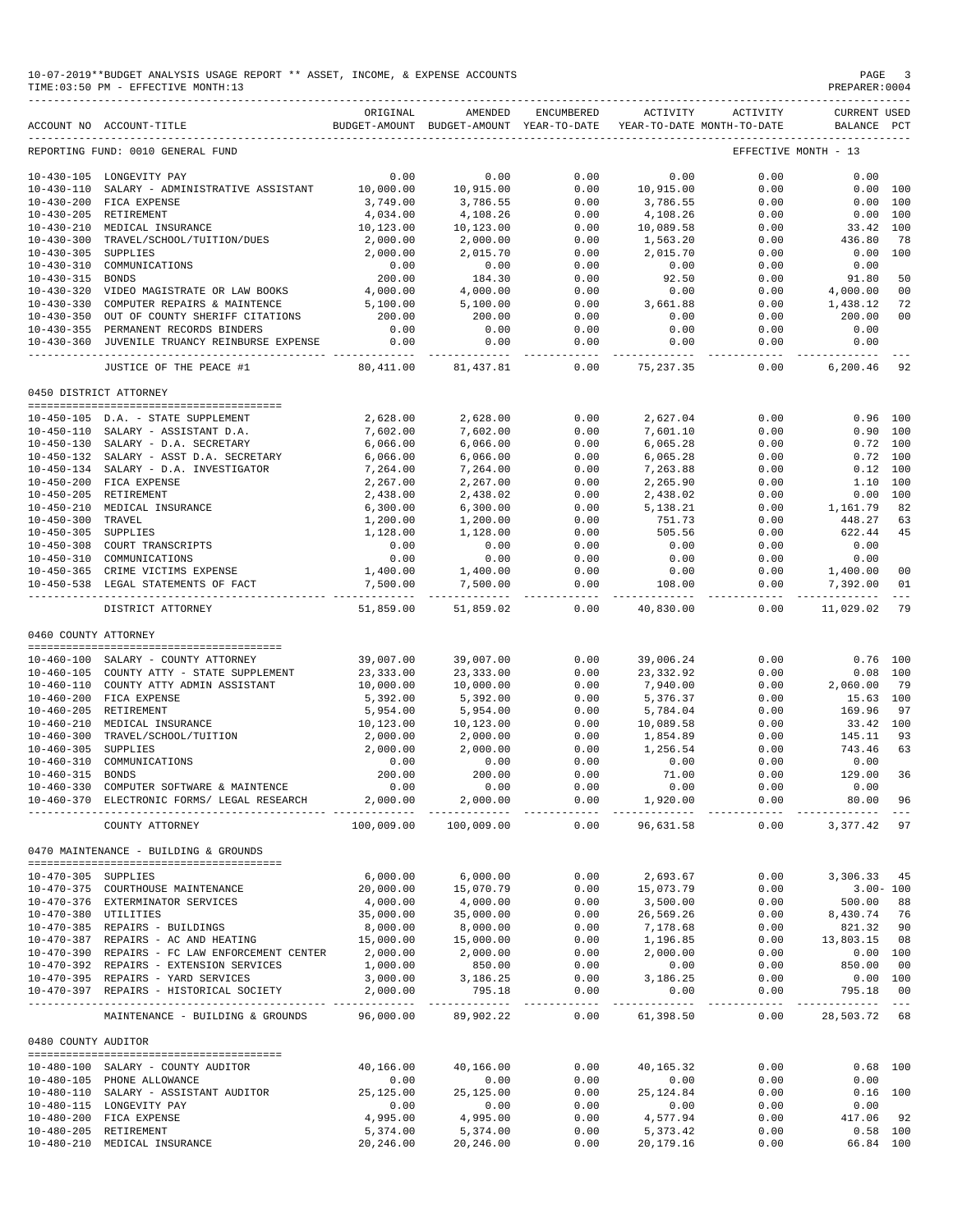10-07-2019**BUDGET ANALYSIS USAGE REPORT ** ASSET, INCOME, & EXPENSE ACCOUNTS
TIME:03:50 PM - EFFECTIVE MONTH:13

PREPARER:0004

| ACCOUNT NO | ACCOUNT-TITLE | ORIGINAL BUDGET-AMOUNT | AMENDED BUDGET-AMOUNT | ENCUMBERED YEAR-TO-DATE | ACTIVITY YEAR-TO-DATE | ACTIVITY MONTH-TO-DATE | CURRENT BALANCE | USED PCT |
|---|---|---|---|---|---|---|---|---|
| REPORTING FUND: 0010 GENERAL FUND | | | | | | | EFFECTIVE MONTH - 13 | |
| 10-430-105 | LONGEVITY PAY | 0.00 | 0.00 | 0.00 | 0.00 | 0.00 | 0.00 | |
| 10-430-110 | SALARY - ADMINISTRATIVE ASSISTANT | 10,000.00 | 10,915.00 | 0.00 | 10,915.00 | 0.00 | 0.00 | 100 |
| 10-430-200 | FICA EXPENSE | 3,749.00 | 3,786.55 | 0.00 | 3,786.55 | 0.00 | 0.00 | 100 |
| 10-430-205 | RETIREMENT | 4,034.00 | 4,108.26 | 0.00 | 4,108.26 | 0.00 | 0.00 | 100 |
| 10-430-210 | MEDICAL INSURANCE | 10,123.00 | 10,123.00 | 0.00 | 10,089.58 | 0.00 | 33.42 | 100 |
| 10-430-300 | TRAVEL/SCHOOL/TUITION/DUES | 2,000.00 | 2,000.00 | 0.00 | 1,563.20 | 0.00 | 436.80 | 78 |
| 10-430-305 | SUPPLIES | 2,000.00 | 2,015.70 | 0.00 | 2,015.70 | 0.00 | 0.00 | 100 |
| 10-430-310 | COMMUNICATIONS | 0.00 | 0.00 | 0.00 | 0.00 | 0.00 | 0.00 | |
| 10-430-315 | BONDS | 200.00 | 184.30 | 0.00 | 92.50 | 0.00 | 91.80 | 50 |
| 10-430-320 | VIDEO MAGISTRATE OR LAW BOOKS | 4,000.00 | 4,000.00 | 0.00 | 0.00 | 0.00 | 4,000.00 | 00 |
| 10-430-330 | COMPUTER REPAIRS & MAINTENCE | 5,100.00 | 5,100.00 | 0.00 | 3,661.88 | 0.00 | 1,438.12 | 72 |
| 10-430-350 | OUT OF COUNTY SHERIFF CITATIONS | 200.00 | 200.00 | 0.00 | 0.00 | 0.00 | 200.00 | 00 |
| 10-430-355 | PERMANENT RECORDS BINDERS | 0.00 | 0.00 | 0.00 | 0.00 | 0.00 | 0.00 | |
| 10-430-360 | JUVENILE TRUANCY REINBURSE EXPENSE | 0.00 | 0.00 | 0.00 | 0.00 | 0.00 | 0.00 | |
| | JUSTICE OF THE PEACE #1 | 80,411.00 | 81,437.81 | 0.00 | 75,237.35 | 0.00 | 6,200.46 | 92 |
| 0450 DISTRICT ATTORNEY | | | | | | | | |
| 10-450-105 | D.A. - STATE SUPPLEMENT | 2,628.00 | 2,628.00 | 0.00 | 2,627.04 | 0.00 | 0.96 | 100 |
| 10-450-110 | SALARY - ASSISTANT D.A. | 7,602.00 | 7,602.00 | 0.00 | 7,601.10 | 0.00 | 0.90 | 100 |
| 10-450-130 | SALARY - D.A. SECRETARY | 6,066.00 | 6,066.00 | 0.00 | 6,065.28 | 0.00 | 0.72 | 100 |
| 10-450-132 | SALARY - ASST D.A. SECRETARY | 6,066.00 | 6,066.00 | 0.00 | 6,065.28 | 0.00 | 0.72 | 100 |
| 10-450-134 | SALARY - D.A. INVESTIGATOR | 7,264.00 | 7,264.00 | 0.00 | 7,263.88 | 0.00 | 0.12 | 100 |
| 10-450-200 | FICA EXPENSE | 2,267.00 | 2,267.00 | 0.00 | 2,265.90 | 0.00 | 1.10 | 100 |
| 10-450-205 | RETIREMENT | 2,438.00 | 2,438.02 | 0.00 | 2,438.02 | 0.00 | 0.00 | 100 |
| 10-450-210 | MEDICAL INSURANCE | 6,300.00 | 6,300.00 | 0.00 | 5,138.21 | 0.00 | 1,161.79 | 82 |
| 10-450-300 | TRAVEL | 1,200.00 | 1,200.00 | 0.00 | 751.73 | 0.00 | 448.27 | 63 |
| 10-450-305 | SUPPLIES | 1,128.00 | 1,128.00 | 0.00 | 505.56 | 0.00 | 622.44 | 45 |
| 10-450-308 | COURT TRANSCRIPTS | 0.00 | 0.00 | 0.00 | 0.00 | 0.00 | 0.00 | |
| 10-450-310 | COMMUNICATIONS | 0.00 | 0.00 | 0.00 | 0.00 | 0.00 | 0.00 | |
| 10-450-365 | CRIME VICTIMS EXPENSE | 1,400.00 | 1,400.00 | 0.00 | 0.00 | 0.00 | 1,400.00 | 00 |
| 10-450-538 | LEGAL STATEMENTS OF FACT | 7,500.00 | 7,500.00 | 0.00 | 108.00 | 0.00 | 7,392.00 | 01 |
| | DISTRICT ATTORNEY | 51,859.00 | 51,859.02 | 0.00 | 40,830.00 | 0.00 | 11,029.02 | 79 |
| 0460 COUNTY ATTORNEY | | | | | | | | |
| 10-460-100 | SALARY - COUNTY ATTORNEY | 39,007.00 | 39,007.00 | 0.00 | 39,006.24 | 0.00 | 0.76 | 100 |
| 10-460-105 | COUNTY ATTY - STATE SUPPLEMENT | 23,333.00 | 23,333.00 | 0.00 | 23,332.92 | 0.00 | 0.08 | 100 |
| 10-460-110 | COUNTY ATTY ADMIN ASSISTANT | 10,000.00 | 10,000.00 | 0.00 | 7,940.00 | 0.00 | 2,060.00 | 79 |
| 10-460-200 | FICA EXPENSE | 5,392.00 | 5,392.00 | 0.00 | 5,376.37 | 0.00 | 15.63 | 100 |
| 10-460-205 | RETIREMENT | 5,954.00 | 5,954.00 | 0.00 | 5,784.04 | 0.00 | 169.96 | 97 |
| 10-460-210 | MEDICAL INSURANCE | 10,123.00 | 10,123.00 | 0.00 | 10,089.58 | 0.00 | 33.42 | 100 |
| 10-460-300 | TRAVEL/SCHOOL/TUITION | 2,000.00 | 2,000.00 | 0.00 | 1,854.89 | 0.00 | 145.11 | 93 |
| 10-460-305 | SUPPLIES | 2,000.00 | 2,000.00 | 0.00 | 1,256.54 | 0.00 | 743.46 | 63 |
| 10-460-310 | COMMUNICATIONS | 0.00 | 0.00 | 0.00 | 0.00 | 0.00 | 0.00 | |
| 10-460-315 | BONDS | 200.00 | 200.00 | 0.00 | 71.00 | 0.00 | 129.00 | 36 |
| 10-460-330 | COMPUTER SOFTWARE & MAINTENCE | 0.00 | 0.00 | 0.00 | 0.00 | 0.00 | 0.00 | |
| 10-460-370 | ELECTRONIC FORMS/ LEGAL RESEARCH | 2,000.00 | 2,000.00 | 0.00 | 1,920.00 | 0.00 | 80.00 | 96 |
| | COUNTY ATTORNEY | 100,009.00 | 100,009.00 | 0.00 | 96,631.58 | 0.00 | 3,377.42 | 97 |
| 0470 MAINTENANCE - BUILDING & GROUNDS | | | | | | | | |
| 10-470-305 | SUPPLIES | 6,000.00 | 6,000.00 | 0.00 | 2,693.67 | 0.00 | 3,306.33 | 45 |
| 10-470-375 | COURTHOUSE MAINTENANCE | 20,000.00 | 15,070.79 | 0.00 | 15,073.79 | 0.00 | 3.00- | 100 |
| 10-470-376 | EXTERMINATOR SERVICES | 4,000.00 | 4,000.00 | 0.00 | 3,500.00 | 0.00 | 500.00 | 88 |
| 10-470-380 | UTILITIES | 35,000.00 | 35,000.00 | 0.00 | 26,569.26 | 0.00 | 8,430.74 | 76 |
| 10-470-385 | REPAIRS - BUILDINGS | 8,000.00 | 8,000.00 | 0.00 | 7,178.68 | 0.00 | 821.32 | 90 |
| 10-470-387 | REPAIRS - AC AND HEATING | 15,000.00 | 15,000.00 | 0.00 | 1,196.85 | 0.00 | 13,803.15 | 08 |
| 10-470-390 | REPAIRS - FC LAW ENFORCEMENT CENTER | 2,000.00 | 2,000.00 | 0.00 | 2,000.00 | 0.00 | 0.00 | 100 |
| 10-470-392 | REPAIRS - EXTENSION SERVICES | 1,000.00 | 850.00 | 0.00 | 0.00 | 0.00 | 850.00 | 00 |
| 10-470-395 | REPAIRS - YARD SERVICES | 3,000.00 | 3,186.25 | 0.00 | 3,186.25 | 0.00 | 0.00 | 100 |
| 10-470-397 | REPAIRS - HISTORICAL SOCIETY | 2,000.00 | 795.18 | 0.00 | 0.00 | 0.00 | 795.18 | 00 |
| | MAINTENANCE - BUILDING & GROUNDS | 96,000.00 | 89,902.22 | 0.00 | 61,398.50 | 0.00 | 28,503.72 | 68 |
| 0480 COUNTY AUDITOR | | | | | | | | |
| 10-480-100 | SALARY - COUNTY AUDITOR | 40,166.00 | 40,166.00 | 0.00 | 40,165.32 | 0.00 | 0.68 | 100 |
| 10-480-105 | PHONE ALLOWANCE | 0.00 | 0.00 | 0.00 | 0.00 | 0.00 | 0.00 | |
| 10-480-110 | SALARY - ASSISTANT AUDITOR | 25,125.00 | 25,125.00 | 0.00 | 25,124.84 | 0.00 | 0.16 | 100 |
| 10-480-115 | LONGEVITY PAY | 0.00 | 0.00 | 0.00 | 0.00 | 0.00 | 0.00 | |
| 10-480-200 | FICA EXPENSE | 4,995.00 | 4,995.00 | 0.00 | 4,577.94 | 0.00 | 417.06 | 92 |
| 10-480-205 | RETIREMENT | 5,374.00 | 5,374.00 | 0.00 | 5,373.42 | 0.00 | 0.58 | 100 |
| 10-480-210 | MEDICAL INSURANCE | 20,246.00 | 20,246.00 | 0.00 | 20,179.16 | 0.00 | 66.84 | 100 |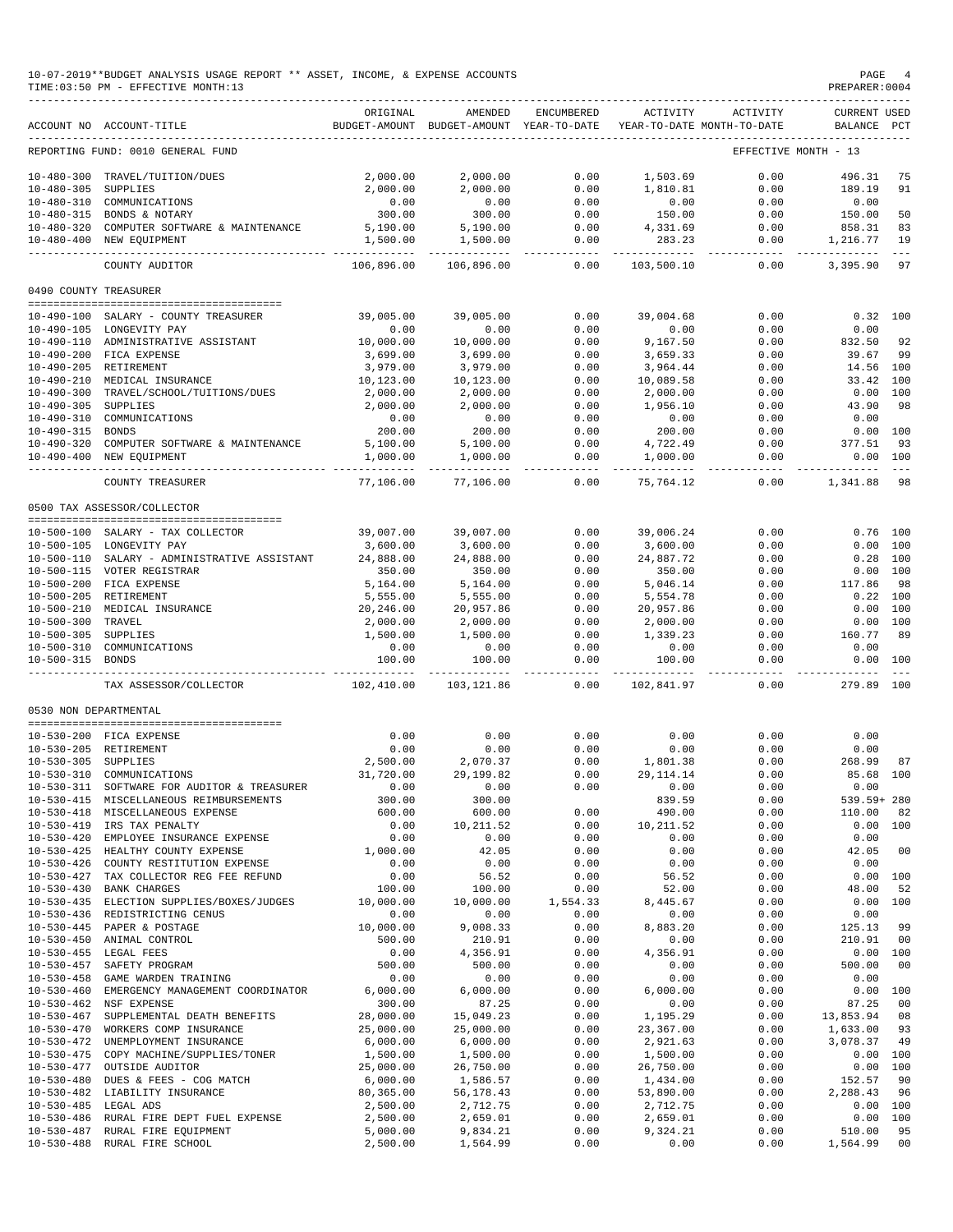10-07-2019**BUDGET ANALYSIS USAGE REPORT ** ASSET, INCOME, & EXPENSE ACCOUNTS
TIME:03:50 PM - EFFECTIVE MONTH:13
PREPARER:0004

| ACCOUNT NO | ACCOUNT-TITLE | ORIGINAL BUDGET-AMOUNT | AMENDED BUDGET-AMOUNT | ENCUMBERED YEAR-TO-DATE | ACTIVITY YEAR-TO-DATE | ACTIVITY MONTH-TO-DATE | CURRENT BALANCE | USED PCT |
|---|---|---|---|---|---|---|---|---|
| REPORTING FUND: 0010 GENERAL FUND | | | | | | EFFECTIVE MONTH - 13 | | |
| 10-480-300 | TRAVEL/TUITION/DUES | 2,000.00 | 2,000.00 | 0.00 | 1,503.69 | 0.00 | 496.31 | 75 |
| 10-480-305 | SUPPLIES | 2,000.00 | 2,000.00 | 0.00 | 1,810.81 | 0.00 | 189.19 | 91 |
| 10-480-310 | COMMUNICATIONS | 0.00 | 0.00 | 0.00 | 0.00 | 0.00 | 0.00 | |
| 10-480-315 | BONDS & NOTARY | 300.00 | 300.00 | 0.00 | 150.00 | 0.00 | 150.00 | 50 |
| 10-480-320 | COMPUTER SOFTWARE & MAINTENANCE | 5,190.00 | 5,190.00 | 0.00 | 4,331.69 | 0.00 | 858.31 | 83 |
| 10-480-400 | NEW EQUIPMENT | 1,500.00 | 1,500.00 | 0.00 | 283.23 | 0.00 | 1,216.77 | 19 |
| | COUNTY AUDITOR | 106,896.00 | 106,896.00 | 0.00 | 103,500.10 | 0.00 | 3,395.90 | 97 |
| 0490 COUNTY TREASURER | | | | | | | | |
| 10-490-100 | SALARY - COUNTY TREASURER | 39,005.00 | 39,005.00 | 0.00 | 39,004.68 | 0.00 | 0.32 | 100 |
| 10-490-105 | LONGEVITY PAY | 0.00 | 0.00 | 0.00 | 0.00 | 0.00 | 0.00 | |
| 10-490-110 | ADMINISTRATIVE ASSISTANT | 10,000.00 | 10,000.00 | 0.00 | 9,167.50 | 0.00 | 832.50 | 92 |
| 10-490-200 | FICA EXPENSE | 3,699.00 | 3,699.00 | 0.00 | 3,659.33 | 0.00 | 39.67 | 99 |
| 10-490-205 | RETIREMENT | 3,979.00 | 3,979.00 | 0.00 | 3,964.44 | 0.00 | 14.56 | 100 |
| 10-490-210 | MEDICAL INSURANCE | 10,123.00 | 10,123.00 | 0.00 | 10,089.58 | 0.00 | 33.42 | 100 |
| 10-490-300 | TRAVEL/SCHOOL/TUITIONS/DUES | 2,000.00 | 2,000.00 | 0.00 | 2,000.00 | 0.00 | 0.00 | 100 |
| 10-490-305 | SUPPLIES | 2,000.00 | 2,000.00 | 0.00 | 1,956.10 | 0.00 | 43.90 | 98 |
| 10-490-310 | COMMUNICATIONS | 0.00 | 0.00 | 0.00 | 0.00 | 0.00 | 0.00 | |
| 10-490-315 | BONDS | 200.00 | 200.00 | 0.00 | 200.00 | 0.00 | 0.00 | 100 |
| 10-490-320 | COMPUTER SOFTWARE & MAINTENANCE | 5,100.00 | 5,100.00 | 0.00 | 4,722.49 | 0.00 | 377.51 | 93 |
| 10-490-400 | NEW EQUIPMENT | 1,000.00 | 1,000.00 | 0.00 | 1,000.00 | 0.00 | 0.00 | 100 |
| | COUNTY TREASURER | 77,106.00 | 77,106.00 | 0.00 | 75,764.12 | 0.00 | 1,341.88 | 98 |
| 0500 TAX ASSESSOR/COLLECTOR | | | | | | | | |
| 10-500-100 | SALARY - TAX COLLECTOR | 39,007.00 | 39,007.00 | 0.00 | 39,006.24 | 0.00 | 0.76 | 100 |
| 10-500-105 | LONGEVITY PAY | 3,600.00 | 3,600.00 | 0.00 | 3,600.00 | 0.00 | 0.00 | 100 |
| 10-500-110 | SALARY - ADMINISTRATIVE ASSISTANT | 24,888.00 | 24,888.00 | 0.00 | 24,887.72 | 0.00 | 0.28 | 100 |
| 10-500-115 | VOTER REGISTRAR | 350.00 | 350.00 | 0.00 | 350.00 | 0.00 | 0.00 | 100 |
| 10-500-200 | FICA EXPENSE | 5,164.00 | 5,164.00 | 0.00 | 5,046.14 | 0.00 | 117.86 | 98 |
| 10-500-205 | RETIREMENT | 5,555.00 | 5,555.00 | 0.00 | 5,554.78 | 0.00 | 0.22 | 100 |
| 10-500-210 | MEDICAL INSURANCE | 20,246.00 | 20,957.86 | 0.00 | 20,957.86 | 0.00 | 0.00 | 100 |
| 10-500-300 | TRAVEL | 2,000.00 | 2,000.00 | 0.00 | 2,000.00 | 0.00 | 0.00 | 100 |
| 10-500-305 | SUPPLIES | 1,500.00 | 1,500.00 | 0.00 | 1,339.23 | 0.00 | 160.77 | 89 |
| 10-500-310 | COMMUNICATIONS | 0.00 | 0.00 | 0.00 | 0.00 | 0.00 | 0.00 | |
| 10-500-315 | BONDS | 100.00 | 100.00 | 0.00 | 100.00 | 0.00 | 0.00 | 100 |
| | TAX ASSESSOR/COLLECTOR | 102,410.00 | 103,121.86 | 0.00 | 102,841.97 | 0.00 | 279.89 | 100 |
| 0530 NON DEPARTMENTAL | | | | | | | | |
| 10-530-200 | FICA EXPENSE | 0.00 | 0.00 | 0.00 | 0.00 | 0.00 | 0.00 | |
| 10-530-205 | RETIREMENT | 0.00 | 0.00 | 0.00 | 0.00 | 0.00 | 0.00 | |
| 10-530-305 | SUPPLIES | 2,500.00 | 2,070.37 | 0.00 | 1,801.38 | 0.00 | 268.99 | 87 |
| 10-530-310 | COMMUNICATIONS | 31,720.00 | 29,199.82 | 0.00 | 29,114.14 | 0.00 | 85.68 | 100 |
| 10-530-311 | SOFTWARE FOR AUDITOR & TREASURER | 0.00 | 0.00 | 0.00 | 0.00 | 0.00 | 0.00 | |
| 10-530-415 | MISCELLANEOUS REIMBURSEMENTS | 300.00 | 300.00 | | 839.59 | 0.00 | 539.59+ | 280 |
| 10-530-418 | MISCELLANEOUS EXPENSE | 600.00 | 600.00 | 0.00 | 490.00 | 0.00 | 110.00 | 82 |
| 10-530-419 | IRS TAX PENALTY | 0.00 | 10,211.52 | 0.00 | 10,211.52 | 0.00 | 0.00 | 100 |
| 10-530-420 | EMPLOYEE INSURANCE EXPENSE | 0.00 | 0.00 | 0.00 | 0.00 | 0.00 | 0.00 | |
| 10-530-425 | HEALTHY COUNTY EXPENSE | 1,000.00 | 42.05 | 0.00 | 0.00 | 0.00 | 42.05 | 00 |
| 10-530-426 | COUNTY RESTITUTION EXPENSE | 0.00 | 0.00 | 0.00 | 0.00 | 0.00 | 0.00 | |
| 10-530-427 | TAX COLLECTOR REG FEE REFUND | 0.00 | 56.52 | 0.00 | 56.52 | 0.00 | 0.00 | 100 |
| 10-530-430 | BANK CHARGES | 100.00 | 100.00 | 0.00 | 52.00 | 0.00 | 48.00 | 52 |
| 10-530-435 | ELECTION SUPPLIES/BOXES/JUDGES | 10,000.00 | 10,000.00 | 1,554.33 | 8,445.67 | 0.00 | 0.00 | 100 |
| 10-530-436 | REDISTRICTING CENUS | 0.00 | 0.00 | 0.00 | 0.00 | 0.00 | 0.00 | |
| 10-530-445 | PAPER & POSTAGE | 10,000.00 | 9,008.33 | 0.00 | 8,883.20 | 0.00 | 125.13 | 99 |
| 10-530-450 | ANIMAL CONTROL | 500.00 | 210.91 | 0.00 | 0.00 | 0.00 | 210.91 | 00 |
| 10-530-455 | LEGAL FEES | 0.00 | 4,356.91 | 0.00 | 4,356.91 | 0.00 | 0.00 | 100 |
| 10-530-457 | SAFETY PROGRAM | 500.00 | 500.00 | 0.00 | 0.00 | 0.00 | 500.00 | 00 |
| 10-530-458 | GAME WARDEN TRAINING | 0.00 | 0.00 | 0.00 | 0.00 | 0.00 | 0.00 | |
| 10-530-460 | EMERGENCY MANAGEMENT COORDINATOR | 6,000.00 | 6,000.00 | 0.00 | 6,000.00 | 0.00 | 0.00 | 100 |
| 10-530-462 | NSF EXPENSE | 300.00 | 87.25 | 0.00 | 0.00 | 0.00 | 87.25 | 00 |
| 10-530-467 | SUPPLEMENTAL DEATH BENEFITS | 28,000.00 | 15,049.23 | 0.00 | 1,195.29 | 0.00 | 13,853.94 | 08 |
| 10-530-470 | WORKERS COMP INSURANCE | 25,000.00 | 25,000.00 | 0.00 | 23,367.00 | 0.00 | 1,633.00 | 93 |
| 10-530-472 | UNEMPLOYMENT INSURANCE | 6,000.00 | 6,000.00 | 0.00 | 2,921.63 | 0.00 | 3,078.37 | 49 |
| 10-530-475 | COPY MACHINE/SUPPLIES/TONER | 1,500.00 | 1,500.00 | 0.00 | 1,500.00 | 0.00 | 0.00 | 100 |
| 10-530-477 | OUTSIDE AUDITOR | 25,000.00 | 26,750.00 | 0.00 | 26,750.00 | 0.00 | 0.00 | 100 |
| 10-530-480 | DUES & FEES - COG MATCH | 6,000.00 | 1,586.57 | 0.00 | 1,434.00 | 0.00 | 152.57 | 90 |
| 10-530-482 | LIABILITY INSURANCE | 80,365.00 | 56,178.43 | 0.00 | 53,890.00 | 0.00 | 2,288.43 | 96 |
| 10-530-485 | LEGAL ADS | 2,500.00 | 2,712.75 | 0.00 | 2,712.75 | 0.00 | 0.00 | 100 |
| 10-530-486 | RURAL FIRE DEPT FUEL EXPENSE | 2,500.00 | 2,659.01 | 0.00 | 2,659.01 | 0.00 | 0.00 | 100 |
| 10-530-487 | RURAL FIRE EQUIPMENT | 5,000.00 | 9,834.21 | 0.00 | 9,324.21 | 0.00 | 510.00 | 95 |
| 10-530-488 | RURAL FIRE SCHOOL | 2,500.00 | 1,564.99 | 0.00 | 0.00 | 0.00 | 1,564.99 | 00 |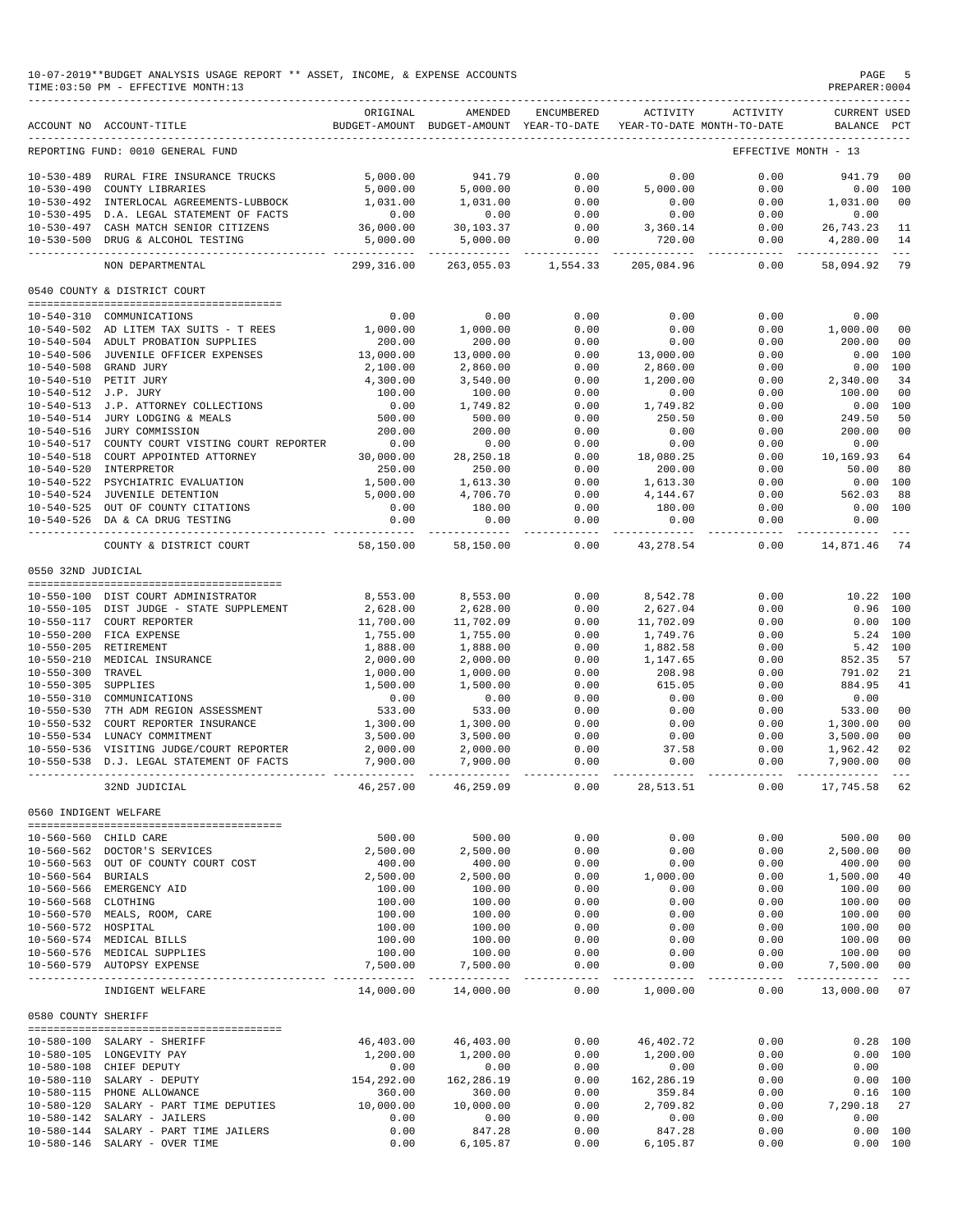10-07-2019**BUDGET ANALYSIS USAGE REPORT ** ASSET, INCOME, & EXPENSE ACCOUNTS
TIME:03:50 PM - EFFECTIVE MONTH:13
PREPARER:0004

| ACCOUNT NO | ACCOUNT-TITLE | ORIGINAL BUDGET-AMOUNT | AMENDED BUDGET-AMOUNT | ENCUMBERED YEAR-TO-DATE | ACTIVITY YEAR-TO-DATE | ACTIVITY MONTH-TO-DATE | CURRENT BALANCE | USED PCT |
|---|---|---|---|---|---|---|---|---|
| REPORTING FUND: 0010 GENERAL FUND | | | | | | EFFECTIVE MONTH - 13 | | |
| 10-530-489 | RURAL FIRE INSURANCE TRUCKS | 5,000.00 | 941.79 | 0.00 | 0.00 | 0.00 | 941.79 | 00 |
| 10-530-490 | COUNTY LIBRARIES | 5,000.00 | 5,000.00 | 0.00 | 5,000.00 | 0.00 | 0.00 | 100 |
| 10-530-492 | INTERLOCAL AGREEMENTS-LUBBOCK | 1,031.00 | 1,031.00 | 0.00 | 0.00 | 0.00 | 1,031.00 | 00 |
| 10-530-495 | D.A. LEGAL STATEMENT OF FACTS | 0.00 | 0.00 | 0.00 | 0.00 | 0.00 | 0.00 | |
| 10-530-497 | CASH MATCH SENIOR CITIZENS | 36,000.00 | 30,103.37 | 0.00 | 3,360.14 | 0.00 | 26,743.23 | 11 |
| 10-530-500 | DRUG & ALCOHOL TESTING | 5,000.00 | 5,000.00 | 0.00 | 720.00 | 0.00 | 4,280.00 | 14 |
| | NON DEPARTMENTAL | 299,316.00 | 263,055.03 | 1,554.33 | 205,084.96 | 0.00 | 58,094.92 | 79 |
| | 0540 COUNTY & DISTRICT COURT | | | | | | | |
| 10-540-310 | COMMUNICATIONS | 0.00 | 0.00 | 0.00 | 0.00 | 0.00 | 0.00 | |
| 10-540-502 | AD LITEM TAX SUITS - T REES | 1,000.00 | 1,000.00 | 0.00 | 0.00 | 0.00 | 1,000.00 | 00 |
| 10-540-504 | ADULT PROBATION SUPPLIES | 200.00 | 200.00 | 0.00 | 0.00 | 0.00 | 200.00 | 00 |
| 10-540-506 | JUVENILE OFFICER EXPENSES | 13,000.00 | 13,000.00 | 0.00 | 13,000.00 | 0.00 | 0.00 | 100 |
| 10-540-508 | GRAND JURY | 2,100.00 | 2,860.00 | 0.00 | 2,860.00 | 0.00 | 0.00 | 100 |
| 10-540-510 | PETIT JURY | 4,300.00 | 3,540.00 | 0.00 | 1,200.00 | 0.00 | 2,340.00 | 34 |
| 10-540-512 | J.P. JURY | 100.00 | 100.00 | 0.00 | 0.00 | 0.00 | 100.00 | 00 |
| 10-540-513 | J.P. ATTORNEY COLLECTIONS | 0.00 | 1,749.82 | 0.00 | 1,749.82 | 0.00 | 0.00 | 100 |
| 10-540-514 | JURY LODGING & MEALS | 500.00 | 500.00 | 0.00 | 250.50 | 0.00 | 249.50 | 50 |
| 10-540-516 | JURY COMMISSION | 200.00 | 200.00 | 0.00 | 0.00 | 0.00 | 200.00 | 00 |
| 10-540-517 | COUNTY COURT VISTING COURT REPORTER | 0.00 | 0.00 | 0.00 | 0.00 | 0.00 | 0.00 | |
| 10-540-518 | COURT APPOINTED ATTORNEY | 30,000.00 | 28,250.18 | 0.00 | 18,080.25 | 0.00 | 10,169.93 | 64 |
| 10-540-520 | INTERPRETOR | 250.00 | 250.00 | 0.00 | 200.00 | 0.00 | 50.00 | 80 |
| 10-540-522 | PSYCHIATRIC EVALUATION | 1,500.00 | 1,613.30 | 0.00 | 1,613.30 | 0.00 | 0.00 | 100 |
| 10-540-524 | JUVENILE DETENTION | 5,000.00 | 4,706.70 | 0.00 | 4,144.67 | 0.00 | 562.03 | 88 |
| 10-540-525 | OUT OF COUNTY CITATIONS | 0.00 | 180.00 | 0.00 | 180.00 | 0.00 | 0.00 | 100 |
| 10-540-526 | DA & CA DRUG TESTING | 0.00 | 0.00 | 0.00 | 0.00 | 0.00 | 0.00 | |
| | COUNTY & DISTRICT COURT | 58,150.00 | 58,150.00 | 0.00 | 43,278.54 | 0.00 | 14,871.46 | 74 |
| | 0550 32ND JUDICIAL | | | | | | | |
| 10-550-100 | DIST COURT ADMINISTRATOR | 8,553.00 | 8,553.00 | 0.00 | 8,542.78 | 0.00 | 10.22 | 100 |
| 10-550-105 | DIST JUDGE - STATE SUPPLEMENT | 2,628.00 | 2,628.00 | 0.00 | 2,627.04 | 0.00 | 0.96 | 100 |
| 10-550-117 | COURT REPORTER | 11,700.00 | 11,702.09 | 0.00 | 11,702.09 | 0.00 | 0.00 | 100 |
| 10-550-200 | FICA EXPENSE | 1,755.00 | 1,755.00 | 0.00 | 1,749.76 | 0.00 | 5.24 | 100 |
| 10-550-205 | RETIREMENT | 1,888.00 | 1,888.00 | 0.00 | 1,882.58 | 0.00 | 5.42 | 100 |
| 10-550-210 | MEDICAL INSURANCE | 2,000.00 | 2,000.00 | 0.00 | 1,147.65 | 0.00 | 852.35 | 57 |
| 10-550-300 | TRAVEL | 1,000.00 | 1,000.00 | 0.00 | 208.98 | 0.00 | 791.02 | 21 |
| 10-550-305 | SUPPLIES | 1,500.00 | 1,500.00 | 0.00 | 615.05 | 0.00 | 884.95 | 41 |
| 10-550-310 | COMMUNICATIONS | 0.00 | 0.00 | 0.00 | 0.00 | 0.00 | 0.00 | |
| 10-550-530 | 7TH ADM REGION ASSESSMENT | 533.00 | 533.00 | 0.00 | 0.00 | 0.00 | 533.00 | 00 |
| 10-550-532 | COURT REPORTER INSURANCE | 1,300.00 | 1,300.00 | 0.00 | 0.00 | 0.00 | 1,300.00 | 00 |
| 10-550-534 | LUNACY COMMITMENT | 3,500.00 | 3,500.00 | 0.00 | 0.00 | 0.00 | 3,500.00 | 00 |
| 10-550-536 | VISITING JUDGE/COURT REPORTER | 2,000.00 | 2,000.00 | 0.00 | 37.58 | 0.00 | 1,962.42 | 02 |
| 10-550-538 | D.J. LEGAL STATEMENT OF FACTS | 7,900.00 | 7,900.00 | 0.00 | 0.00 | 0.00 | 7,900.00 | 00 |
| | 32ND JUDICIAL | 46,257.00 | 46,259.09 | 0.00 | 28,513.51 | 0.00 | 17,745.58 | 62 |
| | 0560 INDIGENT WELFARE | | | | | | | |
| 10-560-560 | CHILD CARE | 500.00 | 500.00 | 0.00 | 0.00 | 0.00 | 500.00 | 00 |
| 10-560-562 | DOCTOR'S SERVICES | 2,500.00 | 2,500.00 | 0.00 | 0.00 | 0.00 | 2,500.00 | 00 |
| 10-560-563 | OUT OF COUNTY COURT COST | 400.00 | 400.00 | 0.00 | 0.00 | 0.00 | 400.00 | 00 |
| 10-560-564 | BURIALS | 2,500.00 | 2,500.00 | 0.00 | 1,000.00 | 0.00 | 1,500.00 | 40 |
| 10-560-566 | EMERGENCY AID | 100.00 | 100.00 | 0.00 | 0.00 | 0.00 | 100.00 | 00 |
| 10-560-568 | CLOTHING | 100.00 | 100.00 | 0.00 | 0.00 | 0.00 | 100.00 | 00 |
| 10-560-570 | MEALS, ROOM, CARE | 100.00 | 100.00 | 0.00 | 0.00 | 0.00 | 100.00 | 00 |
| 10-560-572 | HOSPITAL | 100.00 | 100.00 | 0.00 | 0.00 | 0.00 | 100.00 | 00 |
| 10-560-574 | MEDICAL BILLS | 100.00 | 100.00 | 0.00 | 0.00 | 0.00 | 100.00 | 00 |
| 10-560-576 | MEDICAL SUPPLIES | 100.00 | 100.00 | 0.00 | 0.00 | 0.00 | 100.00 | 00 |
| 10-560-579 | AUTOPSY EXPENSE | 7,500.00 | 7,500.00 | 0.00 | 0.00 | 0.00 | 7,500.00 | 00 |
| | INDIGENT WELFARE | 14,000.00 | 14,000.00 | 0.00 | 1,000.00 | 0.00 | 13,000.00 | 07 |
| | 0580 COUNTY SHERIFF | | | | | | | |
| 10-580-100 | SALARY - SHERIFF | 46,403.00 | 46,403.00 | 0.00 | 46,402.72 | 0.00 | 0.28 | 100 |
| 10-580-105 | LONGEVITY PAY | 1,200.00 | 1,200.00 | 0.00 | 1,200.00 | 0.00 | 0.00 | 100 |
| 10-580-108 | CHIEF DEPUTY | 0.00 | 0.00 | 0.00 | 0.00 | 0.00 | 0.00 | |
| 10-580-110 | SALARY - DEPUTY | 154,292.00 | 162,286.19 | 0.00 | 162,286.19 | 0.00 | 0.00 | 100 |
| 10-580-115 | PHONE ALLOWANCE | 360.00 | 360.00 | 0.00 | 359.84 | 0.00 | 0.16 | 100 |
| 10-580-120 | SALARY - PART TIME DEPUTIES | 10,000.00 | 10,000.00 | 0.00 | 2,709.82 | 0.00 | 7,290.18 | 27 |
| 10-580-142 | SALARY - JAILERS | 0.00 | 0.00 | 0.00 | 0.00 | 0.00 | 0.00 | |
| 10-580-144 | SALARY - PART TIME JAILERS | 0.00 | 847.28 | 0.00 | 847.28 | 0.00 | 0.00 | 100 |
| 10-580-146 | SALARY - OVER TIME | 0.00 | 6,105.87 | 0.00 | 6,105.87 | 0.00 | 0.00 | 100 |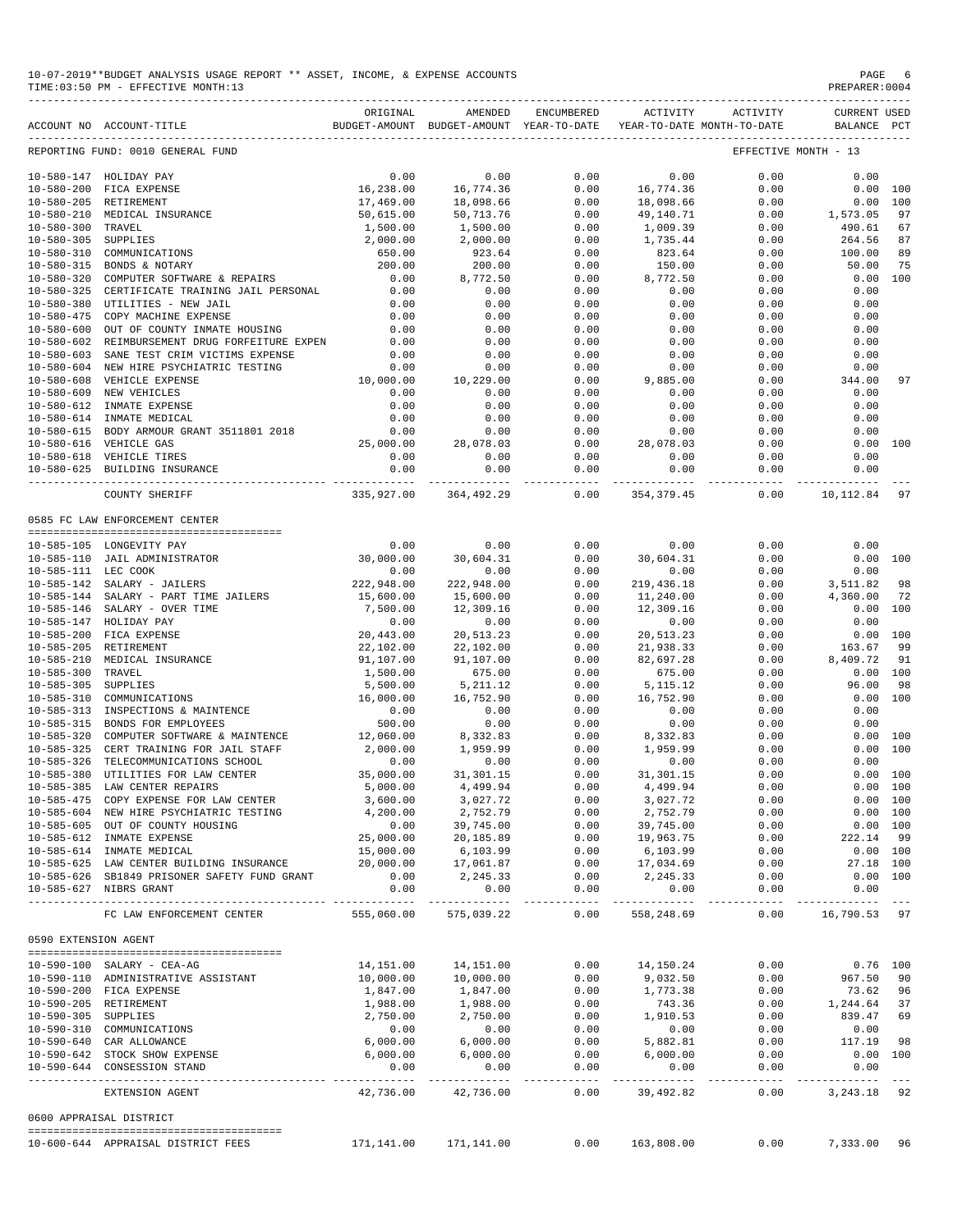10-07-2019**BUDGET ANALYSIS USAGE REPORT ** ASSET, INCOME, & EXPENSE ACCOUNTS
TIME:03:50 PM - EFFECTIVE MONTH:13
PREPARER:0004

REPORTING FUND: 0010 GENERAL FUND — EFFECTIVE MONTH - 13

| ACCOUNT NO | ACCOUNT-TITLE | ORIGINAL BUDGET-AMOUNT | AMENDED BUDGET-AMOUNT | ENCUMBERED YEAR-TO-DATE | ACTIVITY YEAR-TO-DATE | ACTIVITY MONTH-TO-DATE | CURRENT BALANCE | USED PCT |
|---|---|---|---|---|---|---|---|---|
| 10-580-147 | HOLIDAY PAY | 0.00 | 0.00 | 0.00 | 0.00 | 0.00 | 0.00 | |
| 10-580-200 | FICA EXPENSE | 16,238.00 | 16,774.36 | 0.00 | 16,774.36 | 0.00 | 0.00 | 100 |
| 10-580-205 | RETIREMENT | 17,469.00 | 18,098.66 | 0.00 | 18,098.66 | 0.00 | 0.00 | 100 |
| 10-580-210 | MEDICAL INSURANCE | 50,615.00 | 50,713.76 | 0.00 | 49,140.71 | 0.00 | 1,573.05 | 97 |
| 10-580-300 | TRAVEL | 1,500.00 | 1,500.00 | 0.00 | 1,009.39 | 0.00 | 490.61 | 67 |
| 10-580-305 | SUPPLIES | 2,000.00 | 2,000.00 | 0.00 | 1,735.44 | 0.00 | 264.56 | 87 |
| 10-580-310 | COMMUNICATIONS | 650.00 | 923.64 | 0.00 | 823.64 | 0.00 | 100.00 | 89 |
| 10-580-315 | BONDS & NOTARY | 200.00 | 200.00 | 0.00 | 150.00 | 0.00 | 50.00 | 75 |
| 10-580-320 | COMPUTER SOFTWARE & REPAIRS | 0.00 | 8,772.50 | 0.00 | 8,772.50 | 0.00 | 0.00 | 100 |
| 10-580-325 | CERTIFICATE TRAINING JAIL PERSONAL | 0.00 | 0.00 | 0.00 | 0.00 | 0.00 | 0.00 | |
| 10-580-380 | UTILITIES - NEW JAIL | 0.00 | 0.00 | 0.00 | 0.00 | 0.00 | 0.00 | |
| 10-580-475 | COPY MACHINE EXPENSE | 0.00 | 0.00 | 0.00 | 0.00 | 0.00 | 0.00 | |
| 10-580-600 | OUT OF COUNTY INMATE HOUSING | 0.00 | 0.00 | 0.00 | 0.00 | 0.00 | 0.00 | |
| 10-580-602 | REIMBURSEMENT DRUG FORFEITURE EXPEN | 0.00 | 0.00 | 0.00 | 0.00 | 0.00 | 0.00 | |
| 10-580-603 | SANE TEST CRIM VICTIMS EXPENSE | 0.00 | 0.00 | 0.00 | 0.00 | 0.00 | 0.00 | |
| 10-580-604 | NEW HIRE PSYCHIATRIC TESTING | 0.00 | 0.00 | 0.00 | 0.00 | 0.00 | 0.00 | |
| 10-580-608 | VEHICLE EXPENSE | 10,000.00 | 10,229.00 | 0.00 | 9,885.00 | 0.00 | 344.00 | 97 |
| 10-580-609 | NEW VEHICLES | 0.00 | 0.00 | 0.00 | 0.00 | 0.00 | 0.00 | |
| 10-580-612 | INMATE EXPENSE | 0.00 | 0.00 | 0.00 | 0.00 | 0.00 | 0.00 | |
| 10-580-614 | INMATE MEDICAL | 0.00 | 0.00 | 0.00 | 0.00 | 0.00 | 0.00 | |
| 10-580-615 | BODY ARMOUR GRANT 3511801 2018 | 0.00 | 0.00 | 0.00 | 0.00 | 0.00 | 0.00 | |
| 10-580-616 | VEHICLE GAS | 25,000.00 | 28,078.03 | 0.00 | 28,078.03 | 0.00 | 0.00 | 100 |
| 10-580-618 | VEHICLE TIRES | 0.00 | 0.00 | 0.00 | 0.00 | 0.00 | 0.00 | |
| 10-580-625 | BUILDING INSURANCE | 0.00 | 0.00 | 0.00 | 0.00 | 0.00 | 0.00 | |
| | COUNTY SHERIFF | 335,927.00 | 364,492.29 | 0.00 | 354,379.45 | 0.00 | 10,112.84 | 97 |

0585 FC LAW ENFORCEMENT CENTER

| ACCOUNT NO | ACCOUNT-TITLE | ORIGINAL BUDGET-AMOUNT | AMENDED BUDGET-AMOUNT | ENCUMBERED YEAR-TO-DATE | ACTIVITY YEAR-TO-DATE | ACTIVITY MONTH-TO-DATE | CURRENT BALANCE | USED PCT |
|---|---|---|---|---|---|---|---|---|
| 10-585-105 | LONGEVITY PAY | 0.00 | 0.00 | 0.00 | 0.00 | 0.00 | 0.00 | |
| 10-585-110 | JAIL ADMINISTRATOR | 30,000.00 | 30,604.31 | 0.00 | 30,604.31 | 0.00 | 0.00 | 100 |
| 10-585-111 | LEC COOK | 0.00 | 0.00 | 0.00 | 0.00 | 0.00 | 0.00 | |
| 10-585-142 | SALARY - JAILERS | 222,948.00 | 222,948.00 | 0.00 | 219,436.18 | 0.00 | 3,511.82 | 98 |
| 10-585-144 | SALARY - PART TIME JAILERS | 15,600.00 | 15,600.00 | 0.00 | 11,240.00 | 0.00 | 4,360.00 | 72 |
| 10-585-146 | SALARY - OVER TIME | 7,500.00 | 12,309.16 | 0.00 | 12,309.16 | 0.00 | 0.00 | 100 |
| 10-585-147 | HOLIDAY PAY | 0.00 | 0.00 | 0.00 | 0.00 | 0.00 | 0.00 | |
| 10-585-200 | FICA EXPENSE | 20,443.00 | 20,513.23 | 0.00 | 20,513.23 | 0.00 | 0.00 | 100 |
| 10-585-205 | RETIREMENT | 22,102.00 | 22,102.00 | 0.00 | 21,938.33 | 0.00 | 163.67 | 99 |
| 10-585-210 | MEDICAL INSURANCE | 91,107.00 | 91,107.00 | 0.00 | 82,697.28 | 0.00 | 8,409.72 | 91 |
| 10-585-300 | TRAVEL | 1,500.00 | 675.00 | 0.00 | 675.00 | 0.00 | 0.00 | 100 |
| 10-585-305 | SUPPLIES | 5,500.00 | 5,211.12 | 0.00 | 5,115.12 | 0.00 | 96.00 | 98 |
| 10-585-310 | COMMUNICATIONS | 16,000.00 | 16,752.90 | 0.00 | 16,752.90 | 0.00 | 0.00 | 100 |
| 10-585-313 | INSPECTIONS & MAINTENCE | 0.00 | 0.00 | 0.00 | 0.00 | 0.00 | 0.00 | |
| 10-585-315 | BONDS FOR EMPLOYEES | 500.00 | 0.00 | 0.00 | 0.00 | 0.00 | 0.00 | |
| 10-585-320 | COMPUTER SOFTWARE & MAINTENCE | 12,060.00 | 8,332.83 | 0.00 | 8,332.83 | 0.00 | 0.00 | 100 |
| 10-585-325 | CERT TRAINING FOR JAIL STAFF | 2,000.00 | 1,959.99 | 0.00 | 1,959.99 | 0.00 | 0.00 | 100 |
| 10-585-326 | TELECOMMUNICATIONS SCHOOL | 0.00 | 0.00 | 0.00 | 0.00 | 0.00 | 0.00 | |
| 10-585-380 | UTILITIES FOR LAW CENTER | 35,000.00 | 31,301.15 | 0.00 | 31,301.15 | 0.00 | 0.00 | 100 |
| 10-585-385 | LAW CENTER REPAIRS | 5,000.00 | 4,499.94 | 0.00 | 4,499.94 | 0.00 | 0.00 | 100 |
| 10-585-475 | COPY EXPENSE FOR LAW CENTER | 3,600.00 | 3,027.72 | 0.00 | 3,027.72 | 0.00 | 0.00 | 100 |
| 10-585-604 | NEW HIRE PSYCHIATRIC TESTING | 4,200.00 | 2,752.79 | 0.00 | 2,752.79 | 0.00 | 0.00 | 100 |
| 10-585-605 | OUT OF COUNTY HOUSING | 0.00 | 39,745.00 | 0.00 | 39,745.00 | 0.00 | 0.00 | 100 |
| 10-585-612 | INMATE EXPENSE | 25,000.00 | 20,185.89 | 0.00 | 19,963.75 | 0.00 | 222.14 | 99 |
| 10-585-614 | INMATE MEDICAL | 15,000.00 | 6,103.99 | 0.00 | 6,103.99 | 0.00 | 0.00 | 100 |
| 10-585-625 | LAW CENTER BUILDING INSURANCE | 20,000.00 | 17,061.87 | 0.00 | 17,034.69 | 0.00 | 27.18 | 100 |
| 10-585-626 | SB1849 PRISONER SAFETY FUND GRANT | 0.00 | 2,245.33 | 0.00 | 2,245.33 | 0.00 | 0.00 | 100 |
| 10-585-627 | NIBRS GRANT | 0.00 | 0.00 | 0.00 | 0.00 | 0.00 | 0.00 | |
| | FC LAW ENFORCEMENT CENTER | 555,060.00 | 575,039.22 | 0.00 | 558,248.69 | 0.00 | 16,790.53 | 97 |

0590 EXTENSION AGENT

| ACCOUNT NO | ACCOUNT-TITLE | ORIGINAL BUDGET-AMOUNT | AMENDED BUDGET-AMOUNT | ENCUMBERED YEAR-TO-DATE | ACTIVITY YEAR-TO-DATE | ACTIVITY MONTH-TO-DATE | CURRENT BALANCE | USED PCT |
|---|---|---|---|---|---|---|---|---|
| 10-590-100 | SALARY - CEA-AG | 14,151.00 | 14,151.00 | 0.00 | 14,150.24 | 0.00 | 0.76 | 100 |
| 10-590-110 | ADMINISTRATIVE ASSISTANT | 10,000.00 | 10,000.00 | 0.00 | 9,032.50 | 0.00 | 967.50 | 90 |
| 10-590-200 | FICA EXPENSE | 1,847.00 | 1,847.00 | 0.00 | 1,773.38 | 0.00 | 73.62 | 96 |
| 10-590-205 | RETIREMENT | 1,988.00 | 1,988.00 | 0.00 | 743.36 | 0.00 | 1,244.64 | 37 |
| 10-590-305 | SUPPLIES | 2,750.00 | 2,750.00 | 0.00 | 1,910.53 | 0.00 | 839.47 | 69 |
| 10-590-310 | COMMUNICATIONS | 0.00 | 0.00 | 0.00 | 0.00 | 0.00 | 0.00 | |
| 10-590-640 | CAR ALLOWANCE | 6,000.00 | 6,000.00 | 0.00 | 5,882.81 | 0.00 | 117.19 | 98 |
| 10-590-642 | STOCK SHOW EXPENSE | 6,000.00 | 6,000.00 | 0.00 | 6,000.00 | 0.00 | 0.00 | 100 |
| 10-590-644 | CONSESSION STAND | 0.00 | 0.00 | 0.00 | 0.00 | 0.00 | 0.00 | |
| | EXTENSION AGENT | 42,736.00 | 42,736.00 | 0.00 | 39,492.82 | 0.00 | 3,243.18 | 92 |

0600 APPRAISAL DISTRICT

| ACCOUNT NO | ACCOUNT-TITLE | ORIGINAL BUDGET-AMOUNT | AMENDED BUDGET-AMOUNT | ENCUMBERED YEAR-TO-DATE | ACTIVITY YEAR-TO-DATE | ACTIVITY MONTH-TO-DATE | CURRENT BALANCE | USED PCT |
|---|---|---|---|---|---|---|---|---|
| 10-600-644 | APPRAISAL DISTRICT FEES | 171,141.00 | 171,141.00 | 0.00 | 163,808.00 | 0.00 | 7,333.00 | 96 |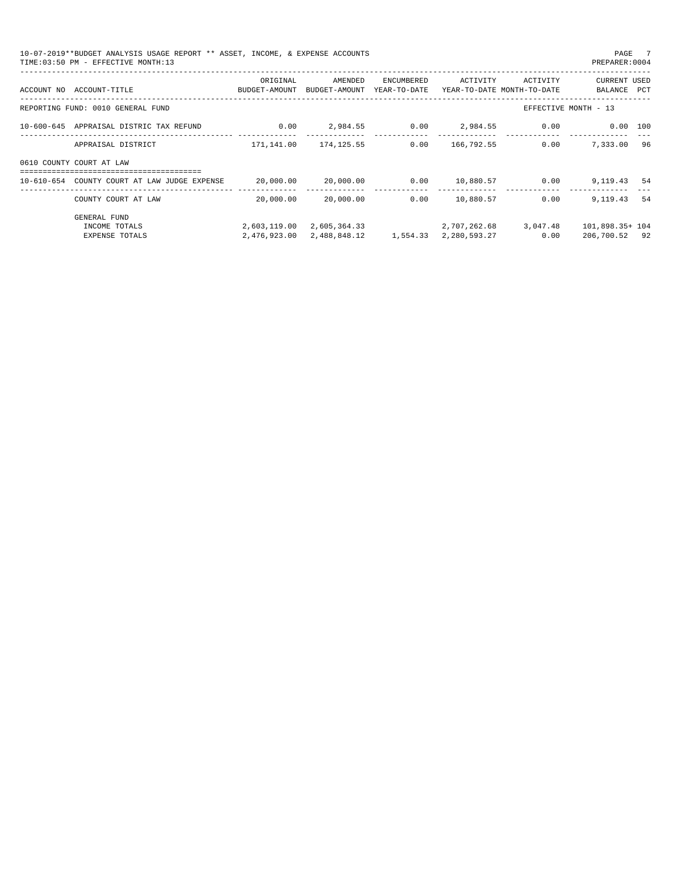10-07-2019**BUDGET ANALYSIS USAGE REPORT ** ASSET, INCOME, & EXPENSE ACCOUNTS

TIME:03:50 PM - EFFECTIVE MONTH:13

PREPARER:0004

| ACCOUNT NO | ACCOUNT-TITLE | ORIGINAL BUDGET-AMOUNT | AMENDED BUDGET-AMOUNT | ENCUMBERED YEAR-TO-DATE | ACTIVITY YEAR-TO-DATE | ACTIVITY MONTH-TO-DATE | CURRENT BALANCE | USED PCT |
|---|---|---|---|---|---|---|---|---|
| REPORTING FUND: 0010 GENERAL FUND | | | | | | | EFFECTIVE MONTH - 13 | |
| 10-600-645 | APPRAISAL DISTRIC TAX REFUND | 0.00 | 2,984.55 | 0.00 | 2,984.55 | 0.00 | 0.00 | 100 |
| | APPRAISAL DISTRICT | 171,141.00 | 174,125.55 | 0.00 | 166,792.55 | 0.00 | 7,333.00 | 96 |
| 0610 COUNTY COURT AT LAW | | | | | | | | |
| 10-610-654 | COUNTY COURT AT LAW JUDGE EXPENSE | 20,000.00 | 20,000.00 | 0.00 | 10,880.57 | 0.00 | 9,119.43 | 54 |
| | COUNTY COURT AT LAW | 20,000.00 | 20,000.00 | 0.00 | 10,880.57 | 0.00 | 9,119.43 | 54 |
| | GENERAL FUND | | | | | | | |
| | INCOME TOTALS | 2,603,119.00 | 2,605,364.33 | | 2,707,262.68 | 3,047.48 | 101,898.35+ | 104 |
| | EXPENSE TOTALS | 2,476,923.00 | 2,488,848.12 | 1,554.33 | 2,280,593.27 | 0.00 | 206,700.52 | 92 |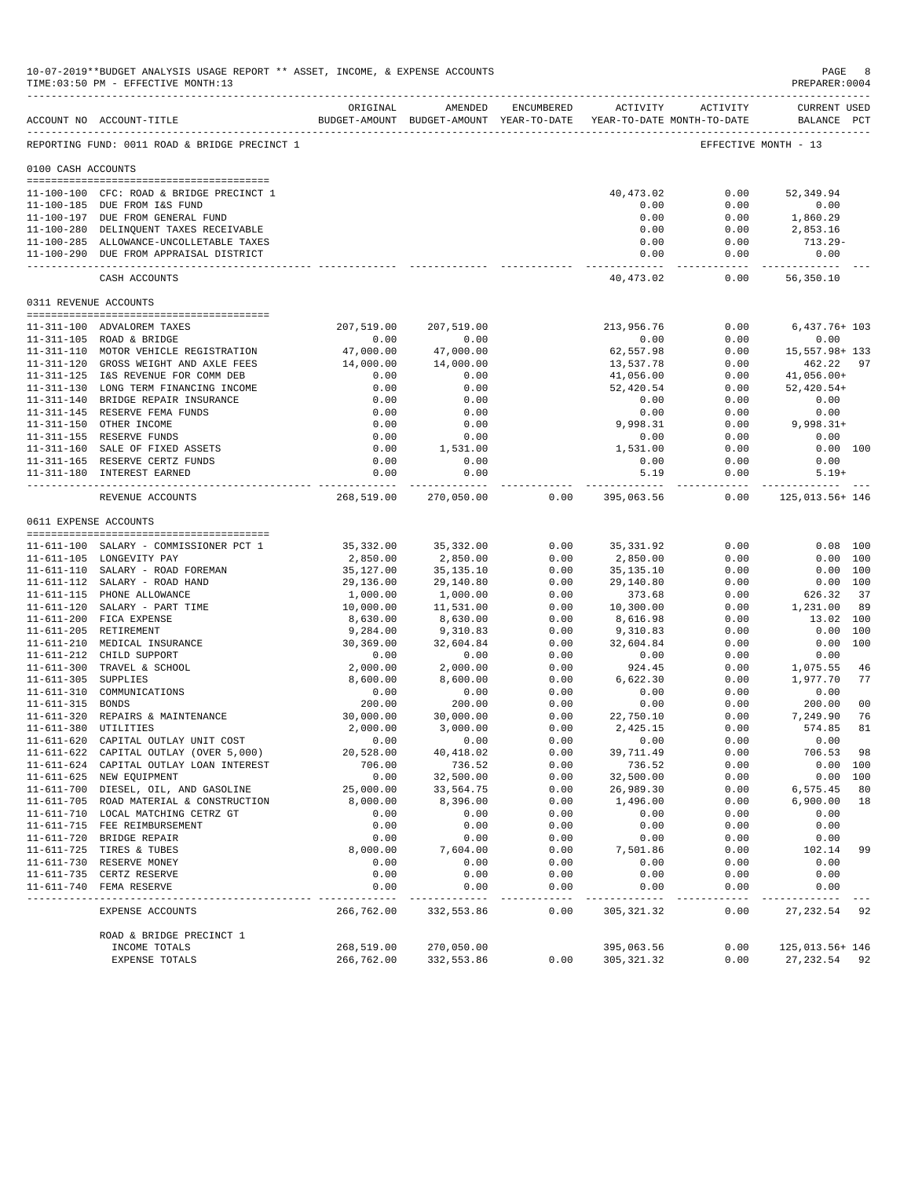10-07-2019**BUDGET ANALYSIS USAGE REPORT ** ASSET, INCOME, & EXPENSE ACCOUNTS
TIME:03:50 PM - EFFECTIVE MONTH:13

PREPARER:0004

| ACCOUNT NO | ACCOUNT-TITLE | ORIGINAL BUDGET-AMOUNT | AMENDED BUDGET-AMOUNT | ENCUMBERED YEAR-TO-DATE | ACTIVITY YEAR-TO-DATE | ACTIVITY MONTH-TO-DATE | CURRENT USED BALANCE | PCT |
|---|---|---|---|---|---|---|---|---|
| REPORTING FUND: 0011 ROAD & BRIDGE PRECINCT 1 | | | | | | EFFECTIVE MONTH - 13 | | |
| **0100 CASH ACCOUNTS** | | | | | | | | |
| 11-100-100 | CFC: ROAD & BRIDGE PRECINCT 1 | | | | 40,473.02 | 0.00 | 52,349.94 | |
| 11-100-185 | DUE FROM I&S FUND | | | | 0.00 | 0.00 | 0.00 | |
| 11-100-197 | DUE FROM GENERAL FUND | | | | 0.00 | 0.00 | 1,860.29 | |
| 11-100-280 | DELINQUENT TAXES RECEIVABLE | | | | 0.00 | 0.00 | 2,853.16 | |
| 11-100-285 | ALLOWANCE-UNCOLLETABLE TAXES | | | | 0.00 | 0.00 | 713.29- | |
| 11-100-290 | DUE FROM APPRAISAL DISTRICT | | | | 0.00 | 0.00 | 0.00 | |
| | CASH ACCOUNTS | | | | 40,473.02 | 0.00 | 56,350.10 | |
| **0311 REVENUE ACCOUNTS** | | | | | | | | |
| 11-311-100 | ADVALOREM TAXES | 207,519.00 | 207,519.00 | | 213,956.76 | 0.00 | 6,437.76+ | 103 |
| 11-311-105 | ROAD & BRIDGE | 0.00 | 0.00 | | 0.00 | 0.00 | 0.00 | |
| 11-311-110 | MOTOR VEHICLE REGISTRATION | 47,000.00 | 47,000.00 | | 62,557.98 | 0.00 | 15,557.98+ | 133 |
| 11-311-120 | GROSS WEIGHT AND AXLE FEES | 14,000.00 | 14,000.00 | | 13,537.78 | 0.00 | 462.22 | 97 |
| 11-311-125 | I&S REVENUE FOR COMM DEB | 0.00 | 0.00 | | 41,056.00 | 0.00 | 41,056.00+ | |
| 11-311-130 | LONG TERM FINANCING INCOME | 0.00 | 0.00 | | 52,420.54 | 0.00 | 52,420.54+ | |
| 11-311-140 | BRIDGE REPAIR INSURANCE | 0.00 | 0.00 | | 0.00 | 0.00 | 0.00 | |
| 11-311-145 | RESERVE FEMA FUNDS | 0.00 | 0.00 | | 0.00 | 0.00 | 0.00 | |
| 11-311-150 | OTHER INCOME | 0.00 | 0.00 | | 9,998.31 | 0.00 | 9,998.31+ | |
| 11-311-155 | RESERVE FUNDS | 0.00 | 0.00 | | 0.00 | 0.00 | 0.00 | |
| 11-311-160 | SALE OF FIXED ASSETS | 0.00 | 1,531.00 | | 1,531.00 | 0.00 | 0.00 | 100 |
| 11-311-165 | RESERVE CERTZ FUNDS | 0.00 | 0.00 | | 0.00 | 0.00 | 0.00 | |
| 11-311-180 | INTEREST EARNED | 0.00 | 0.00 | | 5.19 | 0.00 | 5.19+ | |
| | REVENUE ACCOUNTS | 268,519.00 | 270,050.00 | 0.00 | 395,063.56 | 0.00 | 125,013.56+ | 146 |
| **0611 EXPENSE ACCOUNTS** | | | | | | | | |
| 11-611-100 | SALARY - COMMISSIONER PCT 1 | 35,332.00 | 35,332.00 | 0.00 | 35,331.92 | 0.00 | 0.08 | 100 |
| 11-611-105 | LONGEVITY PAY | 2,850.00 | 2,850.00 | 0.00 | 2,850.00 | 0.00 | 0.00 | 100 |
| 11-611-110 | SALARY - ROAD FOREMAN | 35,127.00 | 35,135.10 | 0.00 | 35,135.10 | 0.00 | 0.00 | 100 |
| 11-611-112 | SALARY - ROAD HAND | 29,136.00 | 29,140.80 | 0.00 | 29,140.80 | 0.00 | 0.00 | 100 |
| 11-611-115 | PHONE ALLOWANCE | 1,000.00 | 1,000.00 | 0.00 | 373.68 | 0.00 | 626.32 | 37 |
| 11-611-120 | SALARY - PART TIME | 10,000.00 | 11,531.00 | 0.00 | 10,300.00 | 0.00 | 1,231.00 | 89 |
| 11-611-200 | FICA EXPENSE | 8,630.00 | 8,630.00 | 0.00 | 8,616.98 | 0.00 | 13.02 | 100 |
| 11-611-205 | RETIREMENT | 9,284.00 | 9,310.83 | 0.00 | 9,310.83 | 0.00 | 0.00 | 100 |
| 11-611-210 | MEDICAL INSURANCE | 30,369.00 | 32,604.84 | 0.00 | 32,604.84 | 0.00 | 0.00 | 100 |
| 11-611-212 | CHILD SUPPORT | 0.00 | 0.00 | 0.00 | 0.00 | 0.00 | 0.00 | |
| 11-611-300 | TRAVEL & SCHOOL | 2,000.00 | 2,000.00 | 0.00 | 924.45 | 0.00 | 1,075.55 | 46 |
| 11-611-305 | SUPPLIES | 8,600.00 | 8,600.00 | 0.00 | 6,622.30 | 0.00 | 1,977.70 | 77 |
| 11-611-310 | COMMUNICATIONS | 0.00 | 0.00 | 0.00 | 0.00 | 0.00 | 0.00 | |
| 11-611-315 | BONDS | 200.00 | 200.00 | 0.00 | 0.00 | 0.00 | 200.00 | 00 |
| 11-611-320 | REPAIRS & MAINTENANCE | 30,000.00 | 30,000.00 | 0.00 | 22,750.10 | 0.00 | 7,249.90 | 76 |
| 11-611-380 | UTILITIES | 2,000.00 | 3,000.00 | 0.00 | 2,425.15 | 0.00 | 574.85 | 81 |
| 11-611-620 | CAPITAL OUTLAY UNIT COST | 0.00 | 0.00 | 0.00 | 0.00 | 0.00 | 0.00 | |
| 11-611-622 | CAPITAL OUTLAY (OVER 5,000) | 20,528.00 | 40,418.02 | 0.00 | 39,711.49 | 0.00 | 706.53 | 98 |
| 11-611-624 | CAPITAL OUTLAY LOAN INTEREST | 706.00 | 736.52 | 0.00 | 736.52 | 0.00 | 0.00 | 100 |
| 11-611-625 | NEW EQUIPMENT | 0.00 | 32,500.00 | 0.00 | 32,500.00 | 0.00 | 0.00 | 100 |
| 11-611-700 | DIESEL, OIL, AND GASOLINE | 25,000.00 | 33,564.75 | 0.00 | 26,989.30 | 0.00 | 6,575.45 | 80 |
| 11-611-705 | ROAD MATERIAL & CONSTRUCTION | 8,000.00 | 8,396.00 | 0.00 | 1,496.00 | 0.00 | 6,900.00 | 18 |
| 11-611-710 | LOCAL MATCHING CETRZ GT | 0.00 | 0.00 | 0.00 | 0.00 | 0.00 | 0.00 | |
| 11-611-715 | FEE REIMBURSEMENT | 0.00 | 0.00 | 0.00 | 0.00 | 0.00 | 0.00 | |
| 11-611-720 | BRIDGE REPAIR | 0.00 | 0.00 | 0.00 | 0.00 | 0.00 | 0.00 | |
| 11-611-725 | TIRES & TUBES | 8,000.00 | 7,604.00 | 0.00 | 7,501.86 | 0.00 | 102.14 | 99 |
| 11-611-730 | RESERVE MONEY | 0.00 | 0.00 | 0.00 | 0.00 | 0.00 | 0.00 | |
| 11-611-735 | CERTZ RESERVE | 0.00 | 0.00 | 0.00 | 0.00 | 0.00 | 0.00 | |
| 11-611-740 | FEMA RESERVE | 0.00 | 0.00 | 0.00 | 0.00 | 0.00 | 0.00 | |
| | EXPENSE ACCOUNTS | 266,762.00 | 332,553.86 | 0.00 | 305,321.32 | 0.00 | 27,232.54 | 92 |
| | ROAD & BRIDGE PRECINCT 1 | | | | | | | |
| | INCOME TOTALS | 268,519.00 | 270,050.00 | | 395,063.56 | 0.00 | 125,013.56+ | 146 |
| | EXPENSE TOTALS | 266,762.00 | 332,553.86 | 0.00 | 305,321.32 | 0.00 | 27,232.54 | 92 |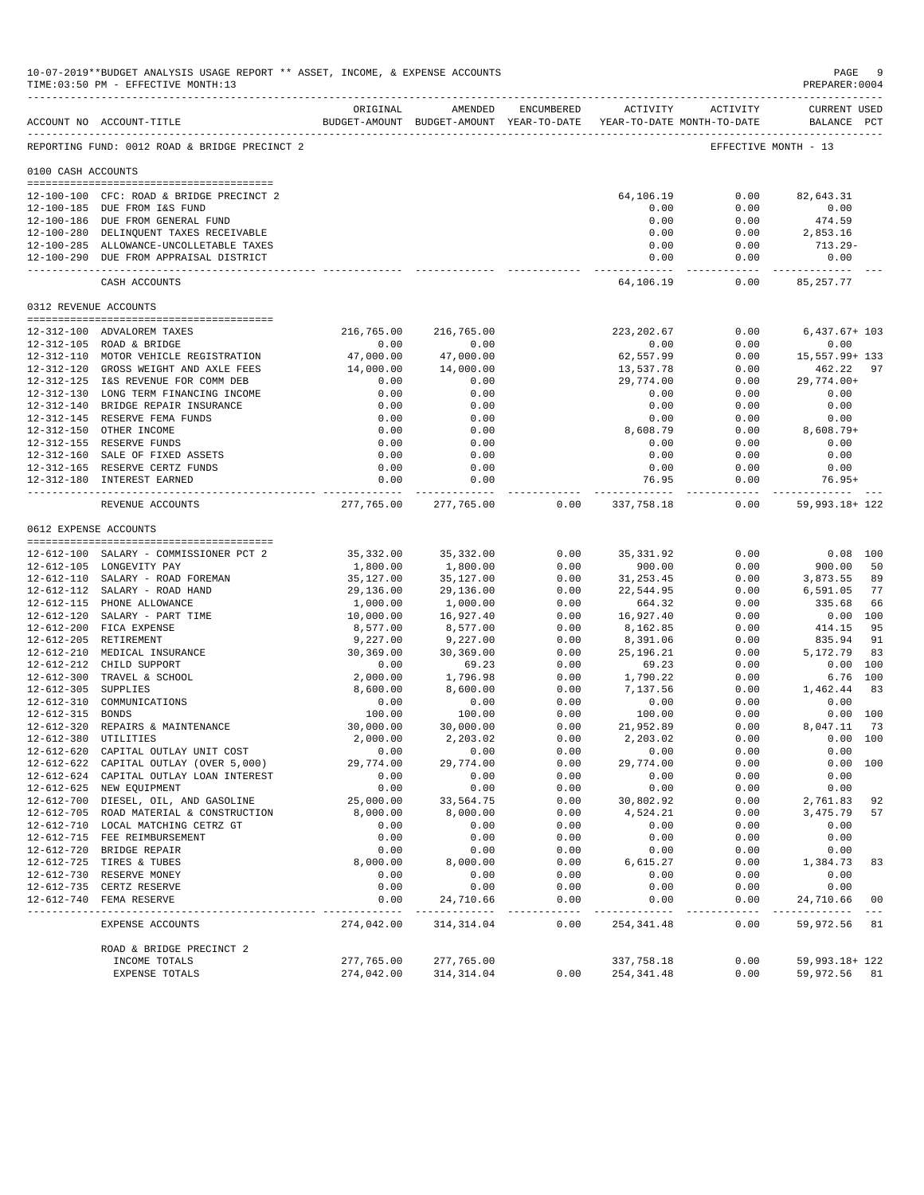10-07-2019**BUDGET ANALYSIS USAGE REPORT ** ASSET, INCOME, & EXPENSE ACCOUNTS

TIME:03:50 PM - EFFECTIVE MONTH:13

PREPARER:0004

| ACCOUNT NO | ACCOUNT-TITLE | ORIGINAL BUDGET-AMOUNT | AMENDED BUDGET-AMOUNT | ENCUMBERED YEAR-TO-DATE | ACTIVITY YEAR-TO-DATE | ACTIVITY MONTH-TO-DATE | CURRENT USED BALANCE | PCT |
|---|---|---|---|---|---|---|---|---|
| REPORTING FUND: 0012 ROAD & BRIDGE PRECINCT 2 | | | | | | EFFECTIVE MONTH - 13 | | |
| 0100 CASH ACCOUNTS | | | | | | | | |
| 12-100-100 | CFC: ROAD & BRIDGE PRECINCT 2 | | | | 64,106.19 | 0.00 | 82,643.31 | |
| 12-100-185 | DUE FROM I&S FUND | | | | 0.00 | 0.00 | 0.00 | |
| 12-100-186 | DUE FROM GENERAL FUND | | | | 0.00 | 0.00 | 474.59 | |
| 12-100-280 | DELINQUENT TAXES RECEIVABLE | | | | 0.00 | 0.00 | 2,853.16 | |
| 12-100-285 | ALLOWANCE-UNCOLLETABLE TAXES | | | | 0.00 | 0.00 | 713.29- | |
| 12-100-290 | DUE FROM APPRAISAL DISTRICT | | | | 0.00 | 0.00 | 0.00 | |
| | CASH ACCOUNTS | | | | 64,106.19 | 0.00 | 85,257.77 | |
| 0312 REVENUE ACCOUNTS | | | | | | | | |
| 12-312-100 | ADVALOREM TAXES | 216,765.00 | 216,765.00 | | 223,202.67 | 0.00 | 6,437.67+ | 103 |
| 12-312-105 | ROAD & BRIDGE | 0.00 | 0.00 | | 0.00 | 0.00 | 0.00 | |
| 12-312-110 | MOTOR VEHICLE REGISTRATION | 47,000.00 | 47,000.00 | | 62,557.99 | 0.00 | 15,557.99+ | 133 |
| 12-312-120 | GROSS WEIGHT AND AXLE FEES | 14,000.00 | 14,000.00 | | 13,537.78 | 0.00 | 462.22 | 97 |
| 12-312-125 | I&S REVENUE FOR COMM DEB | 0.00 | 0.00 | | 29,774.00 | 0.00 | 29,774.00+ | |
| 12-312-130 | LONG TERM FINANCING INCOME | 0.00 | 0.00 | | 0.00 | 0.00 | 0.00 | |
| 12-312-140 | BRIDGE REPAIR INSURANCE | 0.00 | 0.00 | | 0.00 | 0.00 | 0.00 | |
| 12-312-145 | RESERVE FEMA FUNDS | 0.00 | 0.00 | | 0.00 | 0.00 | 0.00 | |
| 12-312-150 | OTHER INCOME | 0.00 | 0.00 | | 8,608.79 | 0.00 | 8,608.79+ | |
| 12-312-155 | RESERVE FUNDS | 0.00 | 0.00 | | 0.00 | 0.00 | 0.00 | |
| 12-312-160 | SALE OF FIXED ASSETS | 0.00 | 0.00 | | 0.00 | 0.00 | 0.00 | |
| 12-312-165 | RESERVE CERTZ FUNDS | 0.00 | 0.00 | | 0.00 | 0.00 | 0.00 | |
| 12-312-180 | INTEREST EARNED | 0.00 | 0.00 | | 76.95 | 0.00 | 76.95+ | |
| | REVENUE ACCOUNTS | 277,765.00 | 277,765.00 | 0.00 | 337,758.18 | 0.00 | 59,993.18+ | 122 |
| 0612 EXPENSE ACCOUNTS | | | | | | | | |
| 12-612-100 | SALARY - COMMISSIONER PCT 2 | 35,332.00 | 35,332.00 | 0.00 | 35,331.92 | 0.00 | 0.08 | 100 |
| 12-612-105 | LONGEVITY PAY | 1,800.00 | 1,800.00 | 0.00 | 900.00 | 0.00 | 900.00 | 50 |
| 12-612-110 | SALARY - ROAD FOREMAN | 35,127.00 | 35,127.00 | 0.00 | 31,253.45 | 0.00 | 3,873.55 | 89 |
| 12-612-112 | SALARY - ROAD HAND | 29,136.00 | 29,136.00 | 0.00 | 22,544.95 | 0.00 | 6,591.05 | 77 |
| 12-612-115 | PHONE ALLOWANCE | 1,000.00 | 1,000.00 | 0.00 | 664.32 | 0.00 | 335.68 | 66 |
| 12-612-120 | SALARY - PART TIME | 10,000.00 | 16,927.40 | 0.00 | 16,927.40 | 0.00 | 0.00 | 100 |
| 12-612-200 | FICA EXPENSE | 8,577.00 | 8,577.00 | 0.00 | 8,162.85 | 0.00 | 414.15 | 95 |
| 12-612-205 | RETIREMENT | 9,227.00 | 9,227.00 | 0.00 | 8,391.06 | 0.00 | 835.94 | 91 |
| 12-612-210 | MEDICAL INSURANCE | 30,369.00 | 30,369.00 | 0.00 | 25,196.21 | 0.00 | 5,172.79 | 83 |
| 12-612-212 | CHILD SUPPORT | 0.00 | 69.23 | 0.00 | 69.23 | 0.00 | 0.00 | 100 |
| 12-612-300 | TRAVEL & SCHOOL | 2,000.00 | 1,796.98 | 0.00 | 1,790.22 | 0.00 | 6.76 | 100 |
| 12-612-305 | SUPPLIES | 8,600.00 | 8,600.00 | 0.00 | 7,137.56 | 0.00 | 1,462.44 | 83 |
| 12-612-310 | COMMUNICATIONS | 0.00 | 0.00 | 0.00 | 0.00 | 0.00 | 0.00 | |
| 12-612-315 | BONDS | 100.00 | 100.00 | 0.00 | 100.00 | 0.00 | 0.00 | 100 |
| 12-612-320 | REPAIRS & MAINTENANCE | 30,000.00 | 30,000.00 | 0.00 | 21,952.89 | 0.00 | 8,047.11 | 73 |
| 12-612-380 | UTILITIES | 2,000.00 | 2,203.02 | 0.00 | 2,203.02 | 0.00 | 0.00 | 100 |
| 12-612-620 | CAPITAL OUTLAY UNIT COST | 0.00 | 0.00 | 0.00 | 0.00 | 0.00 | 0.00 | |
| 12-612-622 | CAPITAL OUTLAY (OVER 5,000) | 29,774.00 | 29,774.00 | 0.00 | 29,774.00 | 0.00 | 0.00 | 100 |
| 12-612-624 | CAPITAL OUTLAY LOAN INTEREST | 0.00 | 0.00 | 0.00 | 0.00 | 0.00 | 0.00 | |
| 12-612-625 | NEW EQUIPMENT | 0.00 | 0.00 | 0.00 | 0.00 | 0.00 | 0.00 | |
| 12-612-700 | DIESEL, OIL, AND GASOLINE | 25,000.00 | 33,564.75 | 0.00 | 30,802.92 | 0.00 | 2,761.83 | 92 |
| 12-612-705 | ROAD MATERIAL & CONSTRUCTION | 8,000.00 | 8,000.00 | 0.00 | 4,524.21 | 0.00 | 3,475.79 | 57 |
| 12-612-710 | LOCAL MATCHING CETRZ GT | 0.00 | 0.00 | 0.00 | 0.00 | 0.00 | 0.00 | |
| 12-612-715 | FEE REIMBURSEMENT | 0.00 | 0.00 | 0.00 | 0.00 | 0.00 | 0.00 | |
| 12-612-720 | BRIDGE REPAIR | 0.00 | 0.00 | 0.00 | 0.00 | 0.00 | 0.00 | |
| 12-612-725 | TIRES & TUBES | 8,000.00 | 8,000.00 | 0.00 | 6,615.27 | 0.00 | 1,384.73 | 83 |
| 12-612-730 | RESERVE MONEY | 0.00 | 0.00 | 0.00 | 0.00 | 0.00 | 0.00 | |
| 12-612-735 | CERTZ RESERVE | 0.00 | 0.00 | 0.00 | 0.00 | 0.00 | 0.00 | |
| 12-612-740 | FEMA RESERVE | 0.00 | 24,710.66 | 0.00 | 0.00 | 0.00 | 24,710.66 | 00 |
| | EXPENSE ACCOUNTS | 274,042.00 | 314,314.04 | 0.00 | 254,341.48 | 0.00 | 59,972.56 | 81 |
| | ROAD & BRIDGE PRECINCT 2 | | | | | | | |
| | INCOME TOTALS | 277,765.00 | 277,765.00 | | 337,758.18 | 0.00 | 59,993.18+ | 122 |
| | EXPENSE TOTALS | 274,042.00 | 314,314.04 | 0.00 | 254,341.48 | 0.00 | 59,972.56 | 81 |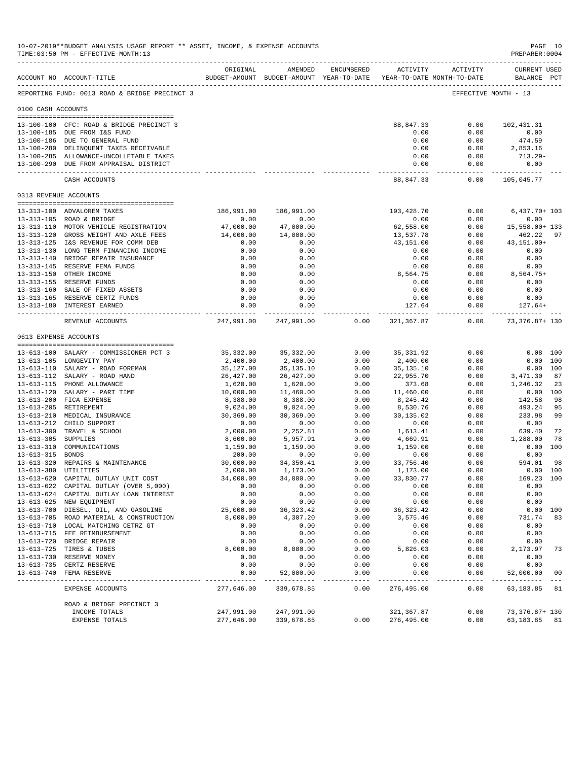10-07-2019**BUDGET ANALYSIS USAGE REPORT ** ASSET, INCOME, & EXPENSE ACCOUNTS
TIME:03:50 PM - EFFECTIVE MONTH:13

PREPARER:0004

| ACCOUNT NO | ACCOUNT-TITLE | ORIGINAL BUDGET-AMOUNT | AMENDED BUDGET-AMOUNT | ENCUMBERED YEAR-TO-DATE | ACTIVITY YEAR-TO-DATE | ACTIVITY MONTH-TO-DATE | CURRENT USED BALANCE | PCT |
|---|---|---|---|---|---|---|---|---|
| REPORTING FUND: 0013 ROAD & BRIDGE PRECINCT 3 | | | | | | EFFECTIVE MONTH - 13 | | |
| 0100 CASH ACCOUNTS | | | | | | | | |
| 13-100-100 | CFC: ROAD & BRIDGE PRECINCT 3 | | | | 88,847.33 | 0.00 | 102,431.31 | |
| 13-100-185 | DUE FROM I&S FUND | | | | 0.00 | 0.00 | 0.00 | |
| 13-100-186 | DUE TO GENERAL FUND | | | | 0.00 | 0.00 | 474.59 | |
| 13-100-280 | DELINQUENT TAXES RECEIVABLE | | | | 0.00 | 0.00 | 2,853.16 | |
| 13-100-285 | ALLOWANCE-UNCOLLETABLE TAXES | | | | 0.00 | 0.00 | 713.29- | |
| 13-100-290 | DUE FROM APPRAISAL DISTRICT | | | | 0.00 | 0.00 | 0.00 | |
| | CASH ACCOUNTS | | | | 88,847.33 | 0.00 | 105,045.77 | |
| 0313 REVENUE ACCOUNTS | | | | | | | | |
| 13-313-100 | ADVALOREM TAXES | 186,991.00 | 186,991.00 | | 193,428.70 | 0.00 | 6,437.70+ | 103 |
| 13-313-105 | ROAD & BRIDGE | 0.00 | 0.00 | | 0.00 | 0.00 | 0.00 | |
| 13-313-110 | MOTOR VEHICLE REGISTRATION | 47,000.00 | 47,000.00 | | 62,558.00 | 0.00 | 15,558.00+ | 133 |
| 13-313-120 | GROSS WEIGHT AND AXLE FEES | 14,000.00 | 14,000.00 | | 13,537.78 | 0.00 | 462.22 | 97 |
| 13-313-125 | I&S REVENUE FOR COMM DEB | 0.00 | 0.00 | | 43,151.00 | 0.00 | 43,151.00+ | |
| 13-313-130 | LONG TERM FINANCING INCOME | 0.00 | 0.00 | | 0.00 | 0.00 | 0.00 | |
| 13-313-140 | BRIDGE REPAIR INSURANCE | 0.00 | 0.00 | | 0.00 | 0.00 | 0.00 | |
| 13-313-145 | RESERVE FEMA FUNDS | 0.00 | 0.00 | | 0.00 | 0.00 | 0.00 | |
| 13-313-150 | OTHER INCOME | 0.00 | 0.00 | | 8,564.75 | 0.00 | 8,564.75+ | |
| 13-313-155 | RESERVE FUNDS | 0.00 | 0.00 | | 0.00 | 0.00 | 0.00 | |
| 13-313-160 | SALE OF FIXED ASSETS | 0.00 | 0.00 | | 0.00 | 0.00 | 0.00 | |
| 13-313-165 | RESERVE CERTZ FUNDS | 0.00 | 0.00 | | 0.00 | 0.00 | 0.00 | |
| 13-313-180 | INTEREST EARNED | 0.00 | 0.00 | | 127.64 | 0.00 | 127.64+ | |
| | REVENUE ACCOUNTS | 247,991.00 | 247,991.00 | 0.00 | 321,367.87 | 0.00 | 73,376.87+ | 130 |
| 0613 EXPENSE ACCOUNTS | | | | | | | | |
| 13-613-100 | SALARY - COMMISSIONER PCT 3 | 35,332.00 | 35,332.00 | 0.00 | 35,331.92 | 0.00 | 0.08 | 100 |
| 13-613-105 | LONGEVITY PAY | 2,400.00 | 2,400.00 | 0.00 | 2,400.00 | 0.00 | 0.00 | 100 |
| 13-613-110 | SALARY - ROAD FOREMAN | 35,127.00 | 35,135.10 | 0.00 | 35,135.10 | 0.00 | 0.00 | 100 |
| 13-613-112 | SALARY - ROAD HAND | 26,427.00 | 26,427.00 | 0.00 | 22,955.70 | 0.00 | 3,471.30 | 87 |
| 13-613-115 | PHONE ALLOWANCE | 1,620.00 | 1,620.00 | 0.00 | 373.68 | 0.00 | 1,246.32 | 23 |
| 13-613-120 | SALARY - PART TIME | 10,000.00 | 11,460.00 | 0.00 | 11,460.00 | 0.00 | 0.00 | 100 |
| 13-613-200 | FICA EXPENSE | 8,388.00 | 8,388.00 | 0.00 | 8,245.42 | 0.00 | 142.58 | 98 |
| 13-613-205 | RETIREMENT | 9,024.00 | 9,024.00 | 0.00 | 8,530.76 | 0.00 | 493.24 | 95 |
| 13-613-210 | MEDICAL INSURANCE | 30,369.00 | 30,369.00 | 0.00 | 30,135.02 | 0.00 | 233.98 | 99 |
| 13-613-212 | CHILD SUPPORT | 0.00 | 0.00 | 0.00 | 0.00 | 0.00 | 0.00 | |
| 13-613-300 | TRAVEL & SCHOOL | 2,000.00 | 2,252.81 | 0.00 | 1,613.41 | 0.00 | 639.40 | 72 |
| 13-613-305 | SUPPLIES | 8,600.00 | 5,957.91 | 0.00 | 4,669.91 | 0.00 | 1,288.00 | 78 |
| 13-613-310 | COMMUNICATIONS | 1,159.00 | 1,159.00 | 0.00 | 1,159.00 | 0.00 | 0.00 | 100 |
| 13-613-315 | BONDS | 200.00 | 0.00 | 0.00 | 0.00 | 0.00 | 0.00 | |
| 13-613-320 | REPAIRS & MAINTENANCE | 30,000.00 | 34,350.41 | 0.00 | 33,756.40 | 0.00 | 594.01 | 98 |
| 13-613-380 | UTILITIES | 2,000.00 | 1,173.00 | 0.00 | 1,173.00 | 0.00 | 0.00 | 100 |
| 13-613-620 | CAPITAL OUTLAY UNIT COST | 34,000.00 | 34,000.00 | 0.00 | 33,830.77 | 0.00 | 169.23 | 100 |
| 13-613-622 | CAPITAL OUTLAY (OVER 5,000) | 0.00 | 0.00 | 0.00 | 0.00 | 0.00 | 0.00 | |
| 13-613-624 | CAPITAL OUTLAY LOAN INTEREST | 0.00 | 0.00 | 0.00 | 0.00 | 0.00 | 0.00 | |
| 13-613-625 | NEW EQUIPMENT | 0.00 | 0.00 | 0.00 | 0.00 | 0.00 | 0.00 | |
| 13-613-700 | DIESEL, OIL, AND GASOLINE | 25,000.00 | 36,323.42 | 0.00 | 36,323.42 | 0.00 | 0.00 | 100 |
| 13-613-705 | ROAD MATERIAL & CONSTRUCTION | 8,000.00 | 4,307.20 | 0.00 | 3,575.46 | 0.00 | 731.74 | 83 |
| 13-613-710 | LOCAL MATCHING CETRZ GT | 0.00 | 0.00 | 0.00 | 0.00 | 0.00 | 0.00 | |
| 13-613-715 | FEE REIMBURSEMENT | 0.00 | 0.00 | 0.00 | 0.00 | 0.00 | 0.00 | |
| 13-613-720 | BRIDGE REPAIR | 0.00 | 0.00 | 0.00 | 0.00 | 0.00 | 0.00 | |
| 13-613-725 | TIRES & TUBES | 8,000.00 | 8,000.00 | 0.00 | 5,826.03 | 0.00 | 2,173.97 | 73 |
| 13-613-730 | RESERVE MONEY | 0.00 | 0.00 | 0.00 | 0.00 | 0.00 | 0.00 | |
| 13-613-735 | CERTZ RESERVE | 0.00 | 0.00 | 0.00 | 0.00 | 0.00 | 0.00 | |
| 13-613-740 | FEMA RESERVE | 0.00 | 52,000.00 | 0.00 | 0.00 | 0.00 | 52,000.00 | 00 |
| | EXPENSE ACCOUNTS | 277,646.00 | 339,678.85 | 0.00 | 276,495.00 | 0.00 | 63,183.85 | 81 |
| | ROAD & BRIDGE PRECINCT 3 | | | | | | | |
| | INCOME TOTALS | 247,991.00 | 247,991.00 | | 321,367.87 | 0.00 | 73,376.87+ | 130 |
| | EXPENSE TOTALS | 277,646.00 | 339,678.85 | 0.00 | 276,495.00 | 0.00 | 63,183.85 | 81 |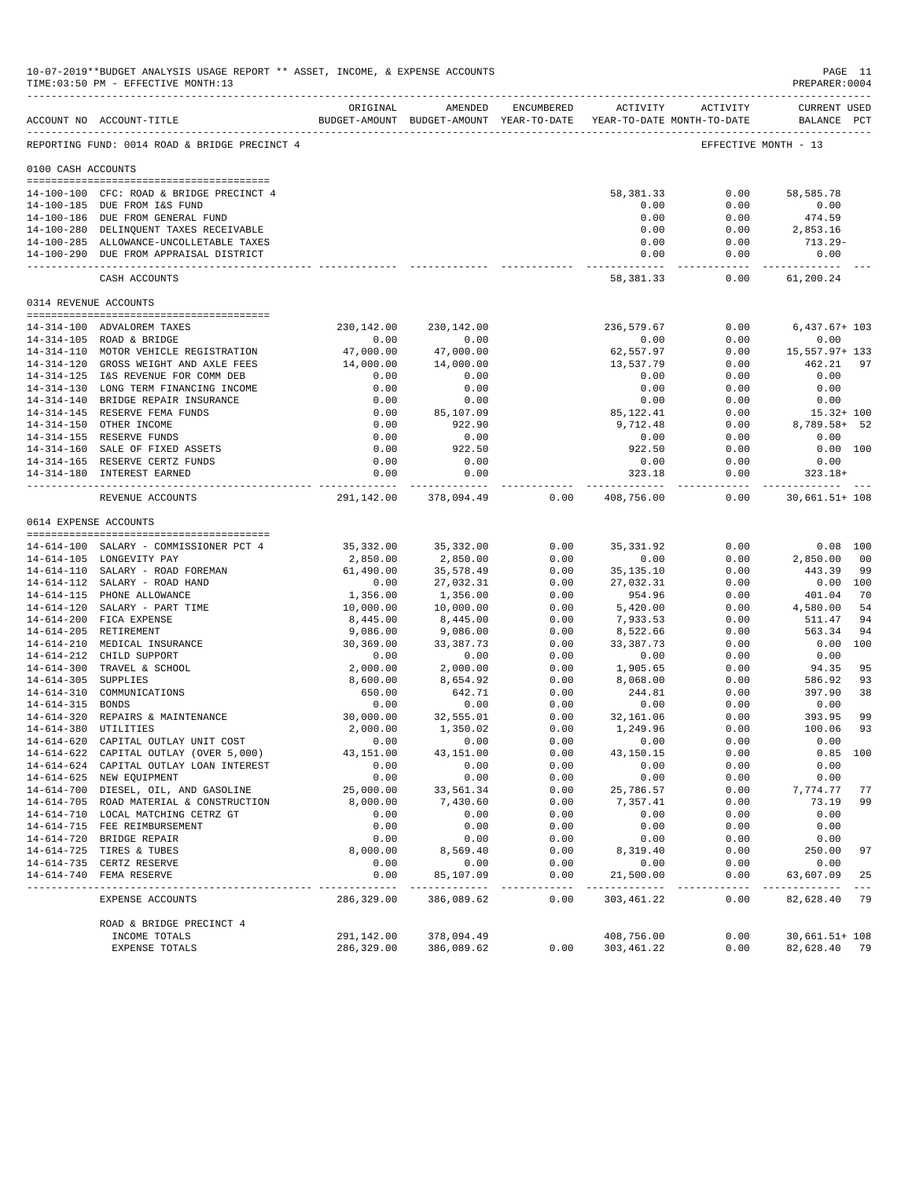10-07-2019**BUDGET ANALYSIS USAGE REPORT ** ASSET, INCOME, & EXPENSE ACCOUNTS

TIME:03:50 PM - EFFECTIVE MONTH:13

PREPARER:0004

REPORTING FUND: 0014 ROAD & BRIDGE PRECINCT 4 — EFFECTIVE MONTH - 13

| ACCOUNT NO | ACCOUNT-TITLE | ORIGINAL BUDGET-AMOUNT | AMENDED BUDGET-AMOUNT | ENCUMBERED YEAR-TO-DATE | ACTIVITY YEAR-TO-DATE | ACTIVITY MONTH-TO-DATE | CURRENT USED BALANCE | PCT |
|---|---|---|---|---|---|---|---|---|
| **0100 CASH ACCOUNTS** | | | | | | | | |
| 14-100-100 | CFC: ROAD & BRIDGE PRECINCT 4 | | | | 58,381.33 | 0.00 | 58,585.78 | |
| 14-100-185 | DUE FROM I&S FUND | | | | 0.00 | 0.00 | 0.00 | |
| 14-100-186 | DUE FROM GENERAL FUND | | | | 0.00 | 0.00 | 474.59 | |
| 14-100-280 | DELINQUENT TAXES RECEIVABLE | | | | 0.00 | 0.00 | 2,853.16 | |
| 14-100-285 | ALLOWANCE-UNCOLLETABLE TAXES | | | | 0.00 | 0.00 | 713.29- | |
| 14-100-290 | DUE FROM APPRAISAL DISTRICT | | | | 0.00 | 0.00 | 0.00 | |
| | CASH ACCOUNTS | | | | 58,381.33 | 0.00 | 61,200.24 | |
| **0314 REVENUE ACCOUNTS** | | | | | | | | |
| 14-314-100 | ADVALOREM TAXES | 230,142.00 | 230,142.00 | | 236,579.67 | 0.00 | 6,437.67+ | 103 |
| 14-314-105 | ROAD & BRIDGE | 0.00 | 0.00 | | 0.00 | 0.00 | 0.00 | |
| 14-314-110 | MOTOR VEHICLE REGISTRATION | 47,000.00 | 47,000.00 | | 62,557.97 | 0.00 | 15,557.97+ | 133 |
| 14-314-120 | GROSS WEIGHT AND AXLE FEES | 14,000.00 | 14,000.00 | | 13,537.79 | 0.00 | 462.21 | 97 |
| 14-314-125 | I&S REVENUE FOR COMM DEB | 0.00 | 0.00 | | 0.00 | 0.00 | 0.00 | |
| 14-314-130 | LONG TERM FINANCING INCOME | 0.00 | 0.00 | | 0.00 | 0.00 | 0.00 | |
| 14-314-140 | BRIDGE REPAIR INSURANCE | 0.00 | 0.00 | | 0.00 | 0.00 | 0.00 | |
| 14-314-145 | RESERVE FEMA FUNDS | 0.00 | 85,107.09 | | 85,122.41 | 0.00 | 15.32+ | 100 |
| 14-314-150 | OTHER INCOME | 0.00 | 922.90 | | 9,712.48 | 0.00 | 8,789.58+ | 52 |
| 14-314-155 | RESERVE FUNDS | 0.00 | 0.00 | | 0.00 | 0.00 | 0.00 | |
| 14-314-160 | SALE OF FIXED ASSETS | 0.00 | 922.50 | | 922.50 | 0.00 | 0.00 | 100 |
| 14-314-165 | RESERVE CERTZ FUNDS | 0.00 | 0.00 | | 0.00 | 0.00 | 0.00 | |
| 14-314-180 | INTEREST EARNED | 0.00 | 0.00 | | 323.18 | 0.00 | 323.18+ | |
| | REVENUE ACCOUNTS | 291,142.00 | 378,094.49 | 0.00 | 408,756.00 | 0.00 | 30,661.51+ | 108 |
| **0614 EXPENSE ACCOUNTS** | | | | | | | | |
| 14-614-100 | SALARY - COMMISSIONER PCT 4 | 35,332.00 | 35,332.00 | 0.00 | 35,331.92 | 0.00 | 0.08 | 100 |
| 14-614-105 | LONGEVITY PAY | 2,850.00 | 2,850.00 | 0.00 | 0.00 | 0.00 | 2,850.00 | 00 |
| 14-614-110 | SALARY - ROAD FOREMAN | 61,490.00 | 35,578.49 | 0.00 | 35,135.10 | 0.00 | 443.39 | 99 |
| 14-614-112 | SALARY - ROAD HAND | 0.00 | 27,032.31 | 0.00 | 27,032.31 | 0.00 | 0.00 | 100 |
| 14-614-115 | PHONE ALLOWANCE | 1,356.00 | 1,356.00 | 0.00 | 954.96 | 0.00 | 401.04 | 70 |
| 14-614-120 | SALARY - PART TIME | 10,000.00 | 10,000.00 | 0.00 | 5,420.00 | 0.00 | 4,580.00 | 54 |
| 14-614-200 | FICA EXPENSE | 8,445.00 | 8,445.00 | 0.00 | 7,933.53 | 0.00 | 511.47 | 94 |
| 14-614-205 | RETIREMENT | 9,086.00 | 9,086.00 | 0.00 | 8,522.66 | 0.00 | 563.34 | 94 |
| 14-614-210 | MEDICAL INSURANCE | 30,369.00 | 33,387.73 | 0.00 | 33,387.73 | 0.00 | 0.00 | 100 |
| 14-614-212 | CHILD SUPPORT | 0.00 | 0.00 | 0.00 | 0.00 | 0.00 | 0.00 | |
| 14-614-300 | TRAVEL & SCHOOL | 2,000.00 | 2,000.00 | 0.00 | 1,905.65 | 0.00 | 94.35 | 95 |
| 14-614-305 | SUPPLIES | 8,600.00 | 8,654.92 | 0.00 | 8,068.00 | 0.00 | 586.92 | 93 |
| 14-614-310 | COMMUNICATIONS | 650.00 | 642.71 | 0.00 | 244.81 | 0.00 | 397.90 | 38 |
| 14-614-315 | BONDS | 0.00 | 0.00 | 0.00 | 0.00 | 0.00 | 0.00 | |
| 14-614-320 | REPAIRS & MAINTENANCE | 30,000.00 | 32,555.01 | 0.00 | 32,161.06 | 0.00 | 393.95 | 99 |
| 14-614-380 | UTILITIES | 2,000.00 | 1,350.02 | 0.00 | 1,249.96 | 0.00 | 100.06 | 93 |
| 14-614-620 | CAPITAL OUTLAY UNIT COST | 0.00 | 0.00 | 0.00 | 0.00 | 0.00 | 0.00 | |
| 14-614-622 | CAPITAL OUTLAY (OVER 5,000) | 43,151.00 | 43,151.00 | 0.00 | 43,150.15 | 0.00 | 0.85 | 100 |
| 14-614-624 | CAPITAL OUTLAY LOAN INTEREST | 0.00 | 0.00 | 0.00 | 0.00 | 0.00 | 0.00 | |
| 14-614-625 | NEW EQUIPMENT | 0.00 | 0.00 | 0.00 | 0.00 | 0.00 | 0.00 | |
| 14-614-700 | DIESEL, OIL, AND GASOLINE | 25,000.00 | 33,561.34 | 0.00 | 25,786.57 | 0.00 | 7,774.77 | 77 |
| 14-614-705 | ROAD MATERIAL & CONSTRUCTION | 8,000.00 | 7,430.60 | 0.00 | 7,357.41 | 0.00 | 73.19 | 99 |
| 14-614-710 | LOCAL MATCHING CETRZ GT | 0.00 | 0.00 | 0.00 | 0.00 | 0.00 | 0.00 | |
| 14-614-715 | FEE REIMBURSEMENT | 0.00 | 0.00 | 0.00 | 0.00 | 0.00 | 0.00 | |
| 14-614-720 | BRIDGE REPAIR | 0.00 | 0.00 | 0.00 | 0.00 | 0.00 | 0.00 | |
| 14-614-725 | TIRES & TUBES | 8,000.00 | 8,569.40 | 0.00 | 8,319.40 | 0.00 | 250.00 | 97 |
| 14-614-735 | CERTZ RESERVE | 0.00 | 0.00 | 0.00 | 0.00 | 0.00 | 0.00 | |
| 14-614-740 | FEMA RESERVE | 0.00 | 85,107.09 | 0.00 | 21,500.00 | 0.00 | 63,607.09 | 25 |
| | EXPENSE ACCOUNTS | 286,329.00 | 386,089.62 | 0.00 | 303,461.22 | 0.00 | 82,628.40 | 79 |
| | ROAD & BRIDGE PRECINCT 4 | | | | | | | |
| | INCOME TOTALS | 291,142.00 | 378,094.49 | | 408,756.00 | 0.00 | 30,661.51+ | 108 |
| | EXPENSE TOTALS | 286,329.00 | 386,089.62 | 0.00 | 303,461.22 | 0.00 | 82,628.40 | 79 |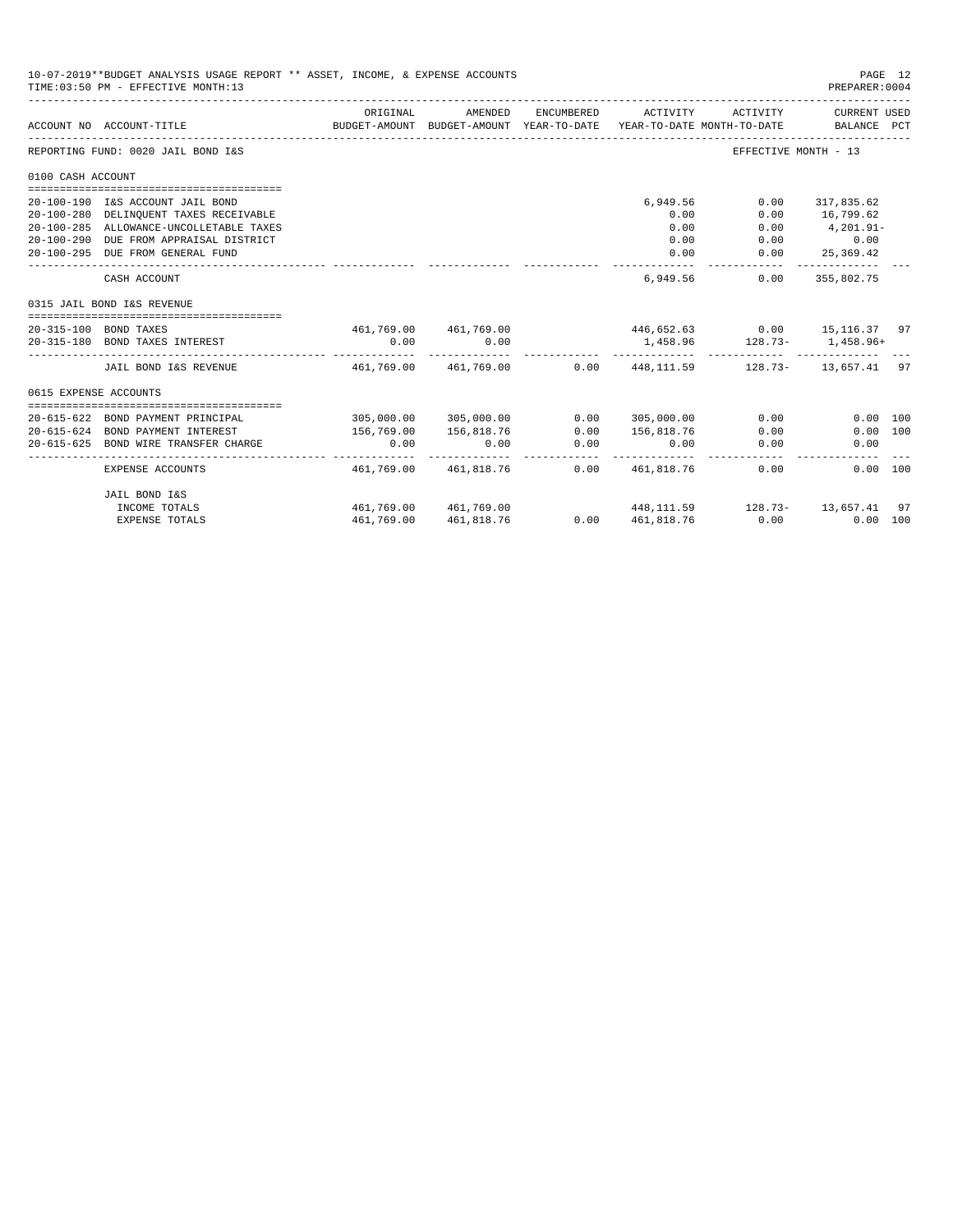10-07-2019**BUDGET ANALYSIS USAGE REPORT ** ASSET, INCOME, & EXPENSE ACCOUNTS

TIME:03:50 PM - EFFECTIVE MONTH:13

PREPARER:0004

| ACCOUNT NO | ACCOUNT-TITLE | ORIGINAL BUDGET-AMOUNT | AMENDED BUDGET-AMOUNT | ENCUMBERED YEAR-TO-DATE | ACTIVITY YEAR-TO-DATE | ACTIVITY MONTH-TO-DATE | CURRENT USED BALANCE | PCT |
|---|---|---|---|---|---|---|---|---|
| REPORTING FUND: 0020 JAIL BOND I&S | | | | | | EFFECTIVE MONTH - 13 | | |
| 0100 CASH ACCOUNT | | | | | | | | |
| 20-100-190 | I&S ACCOUNT JAIL BOND | | | | 6,949.56 | 0.00 | 317,835.62 | |
| 20-100-280 | DELINQUENT TAXES RECEIVABLE | | | | 0.00 | 0.00 | 16,799.62 | |
| 20-100-285 | ALLOWANCE-UNCOLLETABLE TAXES | | | | 0.00 | 0.00 | 4,201.91- | |
| 20-100-290 | DUE FROM APPRAISAL DISTRICT | | | | 0.00 | 0.00 | 0.00 | |
| 20-100-295 | DUE FROM GENERAL FUND | | | | 0.00 | 0.00 | 25,369.42 | |
| | CASH ACCOUNT | | | | 6,949.56 | 0.00 | 355,802.75 | |
| 0315 JAIL BOND I&S REVENUE | | | | | | | | |
| 20-315-100 | BOND TAXES | 461,769.00 | 461,769.00 | | 446,652.63 | 0.00 | 15,116.37 | 97 |
| 20-315-180 | BOND TAXES INTEREST | 0.00 | 0.00 | | 1,458.96 | 128.73- | 1,458.96+ | |
| | JAIL BOND I&S REVENUE | 461,769.00 | 461,769.00 | 0.00 | 448,111.59 | 128.73- | 13,657.41 | 97 |
| 0615 EXPENSE ACCOUNTS | | | | | | | | |
| 20-615-622 | BOND PAYMENT PRINCIPAL | 305,000.00 | 305,000.00 | 0.00 | 305,000.00 | 0.00 | 0.00 | 100 |
| 20-615-624 | BOND PAYMENT INTEREST | 156,769.00 | 156,818.76 | 0.00 | 156,818.76 | 0.00 | 0.00 | 100 |
| 20-615-625 | BOND WIRE TRANSFER CHARGE | 0.00 | 0.00 | 0.00 | 0.00 | 0.00 | 0.00 | |
| | EXPENSE ACCOUNTS | 461,769.00 | 461,818.76 | 0.00 | 461,818.76 | 0.00 | 0.00 | 100 |
| | JAIL BOND I&S | | | | | | | |
| | INCOME TOTALS | 461,769.00 | 461,769.00 | | 448,111.59 | 128.73- | 13,657.41 | 97 |
| | EXPENSE TOTALS | 461,769.00 | 461,818.76 | 0.00 | 461,818.76 | 0.00 | 0.00 | 100 |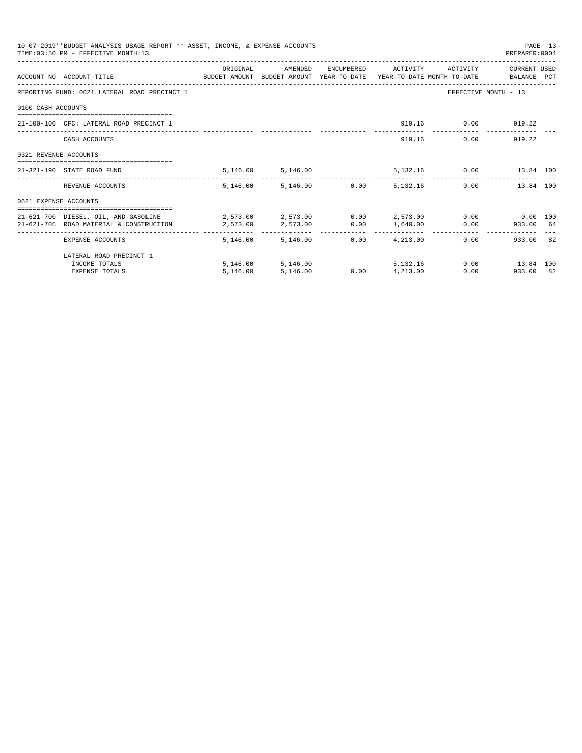10-07-2019**BUDGET ANALYSIS USAGE REPORT ** ASSET, INCOME, & EXPENSE ACCOUNTS
TIME:03:50 PM - EFFECTIVE MONTH:13

PREPARER:0004

| ACCOUNT NO | ACCOUNT-TITLE | ORIGINAL BUDGET-AMOUNT | AMENDED BUDGET-AMOUNT | ENCUMBERED YEAR-TO-DATE | ACTIVITY YEAR-TO-DATE | ACTIVITY MONTH-TO-DATE | CURRENT BALANCE | USED PCT |
|---|---|---|---|---|---|---|---|---|
| REPORTING FUND: 0021 LATERAL ROAD PRECINCT 1 | | | | | | EFFECTIVE MONTH - 13 | | |
| 0100 CASH ACCOUNTS | | | | | | | | |
| 21-100-100 | CFC: LATERAL ROAD PRECINCT 1 | | | | 919.16 | 0.00 | 919.22 | |
| | CASH ACCOUNTS | | | | 919.16 | 0.00 | 919.22 | |
| 0321 REVENUE ACCOUNTS | | | | | | | | |
| 21-321-190 | STATE ROAD FUND | 5,146.00 | 5,146.00 | | 5,132.16 | 0.00 | 13.84 | 100 |
| | REVENUE ACCOUNTS | 5,146.00 | 5,146.00 | 0.00 | 5,132.16 | 0.00 | 13.84 | 100 |
| 0621 EXPENSE ACCOUNTS | | | | | | | | |
| 21-621-700 | DIESEL, OIL, AND GASOLINE | 2,573.00 | 2,573.00 | 0.00 | 2,573.00 | 0.00 | 0.00 | 100 |
| 21-621-705 | ROAD MATERIAL & CONSTRUCTION | 2,573.00 | 2,573.00 | 0.00 | 1,640.00 | 0.00 | 933.00 | 64 |
| | EXPENSE ACCOUNTS | 5,146.00 | 5,146.00 | 0.00 | 4,213.00 | 0.00 | 933.00 | 82 |
| | LATERAL ROAD PRECINCT 1 | | | | | | | |
| | INCOME TOTALS | 5,146.00 | 5,146.00 | | 5,132.16 | 0.00 | 13.84 | 100 |
| | EXPENSE TOTALS | 5,146.00 | 5,146.00 | 0.00 | 4,213.00 | 0.00 | 933.00 | 82 |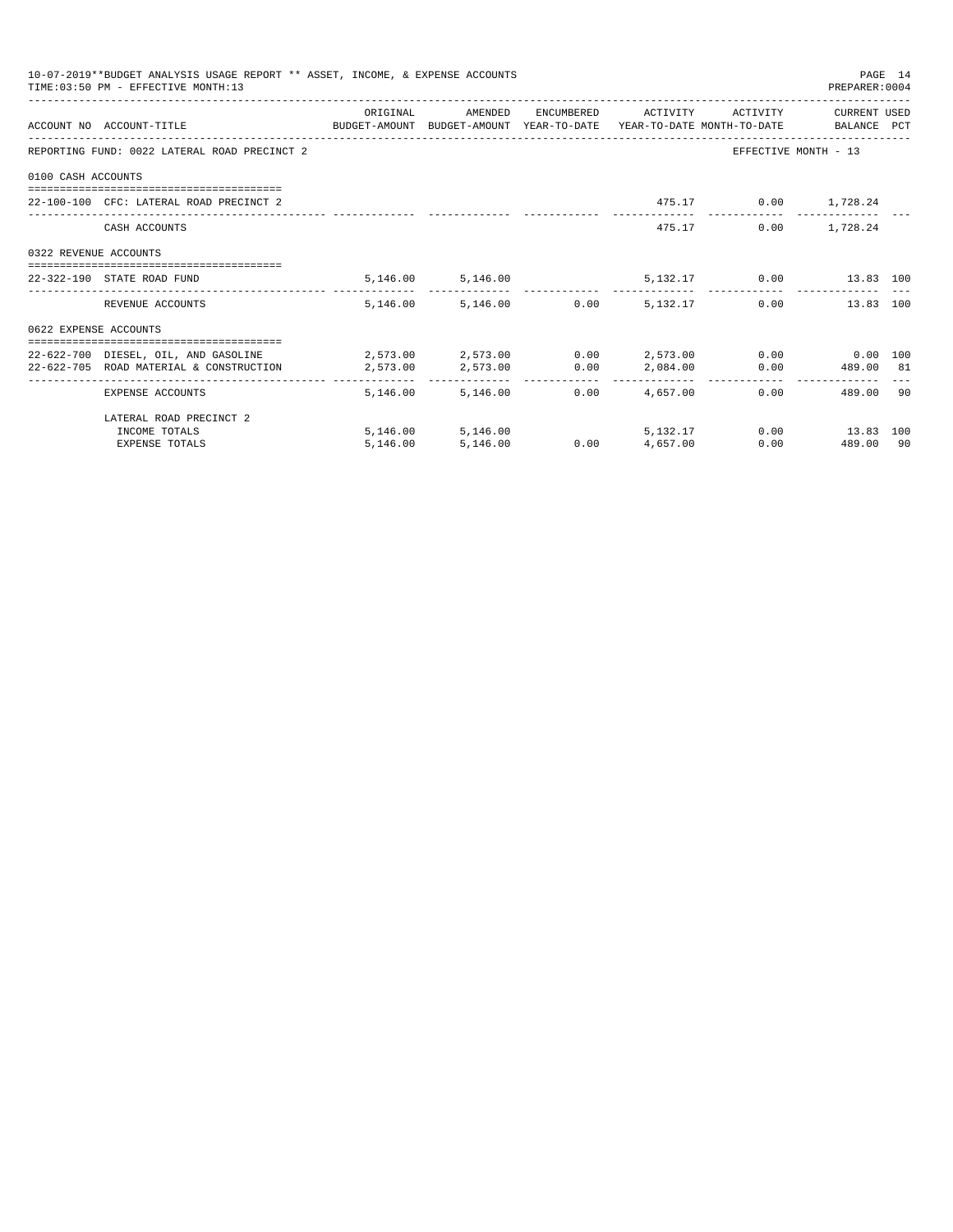10-07-2019**BUDGET ANALYSIS USAGE REPORT ** ASSET, INCOME, & EXPENSE ACCOUNTS
TIME:03:50 PM - EFFECTIVE MONTH:13
PREPARER:0004

| ACCOUNT NO | ACCOUNT-TITLE | ORIGINAL BUDGET-AMOUNT | AMENDED BUDGET-AMOUNT | ENCUMBERED YEAR-TO-DATE | ACTIVITY YEAR-TO-DATE | ACTIVITY MONTH-TO-DATE | CURRENT BALANCE | USED PCT |
|---|---|---|---|---|---|---|---|---|
| REPORTING FUND: 0022 LATERAL ROAD PRECINCT 2 | | | | | | EFFECTIVE MONTH - 13 | | |
| 0100 CASH ACCOUNTS | | | | | | | | |
| 22-100-100 | CFC: LATERAL ROAD PRECINCT 2 | | | | 475.17 | 0.00 | 1,728.24 | |
| | CASH ACCOUNTS | | | | 475.17 | 0.00 | 1,728.24 | |
| 0322 REVENUE ACCOUNTS | | | | | | | | |
| 22-322-190 | STATE ROAD FUND | 5,146.00 | 5,146.00 | | 5,132.17 | 0.00 | 13.83 | 100 |
| | REVENUE ACCOUNTS | 5,146.00 | 5,146.00 | 0.00 | 5,132.17 | 0.00 | 13.83 | 100 |
| 0622 EXPENSE ACCOUNTS | | | | | | | | |
| 22-622-700 | DIESEL, OIL, AND GASOLINE | 2,573.00 | 2,573.00 | 0.00 | 2,573.00 | 0.00 | 0.00 | 100 |
| 22-622-705 | ROAD MATERIAL & CONSTRUCTION | 2,573.00 | 2,573.00 | 0.00 | 2,084.00 | 0.00 | 489.00 | 81 |
| | EXPENSE ACCOUNTS | 5,146.00 | 5,146.00 | 0.00 | 4,657.00 | 0.00 | 489.00 | 90 |
| | LATERAL ROAD PRECINCT 2 | | | | | | | |
| | INCOME TOTALS | 5,146.00 | 5,146.00 | | 5,132.17 | 0.00 | 13.83 | 100 |
| | EXPENSE TOTALS | 5,146.00 | 5,146.00 | 0.00 | 4,657.00 | 0.00 | 489.00 | 90 |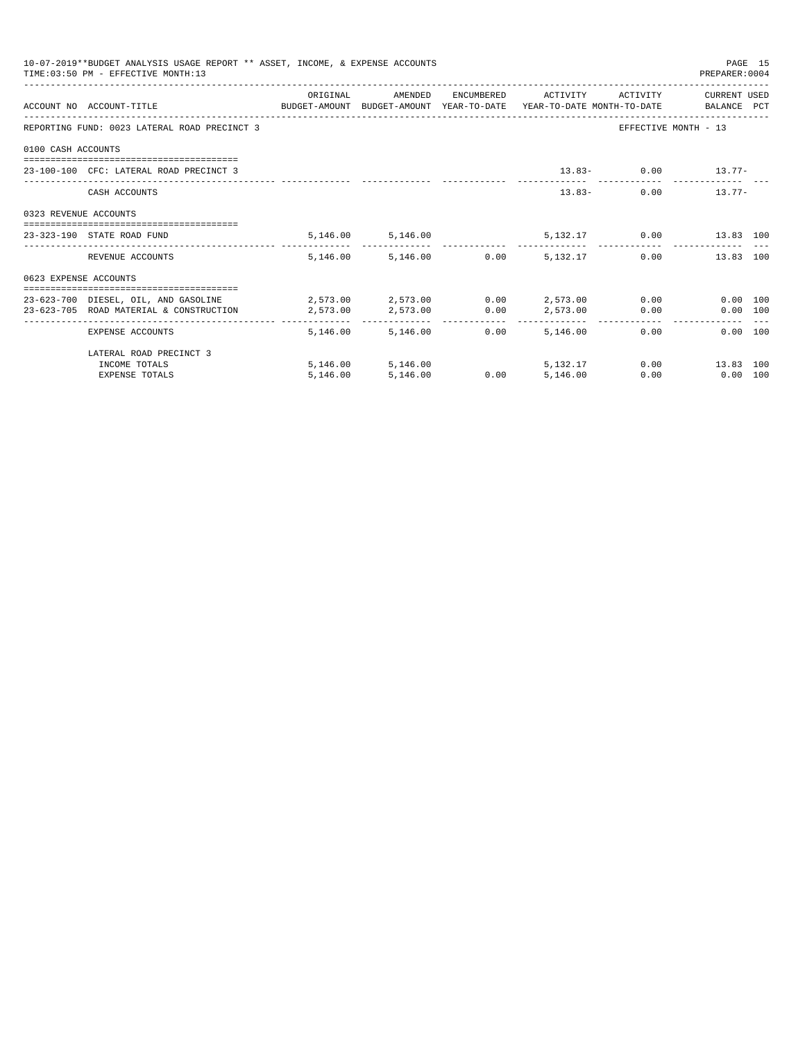10-07-2019**BUDGET ANALYSIS USAGE REPORT ** ASSET, INCOME, & EXPENSE ACCOUNTS

TIME:03:50 PM - EFFECTIVE MONTH:13

PREPARER:0004

| ACCOUNT NO | ACCOUNT-TITLE | ORIGINAL BUDGET-AMOUNT | AMENDED BUDGET-AMOUNT | ENCUMBERED YEAR-TO-DATE | ACTIVITY YEAR-TO-DATE | ACTIVITY MONTH-TO-DATE | CURRENT USED BALANCE | PCT |
|---|---|---|---|---|---|---|---|---|
| REPORTING FUND: 0023 LATERAL ROAD PRECINCT 3 | | | | | | EFFECTIVE MONTH - 13 | | |
| 0100 CASH ACCOUNTS | | | | | | | | |
| 23-100-100 | CFC: LATERAL ROAD PRECINCT 3 | | | | 13.83- | 0.00 | 13.77- | |
| | CASH ACCOUNTS | | | | 13.83- | 0.00 | 13.77- | |
| 0323 REVENUE ACCOUNTS | | | | | | | | |
| 23-323-190 | STATE ROAD FUND | 5,146.00 | 5,146.00 | | 5,132.17 | 0.00 | 13.83 | 100 |
| | REVENUE ACCOUNTS | 5,146.00 | 5,146.00 | 0.00 | 5,132.17 | 0.00 | 13.83 | 100 |
| 0623 EXPENSE ACCOUNTS | | | | | | | | |
| 23-623-700 | DIESEL, OIL, AND GASOLINE | 2,573.00 | 2,573.00 | 0.00 | 2,573.00 | 0.00 | 0.00 | 100 |
| 23-623-705 | ROAD MATERIAL & CONSTRUCTION | 2,573.00 | 2,573.00 | 0.00 | 2,573.00 | 0.00 | 0.00 | 100 |
| | EXPENSE ACCOUNTS | 5,146.00 | 5,146.00 | 0.00 | 5,146.00 | 0.00 | 0.00 | 100 |
| | LATERAL ROAD PRECINCT 3 | | | | | | | |
| | INCOME TOTALS | 5,146.00 | 5,146.00 | | 5,132.17 | 0.00 | 13.83 | 100 |
| | EXPENSE TOTALS | 5,146.00 | 5,146.00 | 0.00 | 5,146.00 | 0.00 | 0.00 | 100 |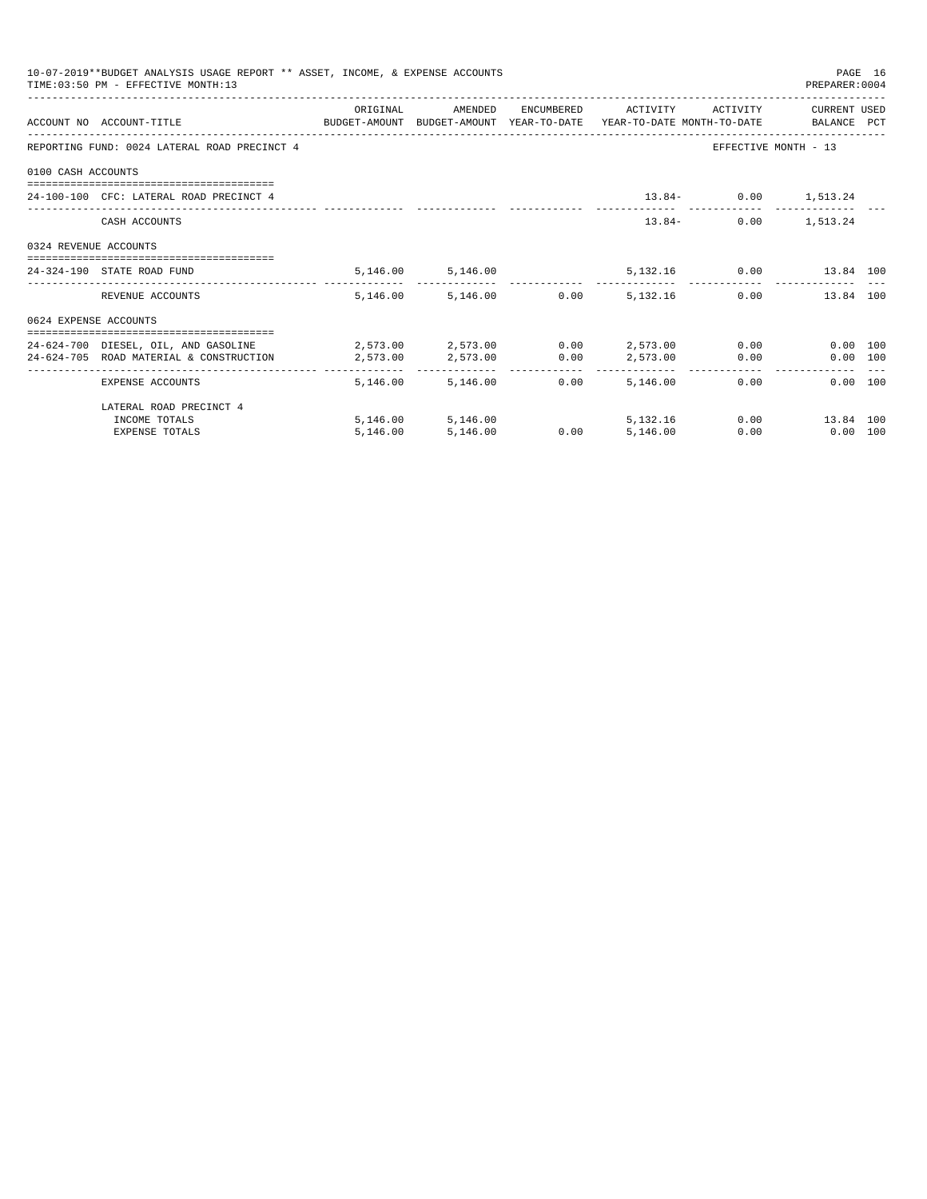10-07-2019**BUDGET ANALYSIS USAGE REPORT ** ASSET, INCOME, & EXPENSE ACCOUNTS

TIME:03:50 PM - EFFECTIVE MONTH:13

PREPARER:0004

| ACCOUNT NO | ACCOUNT-TITLE | ORIGINAL BUDGET-AMOUNT | AMENDED BUDGET-AMOUNT | ENCUMBERED YEAR-TO-DATE | ACTIVITY YEAR-TO-DATE | ACTIVITY MONTH-TO-DATE | CURRENT USED BALANCE | PCT |
|---|---|---|---|---|---|---|---|---|
| REPORTING FUND: 0024 LATERAL ROAD PRECINCT 4 | | | | | | EFFECTIVE MONTH - 13 | | |
| 0100 CASH ACCOUNTS | | | | | | | | |
| 24-100-100 | CFC: LATERAL ROAD PRECINCT 4 | | | | 13.84- | 0.00 | 1,513.24 | |
| | CASH ACCOUNTS | | | | 13.84- | 0.00 | 1,513.24 | |
| 0324 REVENUE ACCOUNTS | | | | | | | | |
| 24-324-190 | STATE ROAD FUND | 5,146.00 | 5,146.00 | | 5,132.16 | 0.00 | 13.84 | 100 |
| | REVENUE ACCOUNTS | 5,146.00 | 5,146.00 | 0.00 | 5,132.16 | 0.00 | 13.84 | 100 |
| 0624 EXPENSE ACCOUNTS | | | | | | | | |
| 24-624-700 | DIESEL, OIL, AND GASOLINE | 2,573.00 | 2,573.00 | 0.00 | 2,573.00 | 0.00 | 0.00 | 100 |
| 24-624-705 | ROAD MATERIAL & CONSTRUCTION | 2,573.00 | 2,573.00 | 0.00 | 2,573.00 | 0.00 | 0.00 | 100 |
| | EXPENSE ACCOUNTS | 5,146.00 | 5,146.00 | 0.00 | 5,146.00 | 0.00 | 0.00 | 100 |
| | LATERAL ROAD PRECINCT 4 | | | | | | | |
| | INCOME TOTALS | 5,146.00 | 5,146.00 | | 5,132.16 | 0.00 | 13.84 | 100 |
| | EXPENSE TOTALS | 5,146.00 | 5,146.00 | 0.00 | 5,146.00 | 0.00 | 0.00 | 100 |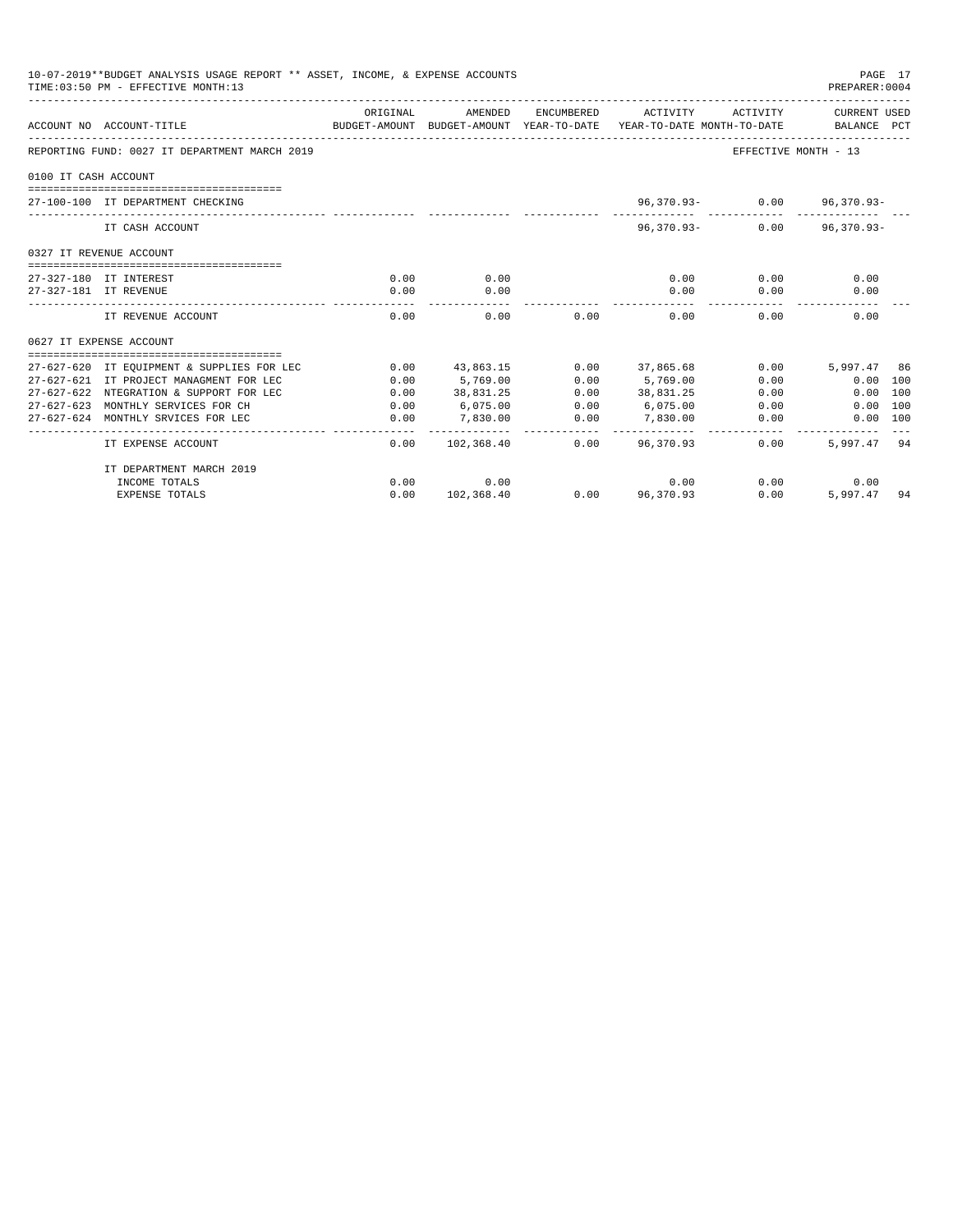10-07-2019**BUDGET ANALYSIS USAGE REPORT ** ASSET, INCOME, & EXPENSE ACCOUNTS
TIME:03:50 PM - EFFECTIVE MONTH:13

| ACCOUNT NO | ACCOUNT-TITLE | ORIGINAL BUDGET-AMOUNT | AMENDED BUDGET-AMOUNT | ENCUMBERED YEAR-TO-DATE | ACTIVITY YEAR-TO-DATE | ACTIVITY MONTH-TO-DATE | CURRENT USED BALANCE | PCT |
|---|---|---|---|---|---|---|---|---|
| REPORTING FUND: 0027 IT DEPARTMENT MARCH 2019 | | | | | | EFFECTIVE MONTH - 13 | | |
| 0100 IT CASH ACCOUNT | | | | | | | | |
| 27-100-100 | IT DEPARTMENT CHECKING | | | | 96,370.93- | 0.00 | 96,370.93- | |
| | IT CASH ACCOUNT | | | | 96,370.93- | 0.00 | 96,370.93- | |
| 0327 IT REVENUE ACCOUNT | | | | | | | | |
| 27-327-180 | IT INTEREST | 0.00 | 0.00 | | 0.00 | 0.00 | 0.00 | |
| 27-327-181 | IT REVENUE | 0.00 | 0.00 | | 0.00 | 0.00 | 0.00 | |
| | IT REVENUE ACCOUNT | 0.00 | 0.00 | 0.00 | 0.00 | 0.00 | 0.00 | |
| 0627 IT EXPENSE ACCOUNT | | | | | | | | |
| 27-627-620 | IT EQUIPMENT & SUPPLIES FOR LEC | 0.00 | 43,863.15 | 0.00 | 37,865.68 | 0.00 | 5,997.47 | 86 |
| 27-627-621 | IT PROJECT MANAGMENT FOR LEC | 0.00 | 5,769.00 | 0.00 | 5,769.00 | 0.00 | 0.00 | 100 |
| 27-627-622 | NTEGRATION & SUPPORT FOR LEC | 0.00 | 38,831.25 | 0.00 | 38,831.25 | 0.00 | 0.00 | 100 |
| 27-627-623 | MONTHLY SERVICES FOR CH | 0.00 | 6,075.00 | 0.00 | 6,075.00 | 0.00 | 0.00 | 100 |
| 27-627-624 | MONTHLY SRVICES FOR LEC | 0.00 | 7,830.00 | 0.00 | 7,830.00 | 0.00 | 0.00 | 100 |
| | IT EXPENSE ACCOUNT | 0.00 | 102,368.40 | 0.00 | 96,370.93 | 0.00 | 5,997.47 | 94 |
| | IT DEPARTMENT MARCH 2019 | | | | | | | |
| | INCOME TOTALS | 0.00 | 0.00 | | 0.00 | 0.00 | 0.00 | |
| | EXPENSE TOTALS | 0.00 | 102,368.40 | 0.00 | 96,370.93 | 0.00 | 5,997.47 | 94 |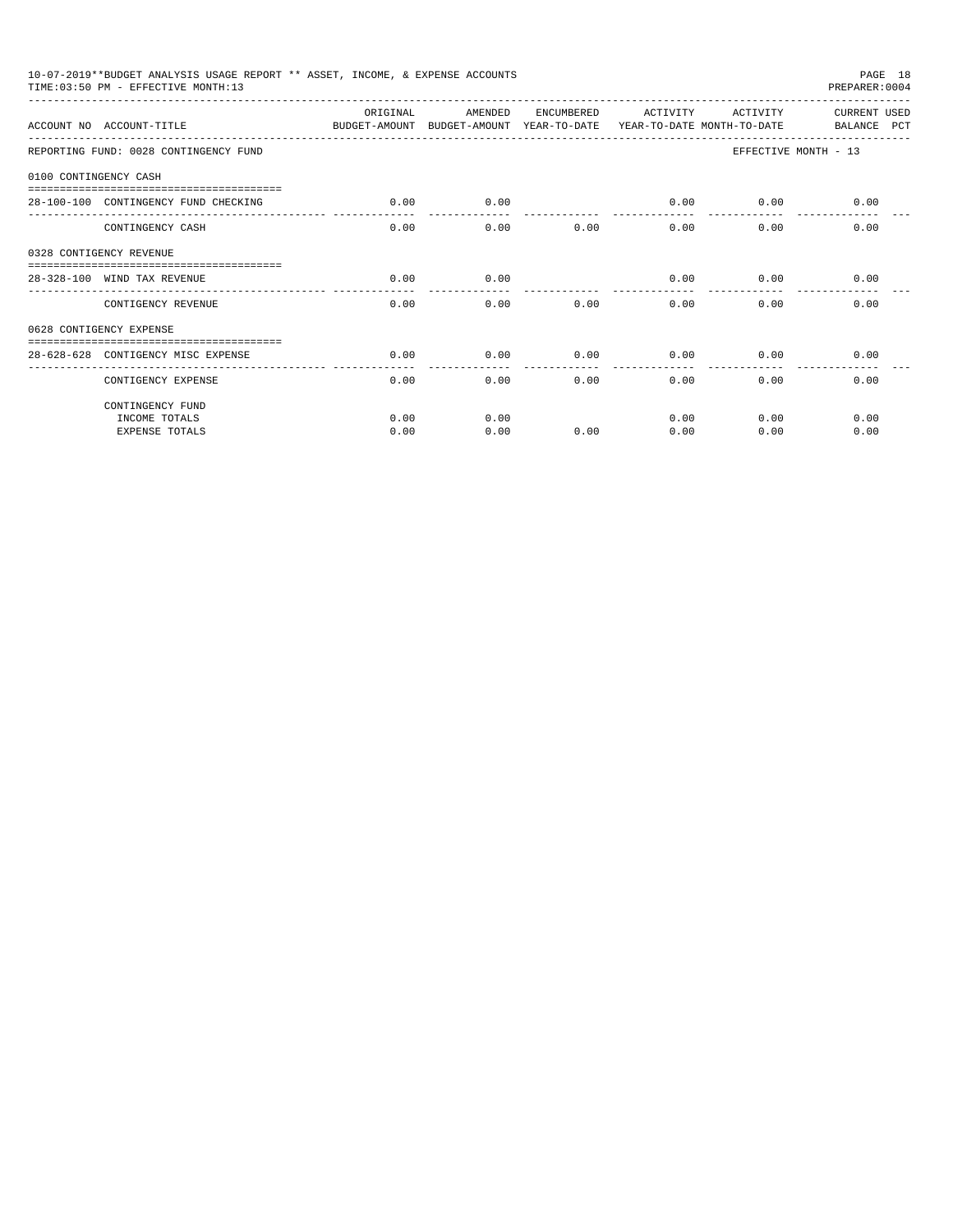10-07-2019**BUDGET ANALYSIS USAGE REPORT ** ASSET, INCOME, & EXPENSE ACCOUNTS

TIME:03:50 PM - EFFECTIVE MONTH:13

PREPARER:0004

| ACCOUNT NO | ACCOUNT-TITLE | ORIGINAL BUDGET-AMOUNT | AMENDED BUDGET-AMOUNT | ENCUMBERED YEAR-TO-DATE | ACTIVITY YEAR-TO-DATE | ACTIVITY MONTH-TO-DATE | CURRENT USED BALANCE PCT |
|---|---|---|---|---|---|---|---|
| REPORTING FUND: 0028 CONTINGENCY FUND | | | | | | | EFFECTIVE MONTH - 13 |
| 0100 CONTINGENCY CASH | | | | | | | |
| 28-100-100 | CONTINGENCY FUND CHECKING | 0.00 | 0.00 | | 0.00 | 0.00 | 0.00 |
| | CONTINGENCY CASH | 0.00 | 0.00 | 0.00 | 0.00 | 0.00 | 0.00 |
| 0328 CONTIGENCY REVENUE | | | | | | | |
| 28-328-100 | WIND TAX REVENUE | 0.00 | 0.00 | | 0.00 | 0.00 | 0.00 |
| | CONTIGENCY REVENUE | 0.00 | 0.00 | 0.00 | 0.00 | 0.00 | 0.00 |
| 0628 CONTIGENCY EXPENSE | | | | | | | |
| 28-628-628 | CONTIGENCY MISC EXPENSE | 0.00 | 0.00 | 0.00 | 0.00 | 0.00 | 0.00 |
| | CONTIGENCY EXPENSE | 0.00 | 0.00 | 0.00 | 0.00 | 0.00 | 0.00 |
| | CONTINGENCY FUND | | | | | | |
| | INCOME TOTALS | 0.00 | 0.00 | | 0.00 | 0.00 | 0.00 |
| | EXPENSE TOTALS | 0.00 | 0.00 | 0.00 | 0.00 | 0.00 | 0.00 |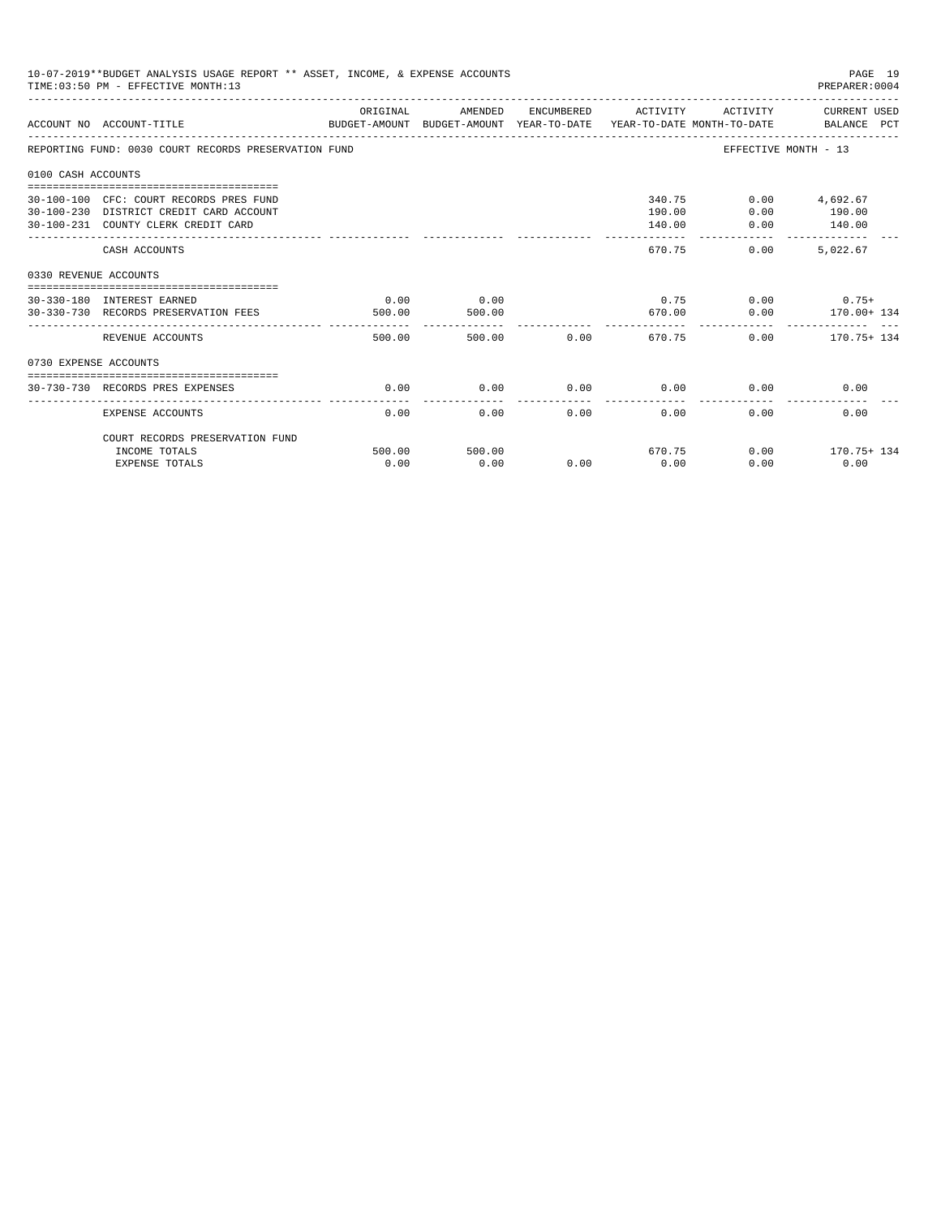10-07-2019**BUDGET ANALYSIS USAGE REPORT ** ASSET, INCOME, & EXPENSE ACCOUNTS

TIME:03:50 PM - EFFECTIVE MONTH:13

PREPARER:0004

| ACCOUNT NO | ACCOUNT-TITLE | ORIGINAL BUDGET-AMOUNT | AMENDED BUDGET-AMOUNT | ENCUMBERED YEAR-TO-DATE | ACTIVITY YEAR-TO-DATE | ACTIVITY MONTH-TO-DATE | CURRENT USED BALANCE | PCT |
|---|---|---|---|---|---|---|---|---|
| REPORTING FUND: 0030 COURT RECORDS PRESERVATION FUND | | | | | | | EFFECTIVE MONTH - 13 | |
| 0100 CASH ACCOUNTS | | | | | | | | |
| 30-100-100 | CFC: COURT RECORDS PRES FUND | | | | 340.75 | 0.00 | 4,692.67 | |
| 30-100-230 | DISTRICT CREDIT CARD ACCOUNT | | | | 190.00 | 0.00 | 190.00 | |
| 30-100-231 | COUNTY CLERK CREDIT CARD | | | | 140.00 | 0.00 | 140.00 | |
| | CASH ACCOUNTS | | | | 670.75 | 0.00 | 5,022.67 | |
| 0330 REVENUE ACCOUNTS | | | | | | | | |
| 30-330-180 | INTEREST EARNED | 0.00 | 0.00 | | 0.75 | 0.00 | 0.75+ | |
| 30-330-730 | RECORDS PRESERVATION FEES | 500.00 | 500.00 | | 670.00 | 0.00 | 170.00+ | 134 |
| | REVENUE ACCOUNTS | 500.00 | 500.00 | 0.00 | 670.75 | 0.00 | 170.75+ | 134 |
| 0730 EXPENSE ACCOUNTS | | | | | | | | |
| 30-730-730 | RECORDS PRES EXPENSES | 0.00 | 0.00 | 0.00 | 0.00 | 0.00 | 0.00 | |
| | EXPENSE ACCOUNTS | 0.00 | 0.00 | 0.00 | 0.00 | 0.00 | 0.00 | |
| | COURT RECORDS PRESERVATION FUND | | | | | | | |
| | INCOME TOTALS | 500.00 | 500.00 | | 670.75 | 0.00 | 170.75+ | 134 |
| | EXPENSE TOTALS | 0.00 | 0.00 | 0.00 | 0.00 | 0.00 | 0.00 | |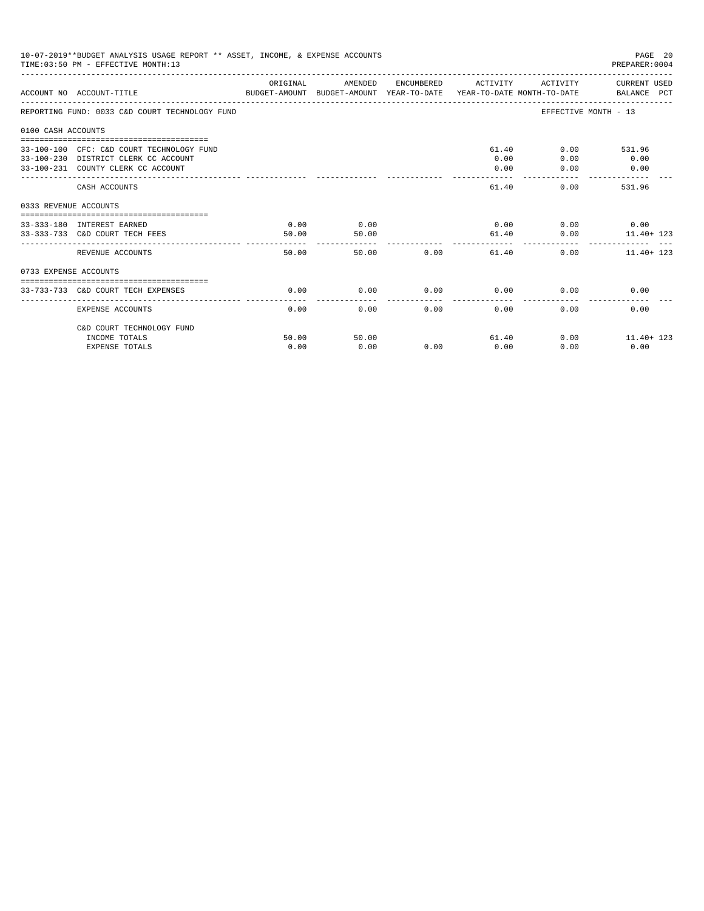10-07-2019**BUDGET ANALYSIS USAGE REPORT ** ASSET, INCOME, & EXPENSE ACCOUNTS

TIME:03:50 PM - EFFECTIVE MONTH:13

PREPARER:0004

| ACCOUNT NO | ACCOUNT-TITLE | ORIGINAL BUDGET-AMOUNT | AMENDED BUDGET-AMOUNT | ENCUMBERED YEAR-TO-DATE | ACTIVITY YEAR-TO-DATE | ACTIVITY MONTH-TO-DATE | CURRENT USED BALANCE | PCT |
|---|---|---|---|---|---|---|---|---|
| REPORTING FUND: 0033 C&D COURT TECHNOLOGY FUND | | | | | | EFFECTIVE MONTH - 13 | | |
| 0100 CASH ACCOUNTS | | | | | | | | |
| 33-100-100 | CFC: C&D COURT TECHNOLOGY FUND | | | | 61.40 | 0.00 | 531.96 | |
| 33-100-230 | DISTRICT CLERK CC ACCOUNT | | | | 0.00 | 0.00 | 0.00 | |
| 33-100-231 | COUNTY CLERK CC ACCOUNT | | | | 0.00 | 0.00 | 0.00 | |
| | CASH ACCOUNTS | | | | 61.40 | 0.00 | 531.96 | |
| 0333 REVENUE ACCOUNTS | | | | | | | | |
| 33-333-180 | INTEREST EARNED | 0.00 | 0.00 | | 0.00 | 0.00 | 0.00 | |
| 33-333-733 | C&D COURT TECH FEES | 50.00 | 50.00 | | 61.40 | 0.00 | 11.40+ | 123 |
| | REVENUE ACCOUNTS | 50.00 | 50.00 | 0.00 | 61.40 | 0.00 | 11.40+ | 123 |
| 0733 EXPENSE ACCOUNTS | | | | | | | | |
| 33-733-733 | C&D COURT TECH EXPENSES | 0.00 | 0.00 | 0.00 | 0.00 | 0.00 | 0.00 | |
| | EXPENSE ACCOUNTS | 0.00 | 0.00 | 0.00 | 0.00 | 0.00 | 0.00 | |
| | C&D COURT TECHNOLOGY FUND | | | | | | | |
| | INCOME TOTALS | 50.00 | 50.00 | | 61.40 | 0.00 | 11.40+ | 123 |
| | EXPENSE TOTALS | 0.00 | 0.00 | 0.00 | 0.00 | 0.00 | 0.00 | |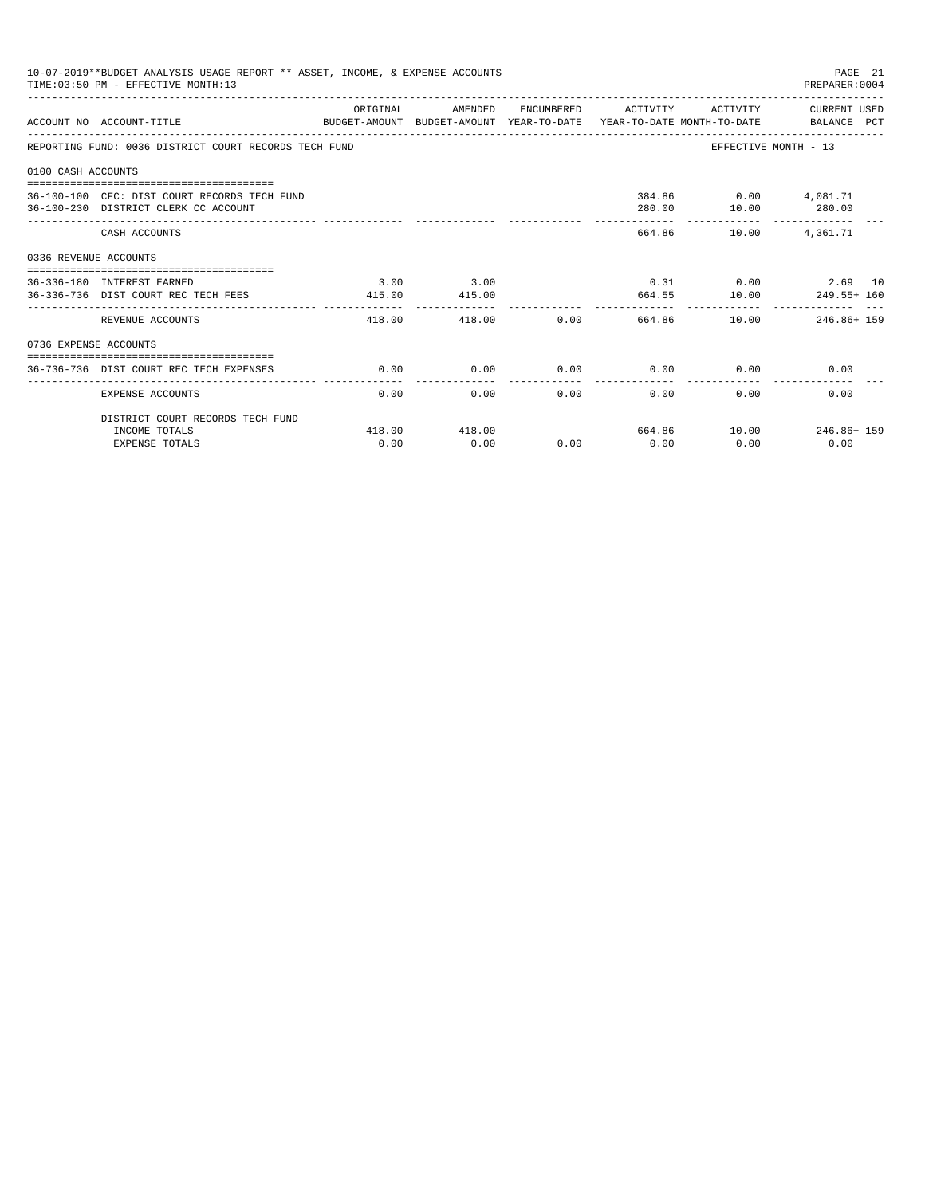10-07-2019**BUDGET ANALYSIS USAGE REPORT ** ASSET, INCOME, & EXPENSE ACCOUNTS
TIME:03:50 PM - EFFECTIVE MONTH:13
PREPARER:0004

| ACCOUNT NO | ACCOUNT-TITLE | ORIGINAL BUDGET-AMOUNT | AMENDED BUDGET-AMOUNT | ENCUMBERED YEAR-TO-DATE | ACTIVITY YEAR-TO-DATE | ACTIVITY MONTH-TO-DATE | CURRENT USED BALANCE | PCT |
|---|---|---|---|---|---|---|---|---|
| REPORTING FUND: 0036 DISTRICT COURT RECORDS TECH FUND | | | | | | | EFFECTIVE MONTH - 13 | |
| 0100 CASH ACCOUNTS | | | | | | | | |
| 36-100-100 | CFC: DIST COURT RECORDS TECH FUND | | | | 384.86 | 0.00 | 4,081.71 | |
| 36-100-230 | DISTRICT CLERK CC ACCOUNT | | | | 280.00 | 10.00 | 280.00 | |
| | CASH ACCOUNTS | | | | 664.86 | 10.00 | 4,361.71 | |
| 0336 REVENUE ACCOUNTS | | | | | | | | |
| 36-336-180 | INTEREST EARNED | 3.00 | 3.00 | | 0.31 | 0.00 | 2.69 | 10 |
| 36-336-736 | DIST COURT REC TECH FEES | 415.00 | 415.00 | | 664.55 | 10.00 | 249.55+ | 160 |
| | REVENUE ACCOUNTS | 418.00 | 418.00 | 0.00 | 664.86 | 10.00 | 246.86+ | 159 |
| 0736 EXPENSE ACCOUNTS | | | | | | | | |
| 36-736-736 | DIST COURT REC TECH EXPENSES | 0.00 | 0.00 | 0.00 | 0.00 | 0.00 | 0.00 | |
| | EXPENSE ACCOUNTS | 0.00 | 0.00 | 0.00 | 0.00 | 0.00 | 0.00 | |
| | DISTRICT COURT RECORDS TECH FUND | | | | | | | |
| | INCOME TOTALS | 418.00 | 418.00 | | 664.86 | 10.00 | 246.86+ | 159 |
| | EXPENSE TOTALS | 0.00 | 0.00 | 0.00 | 0.00 | 0.00 | 0.00 | |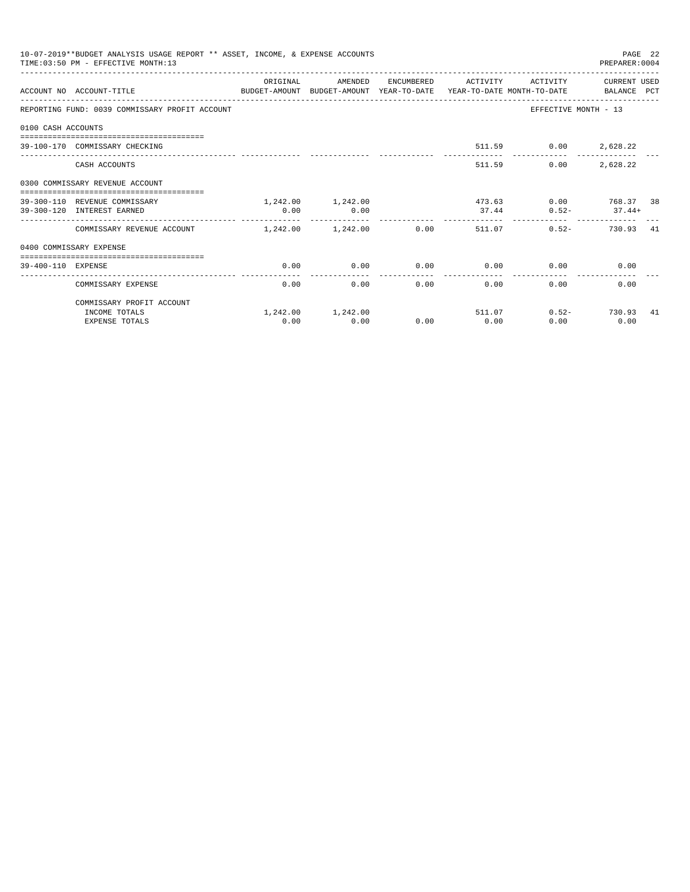10-07-2019**BUDGET ANALYSIS USAGE REPORT ** ASSET, INCOME, & EXPENSE ACCOUNTS
TIME:03:50 PM - EFFECTIVE MONTH:13
PREPARER:0004

| ACCOUNT NO ACCOUNT-TITLE | ORIGINAL BUDGET-AMOUNT | AMENDED BUDGET-AMOUNT | ENCUMBERED YEAR-TO-DATE | ACTIVITY YEAR-TO-DATE | ACTIVITY MONTH-TO-DATE | CURRENT USED BALANCE | PCT |
|---|---|---|---|---|---|---|---|
| REPORTING FUND: 0039 COMMISSARY PROFIT ACCOUNT | | | | | EFFECTIVE MONTH - 13 | | |
| 0100 CASH ACCOUNTS | | | | | | | |
| 39-100-170 COMMISSARY CHECKING | | | | 511.59 | 0.00 | 2,628.22 | |
| CASH ACCOUNTS | | | | 511.59 | 0.00 | 2,628.22 | |
| 0300 COMMISSARY REVENUE ACCOUNT | | | | | | | |
| 39-300-110 REVENUE COMMISSARY | 1,242.00 | 1,242.00 | | 473.63 | 0.00 | 768.37 | 38 |
| 39-300-120 INTEREST EARNED | 0.00 | 0.00 | | 37.44 | 0.52- | 37.44+ | |
| COMMISSARY REVENUE ACCOUNT | 1,242.00 | 1,242.00 | 0.00 | 511.07 | 0.52- | 730.93 | 41 |
| 0400 COMMISSARY EXPENSE | | | | | | | |
| 39-400-110 EXPENSE | 0.00 | 0.00 | 0.00 | 0.00 | 0.00 | 0.00 | |
| COMMISSARY EXPENSE | 0.00 | 0.00 | 0.00 | 0.00 | 0.00 | 0.00 | |
| COMMISSARY PROFIT ACCOUNT | | | | | | | |
| INCOME TOTALS | 1,242.00 | 1,242.00 | | 511.07 | 0.52- | 730.93 | 41 |
| EXPENSE TOTALS | 0.00 | 0.00 | 0.00 | 0.00 | 0.00 | 0.00 | |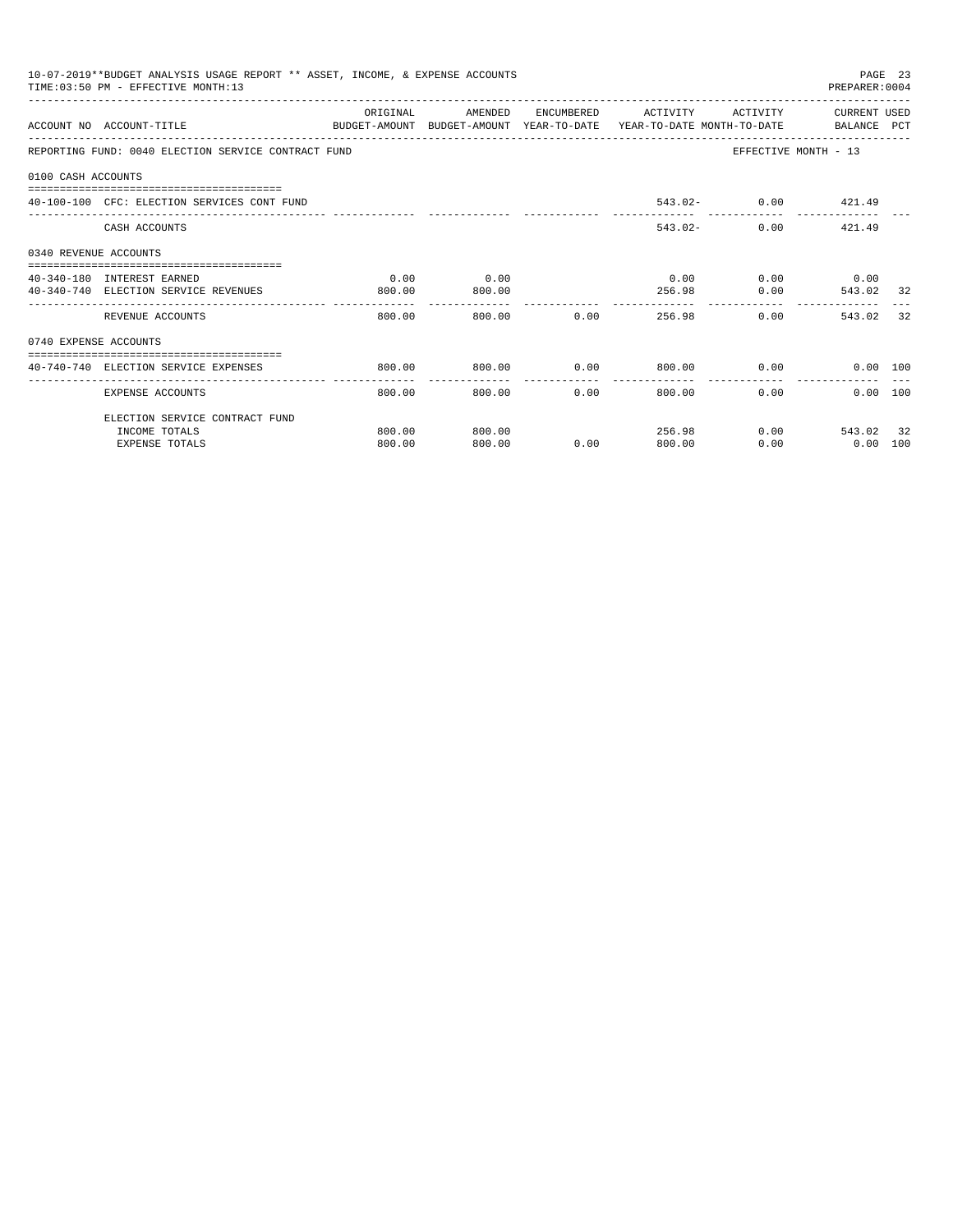10-07-2019**BUDGET ANALYSIS USAGE REPORT ** ASSET, INCOME, & EXPENSE ACCOUNTS
TIME:03:50 PM - EFFECTIVE MONTH:13

PREPARER:0004

| ACCOUNT NO | ACCOUNT-TITLE | ORIGINAL BUDGET-AMOUNT | AMENDED BUDGET-AMOUNT | ENCUMBERED YEAR-TO-DATE | ACTIVITY YEAR-TO-DATE | ACTIVITY MONTH-TO-DATE | CURRENT USED BALANCE | PCT |
|---|---|---|---|---|---|---|---|---|
| REPORTING FUND: 0040 ELECTION SERVICE CONTRACT FUND | | | | | | EFFECTIVE MONTH - 13 | | |
| 0100 CASH ACCOUNTS | | | | | | | | |
| 40-100-100 | CFC: ELECTION SERVICES CONT FUND | | | | 543.02- | 0.00 | 421.49 | |
| | CASH ACCOUNTS | | | | 543.02- | 0.00 | 421.49 | |
| 0340 REVENUE ACCOUNTS | | | | | | | | |
| 40-340-180 | INTEREST EARNED | 0.00 | 0.00 | | 0.00 | 0.00 | 0.00 | |
| 40-340-740 | ELECTION SERVICE REVENUES | 800.00 | 800.00 | | 256.98 | 0.00 | 543.02 | 32 |
| | REVENUE ACCOUNTS | 800.00 | 800.00 | 0.00 | 256.98 | 0.00 | 543.02 | 32 |
| 0740 EXPENSE ACCOUNTS | | | | | | | | |
| 40-740-740 | ELECTION SERVICE EXPENSES | 800.00 | 800.00 | 0.00 | 800.00 | 0.00 | 0.00 | 100 |
| | EXPENSE ACCOUNTS | 800.00 | 800.00 | 0.00 | 800.00 | 0.00 | 0.00 | 100 |
| | ELECTION SERVICE CONTRACT FUND | | | | | | | |
| | INCOME TOTALS | 800.00 | 800.00 | | 256.98 | 0.00 | 543.02 | 32 |
| | EXPENSE TOTALS | 800.00 | 800.00 | 0.00 | 800.00 | 0.00 | 0.00 | 100 |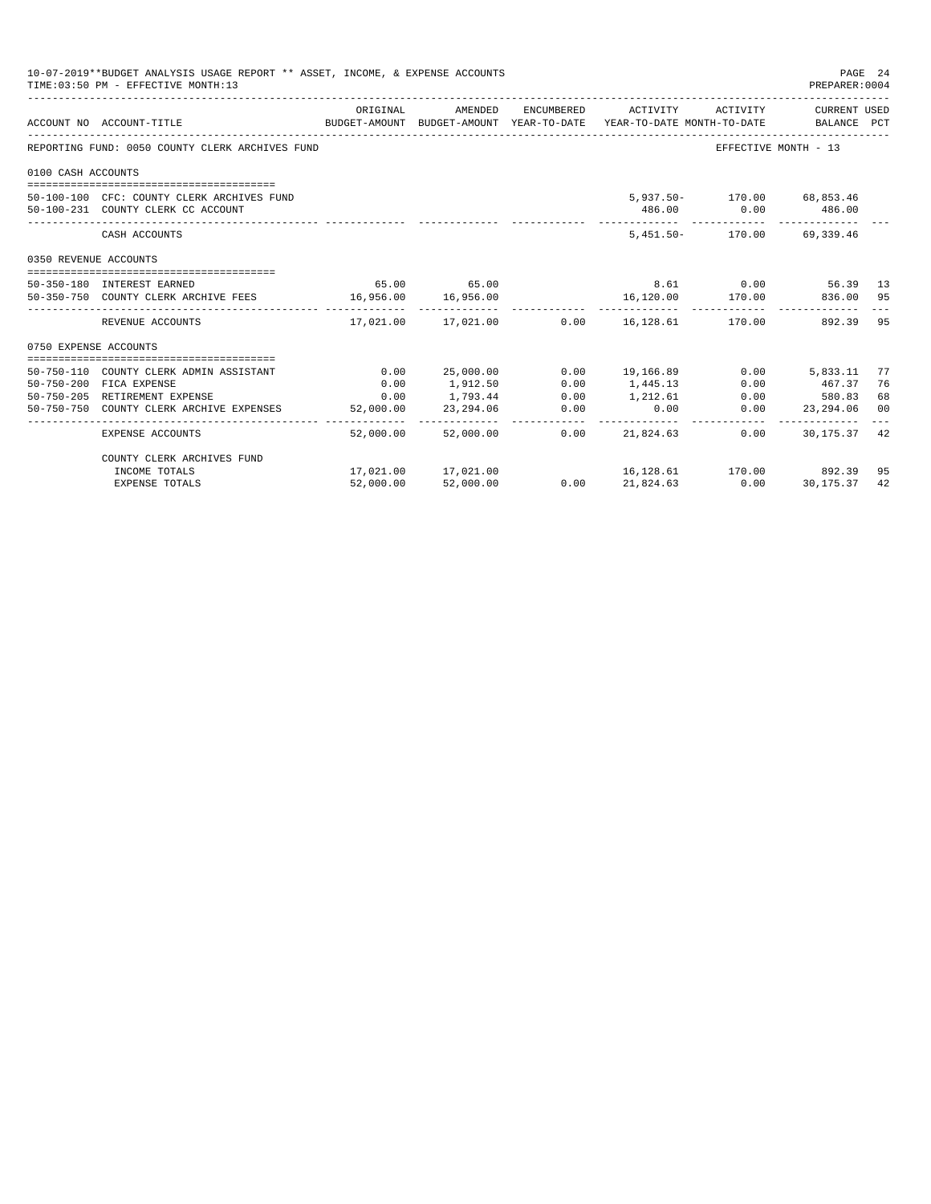10-07-2019**BUDGET ANALYSIS USAGE REPORT ** ASSET, INCOME, & EXPENSE ACCOUNTS
TIME:03:50 PM - EFFECTIVE MONTH:13

PREPARER:0004

| ACCOUNT NO | ACCOUNT-TITLE | ORIGINAL BUDGET-AMOUNT | AMENDED BUDGET-AMOUNT | ENCUMBERED YEAR-TO-DATE | ACTIVITY YEAR-TO-DATE | ACTIVITY MONTH-TO-DATE | CURRENT USED BALANCE | PCT |
|---|---|---|---|---|---|---|---|---|
| REPORTING FUND: 0050 COUNTY CLERK ARCHIVES FUND | | | | | | EFFECTIVE MONTH - 13 | | |
| 0100 CASH ACCOUNTS | | | | | | | | |
| 50-100-100 | CFC: COUNTY CLERK ARCHIVES FUND | | | | 5,937.50- | 170.00 | 68,853.46 | |
| 50-100-231 | COUNTY CLERK CC ACCOUNT | | | | 486.00 | 0.00 | 486.00 | |
| | CASH ACCOUNTS | | | | 5,451.50- | 170.00 | 69,339.46 | |
| 0350 REVENUE ACCOUNTS | | | | | | | | |
| 50-350-180 | INTEREST EARNED | 65.00 | 65.00 | | 8.61 | 0.00 | 56.39 | 13 |
| 50-350-750 | COUNTY CLERK ARCHIVE FEES | 16,956.00 | 16,956.00 | | 16,120.00 | 170.00 | 836.00 | 95 |
| | REVENUE ACCOUNTS | 17,021.00 | 17,021.00 | 0.00 | 16,128.61 | 170.00 | 892.39 | 95 |
| 0750 EXPENSE ACCOUNTS | | | | | | | | |
| 50-750-110 | COUNTY CLERK ADMIN ASSISTANT | 0.00 | 25,000.00 | 0.00 | 19,166.89 | 0.00 | 5,833.11 | 77 |
| 50-750-200 | FICA EXPENSE | 0.00 | 1,912.50 | 0.00 | 1,445.13 | 0.00 | 467.37 | 76 |
| 50-750-205 | RETIREMENT EXPENSE | 0.00 | 1,793.44 | 0.00 | 1,212.61 | 0.00 | 580.83 | 68 |
| 50-750-750 | COUNTY CLERK ARCHIVE EXPENSES | 52,000.00 | 23,294.06 | 0.00 | 0.00 | 0.00 | 23,294.06 | 00 |
| | EXPENSE ACCOUNTS | 52,000.00 | 52,000.00 | 0.00 | 21,824.63 | 0.00 | 30,175.37 | 42 |
| | COUNTY CLERK ARCHIVES FUND | | | | | | | |
| | INCOME TOTALS | 17,021.00 | 17,021.00 | | 16,128.61 | 170.00 | 892.39 | 95 |
| | EXPENSE TOTALS | 52,000.00 | 52,000.00 | 0.00 | 21,824.63 | 0.00 | 30,175.37 | 42 |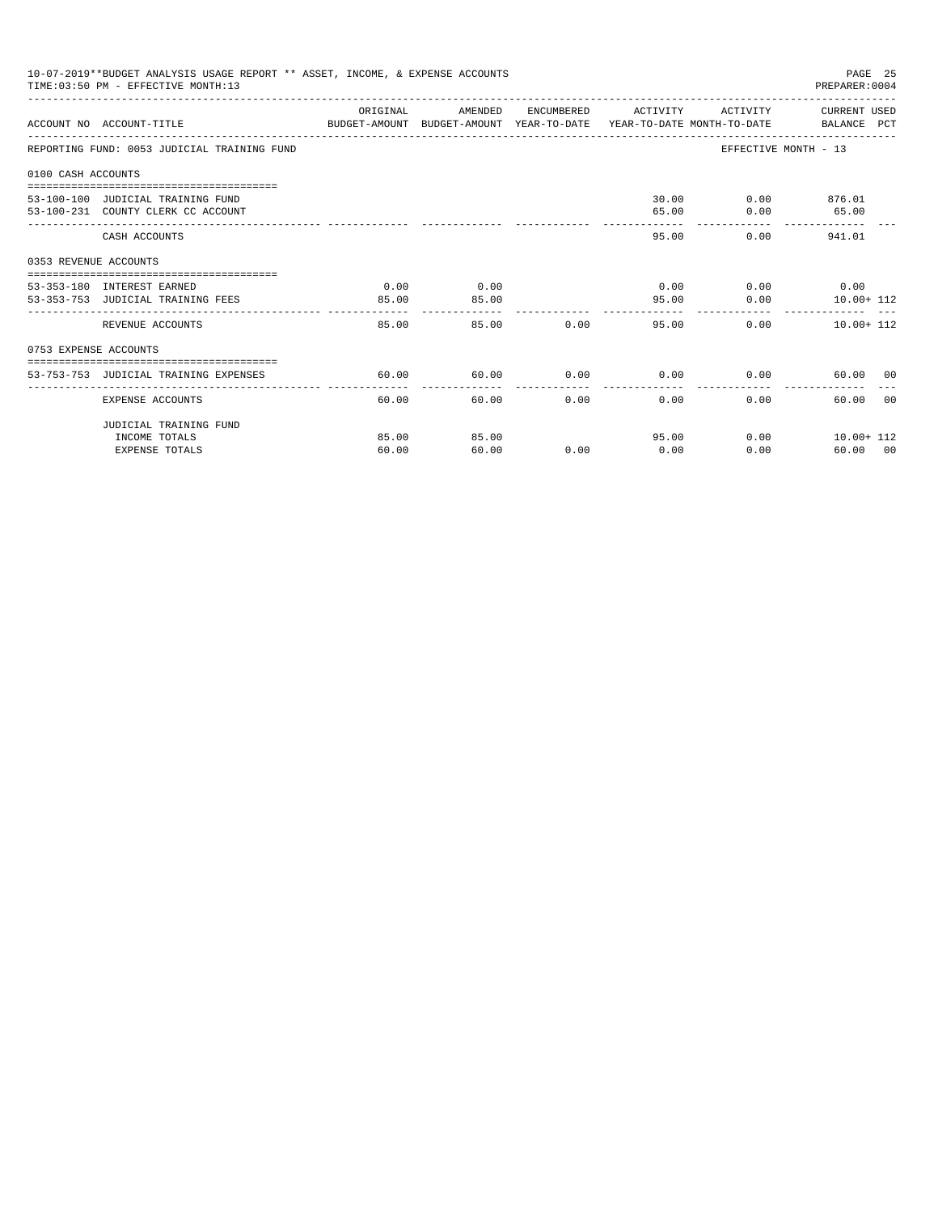10-07-2019**BUDGET ANALYSIS USAGE REPORT ** ASSET, INCOME, & EXPENSE ACCOUNTS

TIME:03:50 PM - EFFECTIVE MONTH:13

PREPARER:0004

| ACCOUNT NO | ACCOUNT-TITLE | ORIGINAL BUDGET-AMOUNT | AMENDED BUDGET-AMOUNT | ENCUMBERED YEAR-TO-DATE | ACTIVITY YEAR-TO-DATE | ACTIVITY MONTH-TO-DATE | CURRENT USED BALANCE | PCT |
|---|---|---|---|---|---|---|---|---|
| REPORTING FUND: 0053 JUDICIAL TRAINING FUND | | | | | | EFFECTIVE MONTH - 13 | | |
| 0100 CASH ACCOUNTS | | | | | | | | |
| 53-100-100 | JUDICIAL TRAINING FUND | | | | 30.00 | 0.00 | 876.01 | |
| 53-100-231 | COUNTY CLERK CC ACCOUNT | | | | 65.00 | 0.00 | 65.00 | |
| | CASH ACCOUNTS | | | | 95.00 | 0.00 | 941.01 | |
| 0353 REVENUE ACCOUNTS | | | | | | | | |
| 53-353-180 | INTEREST EARNED | 0.00 | 0.00 | | 0.00 | 0.00 | 0.00 | |
| 53-353-753 | JUDICIAL TRAINING FEES | 85.00 | 85.00 | | 95.00 | 0.00 | 10.00+ | 112 |
| | REVENUE ACCOUNTS | 85.00 | 85.00 | 0.00 | 95.00 | 0.00 | 10.00+ | 112 |
| 0753 EXPENSE ACCOUNTS | | | | | | | | |
| 53-753-753 | JUDICIAL TRAINING EXPENSES | 60.00 | 60.00 | 0.00 | 0.00 | 0.00 | 60.00 | 00 |
| | EXPENSE ACCOUNTS | 60.00 | 60.00 | 0.00 | 0.00 | 0.00 | 60.00 | 00 |
| | JUDICIAL TRAINING FUND | | | | | | | |
| | INCOME TOTALS | 85.00 | 85.00 | | 95.00 | 0.00 | 10.00+ | 112 |
| | EXPENSE TOTALS | 60.00 | 60.00 | 0.00 | 0.00 | 0.00 | 60.00 | 00 |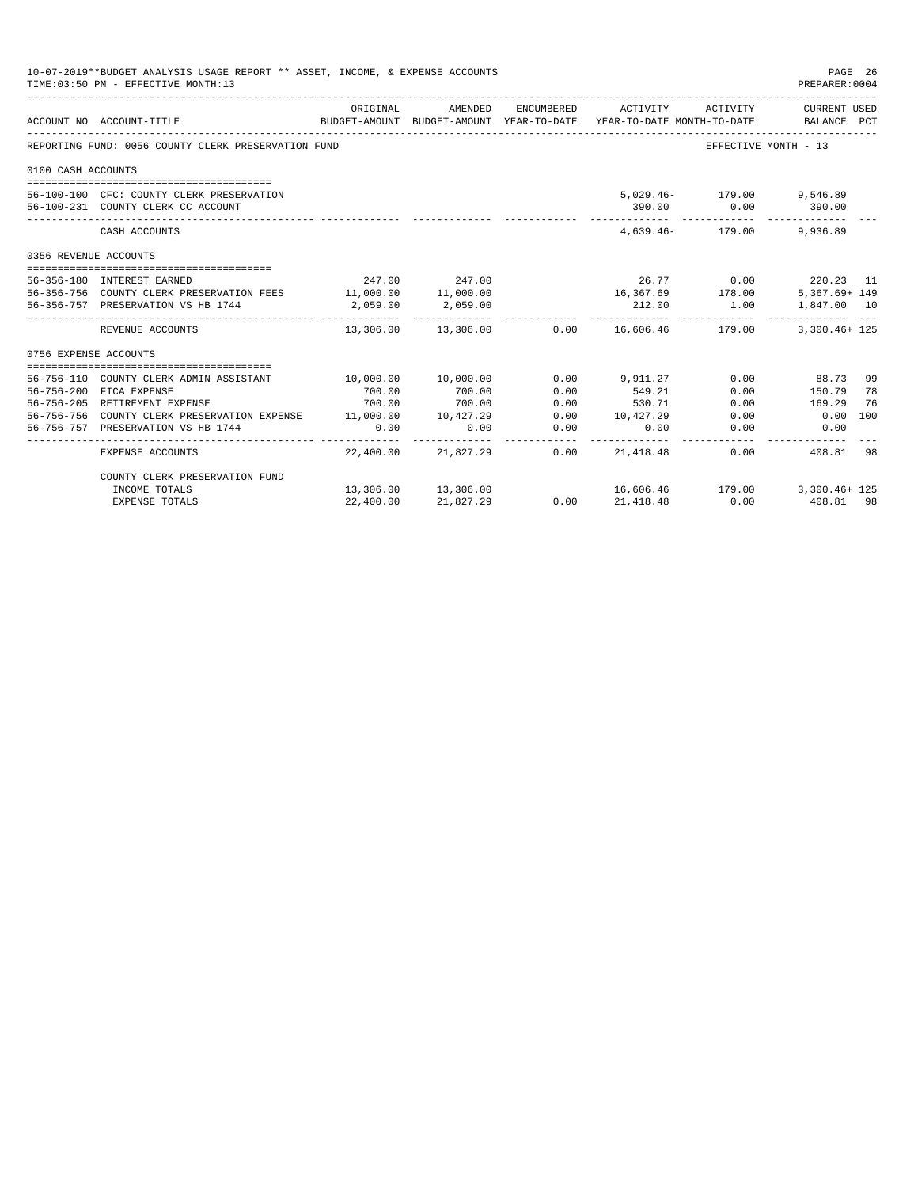10-07-2019**BUDGET ANALYSIS USAGE REPORT ** ASSET, INCOME, & EXPENSE ACCOUNTS
TIME:03:50 PM - EFFECTIVE MONTH:13

PREPARER:0004

| ACCOUNT NO | ACCOUNT-TITLE | ORIGINAL BUDGET-AMOUNT | AMENDED BUDGET-AMOUNT | ENCUMBERED YEAR-TO-DATE | ACTIVITY YEAR-TO-DATE | ACTIVITY MONTH-TO-DATE | CURRENT USED BALANCE | PCT |
|---|---|---|---|---|---|---|---|---|
| REPORTING FUND: 0056 COUNTY CLERK PRESERVATION FUND | | | | | | | EFFECTIVE MONTH - 13 | |
| 0100 CASH ACCOUNTS | | | | | | | | |
| 56-100-100 | CFC: COUNTY CLERK PRESERVATION | | | | 5,029.46- | 179.00 | 9,546.89 | |
| 56-100-231 | COUNTY CLERK CC ACCOUNT | | | | 390.00 | 0.00 | 390.00 | |
| | CASH ACCOUNTS | | | | 4,639.46- | 179.00 | 9,936.89 | |
| 0356 REVENUE ACCOUNTS | | | | | | | | |
| 56-356-180 | INTEREST EARNED | 247.00 | 247.00 | | 26.77 | 0.00 | 220.23 | 11 |
| 56-356-756 | COUNTY CLERK PRESERVATION FEES | 11,000.00 | 11,000.00 | | 16,367.69 | 178.00 | 5,367.69+ | 149 |
| 56-356-757 | PRESERVATION VS HB 1744 | 2,059.00 | 2,059.00 | | 212.00 | 1.00 | 1,847.00 | 10 |
| | REVENUE ACCOUNTS | 13,306.00 | 13,306.00 | 0.00 | 16,606.46 | 179.00 | 3,300.46+ | 125 |
| 0756 EXPENSE ACCOUNTS | | | | | | | | |
| 56-756-110 | COUNTY CLERK ADMIN ASSISTANT | 10,000.00 | 10,000.00 | 0.00 | 9,911.27 | 0.00 | 88.73 | 99 |
| 56-756-200 | FICA EXPENSE | 700.00 | 700.00 | 0.00 | 549.21 | 0.00 | 150.79 | 78 |
| 56-756-205 | RETIREMENT EXPENSE | 700.00 | 700.00 | 0.00 | 530.71 | 0.00 | 169.29 | 76 |
| 56-756-756 | COUNTY CLERK PRESERVATION EXPENSE | 11,000.00 | 10,427.29 | 0.00 | 10,427.29 | 0.00 | 0.00 | 100 |
| 56-756-757 | PRESERVATION VS HB 1744 | 0.00 | 0.00 | 0.00 | 0.00 | 0.00 | 0.00 | |
| | EXPENSE ACCOUNTS | 22,400.00 | 21,827.29 | 0.00 | 21,418.48 | 0.00 | 408.81 | 98 |
| | COUNTY CLERK PRESERVATION FUND | | | | | | | |
| | INCOME TOTALS | 13,306.00 | 13,306.00 | | 16,606.46 | 179.00 | 3,300.46+ | 125 |
| | EXPENSE TOTALS | 22,400.00 | 21,827.29 | 0.00 | 21,418.48 | 0.00 | 408.81 | 98 |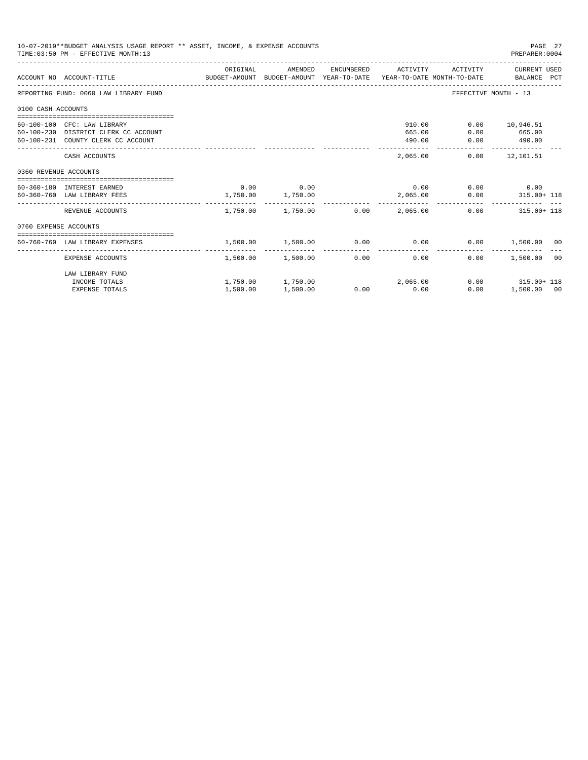10-07-2019**BUDGET ANALYSIS USAGE REPORT ** ASSET, INCOME, & EXPENSE ACCOUNTS
TIME:03:50 PM - EFFECTIVE MONTH:13
PREPARER:0004

| ACCOUNT NO | ACCOUNT-TITLE | ORIGINAL BUDGET-AMOUNT | AMENDED BUDGET-AMOUNT | ENCUMBERED YEAR-TO-DATE | ACTIVITY YEAR-TO-DATE | ACTIVITY MONTH-TO-DATE | CURRENT USED BALANCE | PCT |
|---|---|---|---|---|---|---|---|---|
| REPORTING FUND: 0060 LAW LIBRARY FUND | | | | | | EFFECTIVE MONTH - 13 | | |
| 0100 CASH ACCOUNTS | | | | | | | | |
| 60-100-100 | CFC: LAW LIBRARY | | | | 910.00 | 0.00 | 10,946.51 | |
| 60-100-230 | DISTRICT CLERK CC ACCOUNT | | | | 665.00 | 0.00 | 665.00 | |
| 60-100-231 | COUNTY CLERK CC ACCOUNT | | | | 490.00 | 0.00 | 490.00 | |
| | CASH ACCOUNTS | | | | 2,065.00 | 0.00 | 12,101.51 | |
| 0360 REVENUE ACCOUNTS | | | | | | | | |
| 60-360-180 | INTEREST EARNED | 0.00 | 0.00 | | 0.00 | 0.00 | 0.00 | |
| 60-360-760 | LAW LIBRARY FEES | 1,750.00 | 1,750.00 | | 2,065.00 | 0.00 | 315.00+ | 118 |
| | REVENUE ACCOUNTS | 1,750.00 | 1,750.00 | 0.00 | 2,065.00 | 0.00 | 315.00+ | 118 |
| 0760 EXPENSE ACCOUNTS | | | | | | | | |
| 60-760-760 | LAW LIBRARY EXPENSES | 1,500.00 | 1,500.00 | 0.00 | 0.00 | 0.00 | 1,500.00 | 00 |
| | EXPENSE ACCOUNTS | 1,500.00 | 1,500.00 | 0.00 | 0.00 | 0.00 | 1,500.00 | 00 |
| | LAW LIBRARY FUND | | | | | | | |
| | INCOME TOTALS | 1,750.00 | 1,750.00 | | 2,065.00 | 0.00 | 315.00+ | 118 |
| | EXPENSE TOTALS | 1,500.00 | 1,500.00 | 0.00 | 0.00 | 0.00 | 1,500.00 | 00 |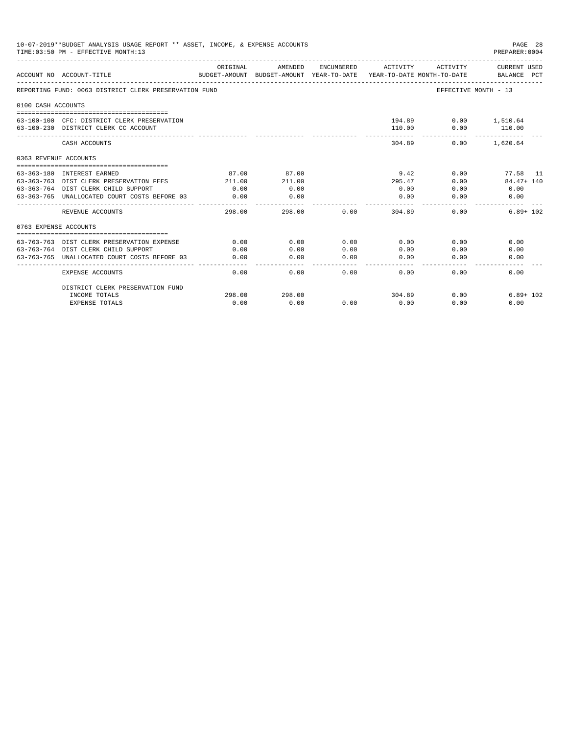10-07-2019**BUDGET ANALYSIS USAGE REPORT ** ASSET, INCOME, & EXPENSE ACCOUNTS
TIME:03:50 PM - EFFECTIVE MONTH:13

PREPARER:0004

| ACCOUNT NO | ACCOUNT-TITLE | ORIGINAL BUDGET-AMOUNT | AMENDED BUDGET-AMOUNT | ENCUMBERED YEAR-TO-DATE | ACTIVITY YEAR-TO-DATE | ACTIVITY MONTH-TO-DATE | CURRENT USED BALANCE | PCT |
|---|---|---|---|---|---|---|---|---|
| | REPORTING FUND: 0063 DISTRICT CLERK PRESERVATION FUND | | | | | EFFECTIVE MONTH - 13 | | |
| 0100 CASH ACCOUNTS | | | | | | | | |
| 63-100-100 | CFC: DISTRICT CLERK PRESERVATION | | | | 194.89 | 0.00 | 1,510.64 | |
| 63-100-230 | DISTRICT CLERK CC ACCOUNT | | | | 110.00 | 0.00 | 110.00 | |
| | CASH ACCOUNTS | | | | 304.89 | 0.00 | 1,620.64 | |
| 0363 REVENUE ACCOUNTS | | | | | | | | |
| 63-363-180 | INTEREST EARNED | 87.00 | 87.00 | | 9.42 | 0.00 | 77.58 | 11 |
| 63-363-763 | DIST CLERK PRESERVATION FEES | 211.00 | 211.00 | | 295.47 | 0.00 | 84.47+ | 140 |
| 63-363-764 | DIST CLERK CHILD SUPPORT | 0.00 | 0.00 | | 0.00 | 0.00 | 0.00 | |
| 63-363-765 | UNALLOCATED COURT COSTS BEFORE 03 | 0.00 | 0.00 | | 0.00 | 0.00 | 0.00 | |
| | REVENUE ACCOUNTS | 298.00 | 298.00 | 0.00 | 304.89 | 0.00 | 6.89+ | 102 |
| 0763 EXPENSE ACCOUNTS | | | | | | | | |
| 63-763-763 | DIST CLERK PRESERVATION EXPENSE | 0.00 | 0.00 | 0.00 | 0.00 | 0.00 | 0.00 | |
| 63-763-764 | DIST CLERK CHILD SUPPORT | 0.00 | 0.00 | 0.00 | 0.00 | 0.00 | 0.00 | |
| 63-763-765 | UNALLOCATED COURT COSTS BEFORE 03 | 0.00 | 0.00 | 0.00 | 0.00 | 0.00 | 0.00 | |
| | EXPENSE ACCOUNTS | 0.00 | 0.00 | 0.00 | 0.00 | 0.00 | 0.00 | |
| | DISTRICT CLERK PRESERVATION FUND | | | | | | | |
| | INCOME TOTALS | 298.00 | 298.00 | | 304.89 | 0.00 | 6.89+ | 102 |
| | EXPENSE TOTALS | 0.00 | 0.00 | 0.00 | 0.00 | 0.00 | 0.00 | |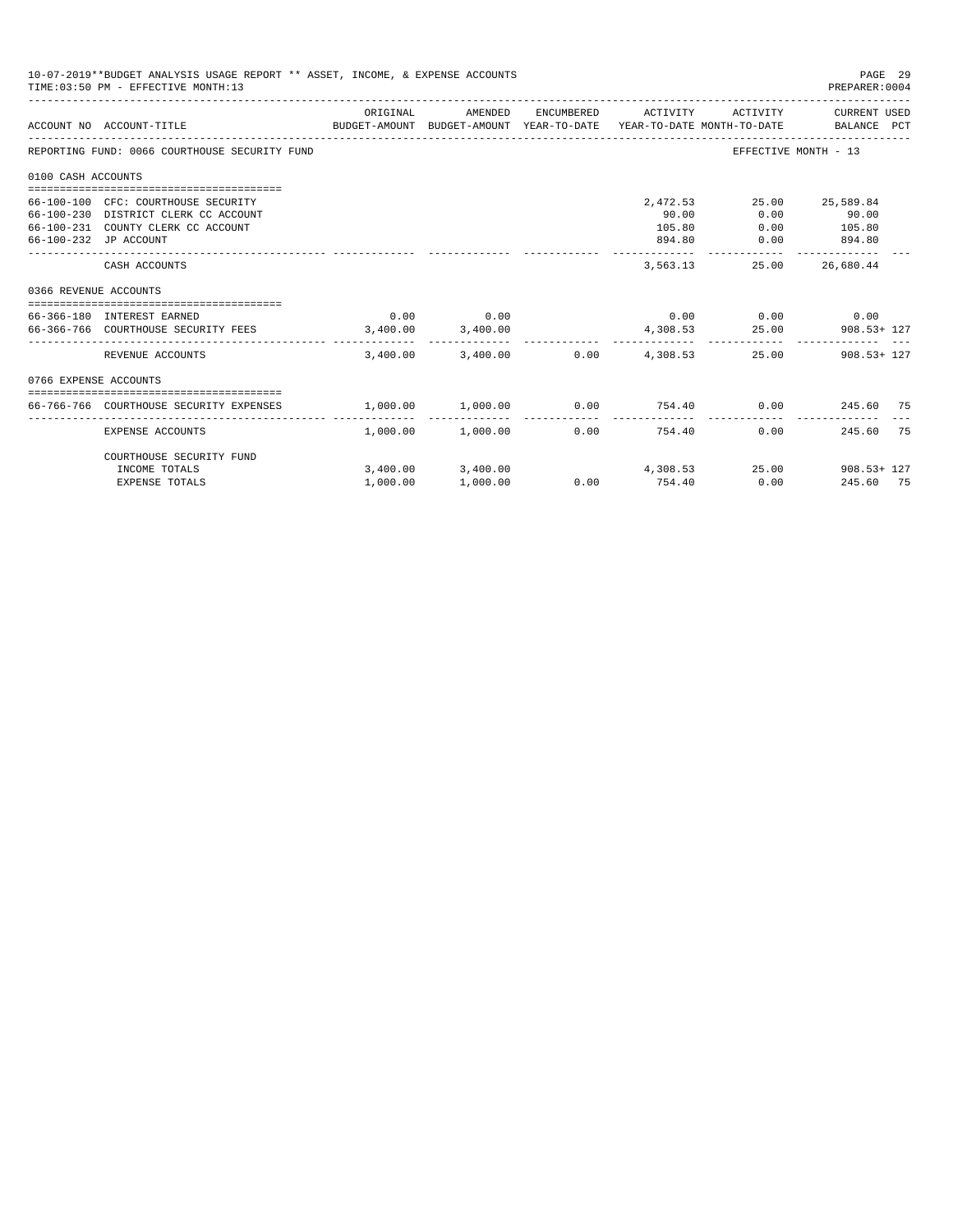10-07-2019**BUDGET ANALYSIS USAGE REPORT ** ASSET, INCOME, & EXPENSE ACCOUNTS
TIME:03:50 PM - EFFECTIVE MONTH:13

PREPARER:0004

| ACCOUNT NO | ACCOUNT-TITLE | ORIGINAL BUDGET-AMOUNT | AMENDED BUDGET-AMOUNT | ENCUMBERED YEAR-TO-DATE | ACTIVITY YEAR-TO-DATE | ACTIVITY MONTH-TO-DATE | CURRENT USED BALANCE | PCT |
|---|---|---|---|---|---|---|---|---|
| REPORTING FUND: 0066 COURTHOUSE SECURITY FUND | | | | | | EFFECTIVE MONTH - 13 | | |
| 0100 CASH ACCOUNTS | | | | | | | | |
| 66-100-100 | CFC: COURTHOUSE SECURITY | | | | 2,472.53 | 25.00 | 25,589.84 | |
| 66-100-230 | DISTRICT CLERK CC ACCOUNT | | | | 90.00 | 0.00 | 90.00 | |
| 66-100-231 | COUNTY CLERK CC ACCOUNT | | | | 105.80 | 0.00 | 105.80 | |
| 66-100-232 | JP ACCOUNT | | | | 894.80 | 0.00 | 894.80 | |
| | CASH ACCOUNTS | | | | 3,563.13 | 25.00 | 26,680.44 | |
| 0366 REVENUE ACCOUNTS | | | | | | | | |
| 66-366-180 | INTEREST EARNED | 0.00 | 0.00 | | 0.00 | 0.00 | 0.00 | |
| 66-366-766 | COURTHOUSE SECURITY FEES | 3,400.00 | 3,400.00 | | 4,308.53 | 25.00 | 908.53+ | 127 |
| | REVENUE ACCOUNTS | 3,400.00 | 3,400.00 | 0.00 | 4,308.53 | 25.00 | 908.53+ | 127 |
| 0766 EXPENSE ACCOUNTS | | | | | | | | |
| 66-766-766 | COURTHOUSE SECURITY EXPENSES | 1,000.00 | 1,000.00 | 0.00 | 754.40 | 0.00 | 245.60 | 75 |
| | EXPENSE ACCOUNTS | 1,000.00 | 1,000.00 | 0.00 | 754.40 | 0.00 | 245.60 | 75 |
| | COURTHOUSE SECURITY FUND | | | | | | | |
| | INCOME TOTALS | 3,400.00 | 3,400.00 | | 4,308.53 | 25.00 | 908.53+ | 127 |
| | EXPENSE TOTALS | 1,000.00 | 1,000.00 | 0.00 | 754.40 | 0.00 | 245.60 | 75 |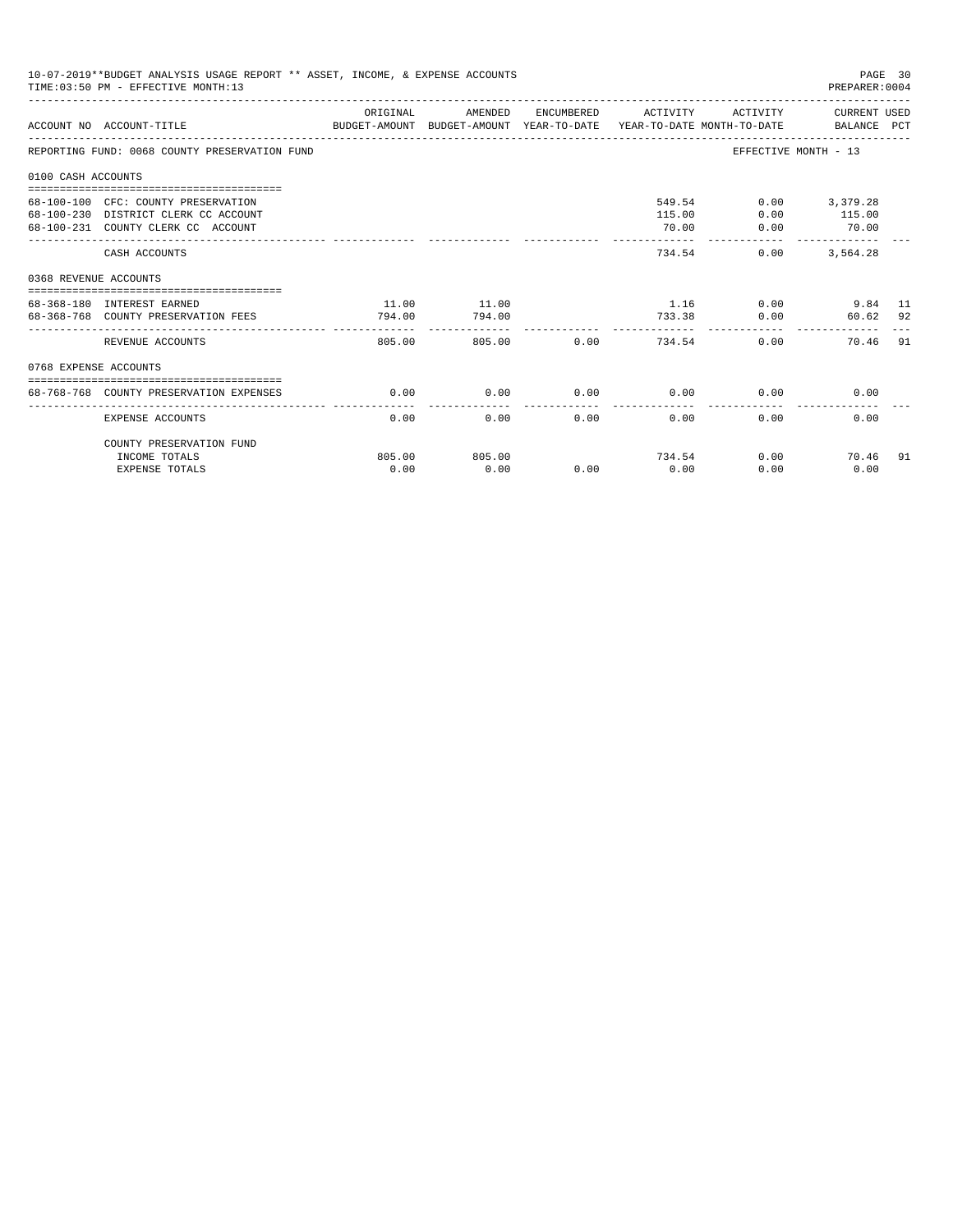10-07-2019**BUDGET ANALYSIS USAGE REPORT ** ASSET, INCOME, & EXPENSE ACCOUNTS

TIME:03:50 PM - EFFECTIVE MONTH:13

PREPARER:0004

| ACCOUNT NO | ACCOUNT-TITLE | ORIGINAL BUDGET-AMOUNT | AMENDED BUDGET-AMOUNT | ENCUMBERED YEAR-TO-DATE | ACTIVITY YEAR-TO-DATE | ACTIVITY MONTH-TO-DATE | CURRENT USED BALANCE | PCT |
|---|---|---|---|---|---|---|---|---|
| REPORTING FUND: 0068 COUNTY PRESERVATION FUND | | | | | | EFFECTIVE MONTH - 13 | | |
| 0100 CASH ACCOUNTS | | | | | | | | |
| 68-100-100 | CFC: COUNTY PRESERVATION | | | | 549.54 | 0.00 | 3,379.28 | |
| 68-100-230 | DISTRICT CLERK CC ACCOUNT | | | | 115.00 | 0.00 | 115.00 | |
| 68-100-231 | COUNTY CLERK CC ACCOUNT | | | | 70.00 | 0.00 | 70.00 | |
| | CASH ACCOUNTS | | | | 734.54 | 0.00 | 3,564.28 | |
| 0368 REVENUE ACCOUNTS | | | | | | | | |
| 68-368-180 | INTEREST EARNED | 11.00 | 11.00 | | 1.16 | 0.00 | 9.84 | 11 |
| 68-368-768 | COUNTY PRESERVATION FEES | 794.00 | 794.00 | | 733.38 | 0.00 | 60.62 | 92 |
| | REVENUE ACCOUNTS | 805.00 | 805.00 | 0.00 | 734.54 | 0.00 | 70.46 | 91 |
| 0768 EXPENSE ACCOUNTS | | | | | | | | |
| 68-768-768 | COUNTY PRESERVATION EXPENSES | 0.00 | 0.00 | 0.00 | 0.00 | 0.00 | 0.00 | |
| | EXPENSE ACCOUNTS | 0.00 | 0.00 | 0.00 | 0.00 | 0.00 | 0.00 | |
| | COUNTY PRESERVATION FUND | | | | | | | |
| | INCOME TOTALS | 805.00 | 805.00 | | 734.54 | 0.00 | 70.46 | 91 |
| | EXPENSE TOTALS | 0.00 | 0.00 | 0.00 | 0.00 | 0.00 | 0.00 | |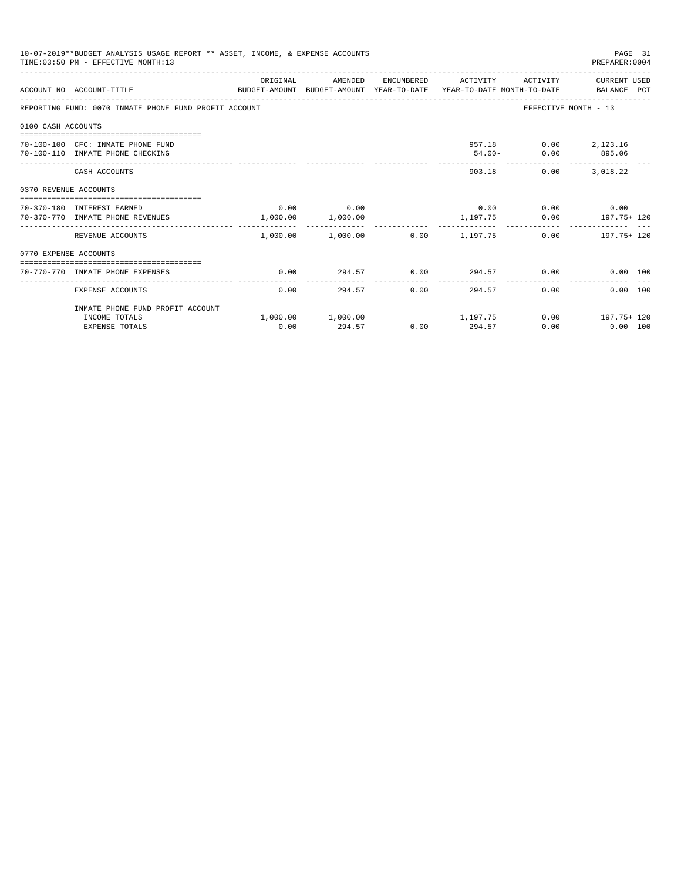10-07-2019**BUDGET ANALYSIS USAGE REPORT ** ASSET, INCOME, & EXPENSE ACCOUNTS
TIME:03:50 PM - EFFECTIVE MONTH:13

PREPARER:0004

| ACCOUNT NO | ACCOUNT-TITLE | ORIGINAL BUDGET-AMOUNT | AMENDED BUDGET-AMOUNT | ENCUMBERED YEAR-TO-DATE | ACTIVITY YEAR-TO-DATE | ACTIVITY MONTH-TO-DATE | CURRENT USED BALANCE | PCT |
|---|---|---|---|---|---|---|---|---|
| REPORTING FUND: 0070 INMATE PHONE FUND PROFIT ACCOUNT | | | | | | EFFECTIVE MONTH - 13 | | |
| 0100 CASH ACCOUNTS | | | | | | | | |
| 70-100-100 | CFC: INMATE PHONE FUND | | | | 957.18 | 0.00 | 2,123.16 | |
| 70-100-110 | INMATE PHONE CHECKING | | | | 54.00- | 0.00 | 895.06 | |
| | CASH ACCOUNTS | | | | 903.18 | 0.00 | 3,018.22 | |
| 0370 REVENUE ACCOUNTS | | | | | | | | |
| 70-370-180 | INTEREST EARNED | 0.00 | 0.00 | | 0.00 | 0.00 | 0.00 | |
| 70-370-770 | INMATE PHONE REVENUES | 1,000.00 | 1,000.00 | | 1,197.75 | 0.00 | 197.75+ | 120 |
| | REVENUE ACCOUNTS | 1,000.00 | 1,000.00 | 0.00 | 1,197.75 | 0.00 | 197.75+ | 120 |
| 0770 EXPENSE ACCOUNTS | | | | | | | | |
| 70-770-770 | INMATE PHONE EXPENSES | 0.00 | 294.57 | 0.00 | 294.57 | 0.00 | 0.00 | 100 |
| | EXPENSE ACCOUNTS | 0.00 | 294.57 | 0.00 | 294.57 | 0.00 | 0.00 | 100 |
| | INMATE PHONE FUND PROFIT ACCOUNT | | | | | | | |
| | INCOME TOTALS | 1,000.00 | 1,000.00 | | 1,197.75 | 0.00 | 197.75+ | 120 |
| | EXPENSE TOTALS | 0.00 | 294.57 | 0.00 | 294.57 | 0.00 | 0.00 | 100 |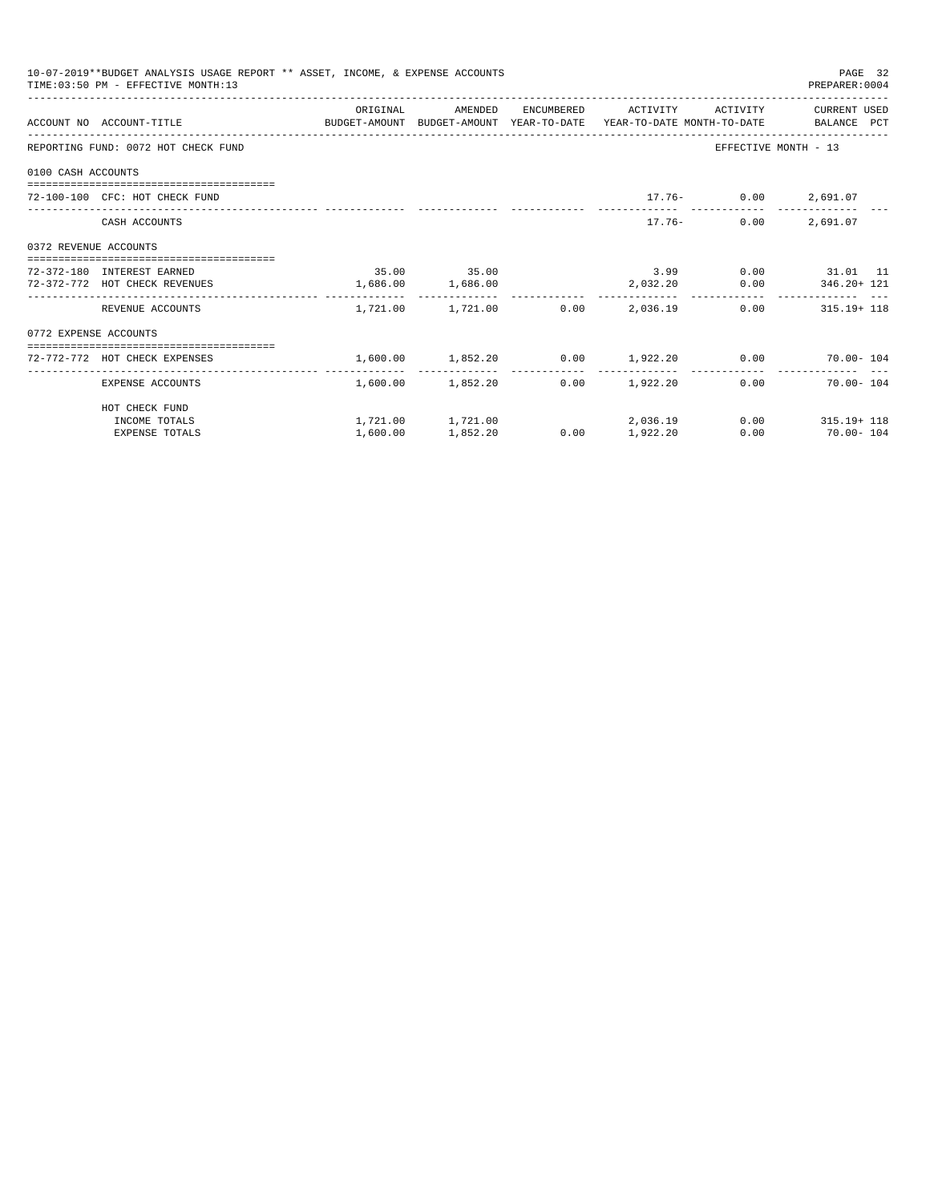10-07-2019**BUDGET ANALYSIS USAGE REPORT ** ASSET, INCOME, & EXPENSE ACCOUNTS
TIME:03:50 PM - EFFECTIVE MONTH:13

PREPARER:0004

| ACCOUNT NO | ACCOUNT-TITLE | ORIGINAL BUDGET-AMOUNT | AMENDED BUDGET-AMOUNT | ENCUMBERED YEAR-TO-DATE | ACTIVITY YEAR-TO-DATE | ACTIVITY MONTH-TO-DATE | CURRENT USED BALANCE | PCT |
|---|---|---|---|---|---|---|---|---|
| REPORTING FUND: 0072 HOT CHECK FUND | | | | | | EFFECTIVE MONTH - 13 | | |
| 0100 CASH ACCOUNTS | | | | | | | | |
| 72-100-100 | CFC: HOT CHECK FUND | | | | 17.76- | 0.00 | 2,691.07 | |
| | CASH ACCOUNTS | | | | 17.76- | 0.00 | 2,691.07 | |
| 0372 REVENUE ACCOUNTS | | | | | | | | |
| 72-372-180 | INTEREST EARNED | 35.00 | 35.00 | | 3.99 | 0.00 | 31.01 | 11 |
| 72-372-772 | HOT CHECK REVENUES | 1,686.00 | 1,686.00 | | 2,032.20 | 0.00 | 346.20+ | 121 |
| | REVENUE ACCOUNTS | 1,721.00 | 1,721.00 | 0.00 | 2,036.19 | 0.00 | 315.19+ | 118 |
| 0772 EXPENSE ACCOUNTS | | | | | | | | |
| 72-772-772 | HOT CHECK EXPENSES | 1,600.00 | 1,852.20 | 0.00 | 1,922.20 | 0.00 | 70.00- | 104 |
| | EXPENSE ACCOUNTS | 1,600.00 | 1,852.20 | 0.00 | 1,922.20 | 0.00 | 70.00- | 104 |
| | HOT CHECK FUND | | | | | | | |
| | INCOME TOTALS | 1,721.00 | 1,721.00 | | 2,036.19 | 0.00 | 315.19+ | 118 |
| | EXPENSE TOTALS | 1,600.00 | 1,852.20 | 0.00 | 1,922.20 | 0.00 | 70.00- | 104 |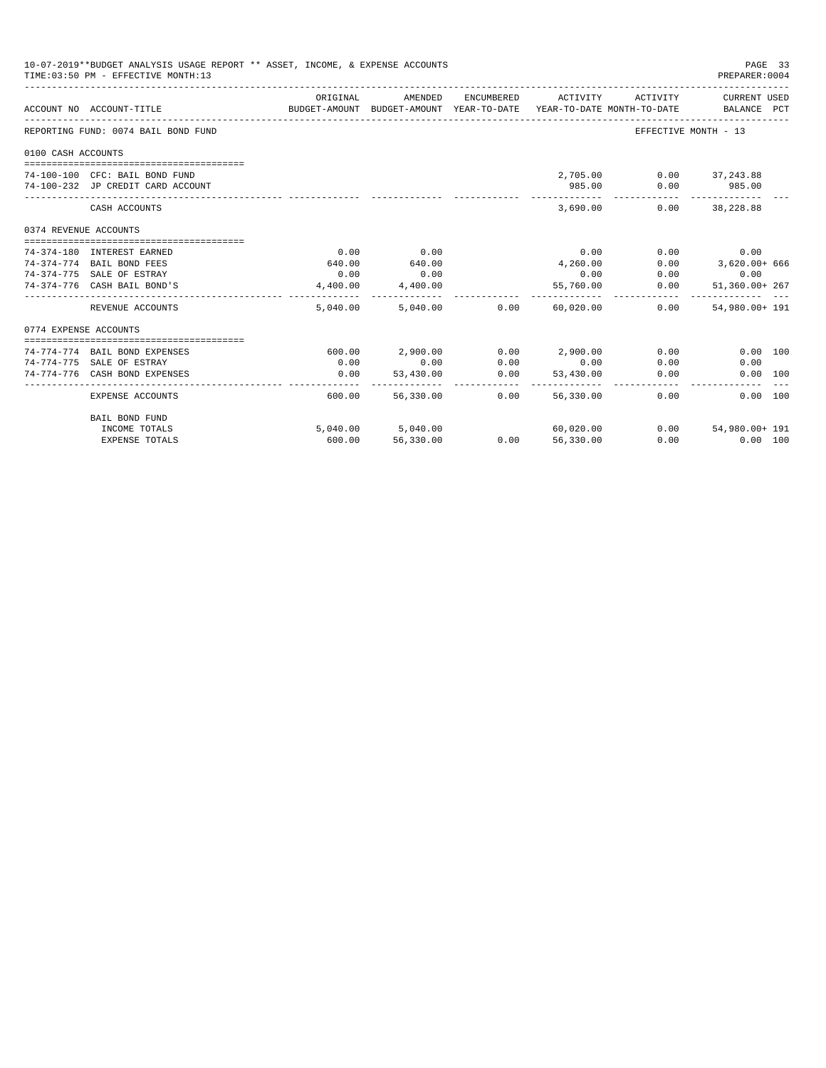10-07-2019**BUDGET ANALYSIS USAGE REPORT ** ASSET, INCOME, & EXPENSE ACCOUNTS

TIME:03:50 PM - EFFECTIVE MONTH:13

PREPARER:0004

| ACCOUNT NO | ACCOUNT-TITLE | ORIGINAL BUDGET-AMOUNT | AMENDED BUDGET-AMOUNT | ENCUMBERED YEAR-TO-DATE | ACTIVITY YEAR-TO-DATE | ACTIVITY MONTH-TO-DATE | CURRENT USED BALANCE | PCT |
|---|---|---|---|---|---|---|---|---|
| REPORTING FUND: 0074 BAIL BOND FUND | | | | | | | EFFECTIVE MONTH - 13 | |
| 0100 CASH ACCOUNTS | | | | | | | | |
| 74-100-100 | CFC: BAIL BOND FUND | | | | 2,705.00 | 0.00 | 37,243.88 | |
| 74-100-232 | JP CREDIT CARD ACCOUNT | | | | 985.00 | 0.00 | 985.00 | |
| | CASH ACCOUNTS | | | | 3,690.00 | 0.00 | 38,228.88 | |
| 0374 REVENUE ACCOUNTS | | | | | | | | |
| 74-374-180 | INTEREST EARNED | 0.00 | 0.00 | | 0.00 | 0.00 | 0.00 | |
| 74-374-774 | BAIL BOND FEES | 640.00 | 640.00 | | 4,260.00 | 0.00 | 3,620.00+ | 666 |
| 74-374-775 | SALE OF ESTRAY | 0.00 | 0.00 | | 0.00 | 0.00 | 0.00 | |
| 74-374-776 | CASH BAIL BOND'S | 4,400.00 | 4,400.00 | | 55,760.00 | 0.00 | 51,360.00+ | 267 |
| | REVENUE ACCOUNTS | 5,040.00 | 5,040.00 | 0.00 | 60,020.00 | 0.00 | 54,980.00+ | 191 |
| 0774 EXPENSE ACCOUNTS | | | | | | | | |
| 74-774-774 | BAIL BOND EXPENSES | 600.00 | 2,900.00 | 0.00 | 2,900.00 | 0.00 | 0.00 | 100 |
| 74-774-775 | SALE OF ESTRAY | 0.00 | 0.00 | 0.00 | 0.00 | 0.00 | 0.00 | |
| 74-774-776 | CASH BOND EXPENSES | 0.00 | 53,430.00 | 0.00 | 53,430.00 | 0.00 | 0.00 | 100 |
| | EXPENSE ACCOUNTS | 600.00 | 56,330.00 | 0.00 | 56,330.00 | 0.00 | 0.00 | 100 |
| | BAIL BOND FUND | | | | | | | |
| | INCOME TOTALS | 5,040.00 | 5,040.00 | | 60,020.00 | 0.00 | 54,980.00+ | 191 |
| | EXPENSE TOTALS | 600.00 | 56,330.00 | 0.00 | 56,330.00 | 0.00 | 0.00 | 100 |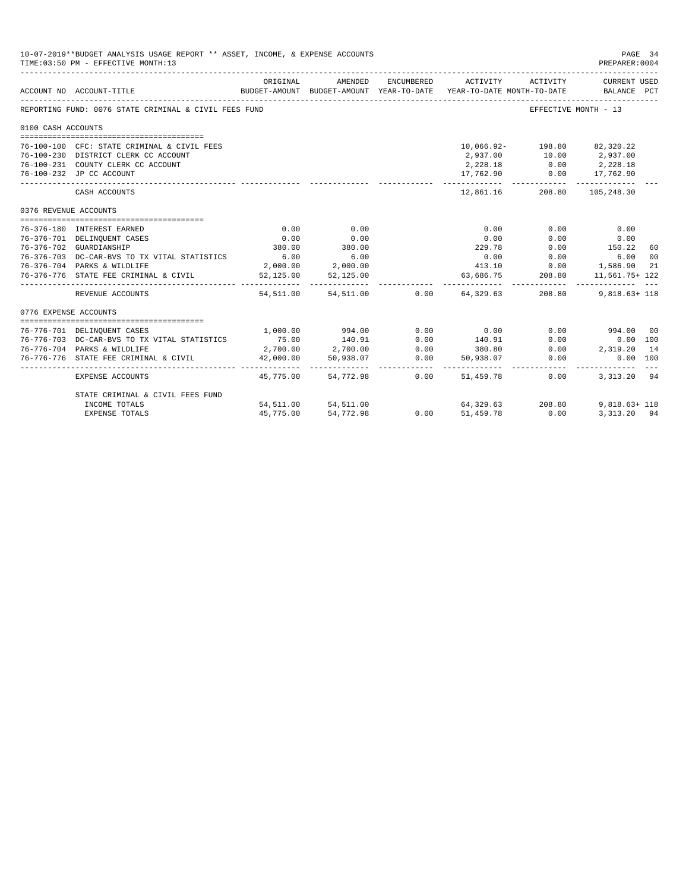10-07-2019**BUDGET ANALYSIS USAGE REPORT ** ASSET, INCOME, & EXPENSE ACCOUNTS

TIME:03:50 PM - EFFECTIVE MONTH:13

PREPARER:0004

| ACCOUNT NO | ACCOUNT-TITLE | ORIGINAL BUDGET-AMOUNT | AMENDED BUDGET-AMOUNT | ENCUMBERED YEAR-TO-DATE | ACTIVITY YEAR-TO-DATE | ACTIVITY MONTH-TO-DATE | CURRENT USED BALANCE | PCT |
|---|---|---|---|---|---|---|---|---|
| REPORTING FUND: 0076 STATE CRIMINAL & CIVIL FEES FUND | | | | | | EFFECTIVE MONTH - 13 | | |
| 0100 CASH ACCOUNTS | | | | | | | | |
| 76-100-100 | CFC: STATE CRIMINAL & CIVIL FEES | | | | 10,066.92- | 198.80 | 82,320.22 | |
| 76-100-230 | DISTRICT CLERK CC ACCOUNT | | | | 2,937.00 | 10.00 | 2,937.00 | |
| 76-100-231 | COUNTY CLERK CC ACCOUNT | | | | 2,228.18 | 0.00 | 2,228.18 | |
| 76-100-232 | JP CC ACCOUNT | | | | 17,762.90 | 0.00 | 17,762.90 | |
| | CASH ACCOUNTS | | | | 12,861.16 | 208.80 | 105,248.30 | |
| 0376 REVENUE ACCOUNTS | | | | | | | | |
| 76-376-180 | INTEREST EARNED | 0.00 | 0.00 | | 0.00 | 0.00 | 0.00 | |
| 76-376-701 | DELINQUENT CASES | 0.00 | 0.00 | | 0.00 | 0.00 | 0.00 | |
| 76-376-702 | GUARDIANSHIP | 380.00 | 380.00 | | 229.78 | 0.00 | 150.22 | 60 |
| 76-376-703 | DC-CAR-BVS TO TX VITAL STATISTICS | 6.00 | 6.00 | | 0.00 | 0.00 | 6.00 | 00 |
| 76-376-704 | PARKS & WILDLIFE | 2,000.00 | 2,000.00 | | 413.10 | 0.00 | 1,586.90 | 21 |
| 76-376-776 | STATE FEE CRIMINAL & CIVIL | 52,125.00 | 52,125.00 | | 63,686.75 | 208.80 | 11,561.75+ | 122 |
| | REVENUE ACCOUNTS | 54,511.00 | 54,511.00 | 0.00 | 64,329.63 | 208.80 | 9,818.63+ | 118 |
| 0776 EXPENSE ACCOUNTS | | | | | | | | |
| 76-776-701 | DELINQUENT CASES | 1,000.00 | 994.00 | 0.00 | 0.00 | 0.00 | 994.00 | 00 |
| 76-776-703 | DC-CAR-BVS TO TX VITAL STATISTICS | 75.00 | 140.91 | 0.00 | 140.91 | 0.00 | 0.00 | 100 |
| 76-776-704 | PARKS & WILDLIFE | 2,700.00 | 2,700.00 | 0.00 | 380.80 | 0.00 | 2,319.20 | 14 |
| 76-776-776 | STATE FEE CRIMINAL & CIVIL | 42,000.00 | 50,938.07 | 0.00 | 50,938.07 | 0.00 | 0.00 | 100 |
| | EXPENSE ACCOUNTS | 45,775.00 | 54,772.98 | 0.00 | 51,459.78 | 0.00 | 3,313.20 | 94 |
| | STATE CRIMINAL & CIVIL FEES FUND | | | | | | | |
| | INCOME TOTALS | 54,511.00 | 54,511.00 | | 64,329.63 | 208.80 | 9,818.63+ | 118 |
| | EXPENSE TOTALS | 45,775.00 | 54,772.98 | 0.00 | 51,459.78 | 0.00 | 3,313.20 | 94 |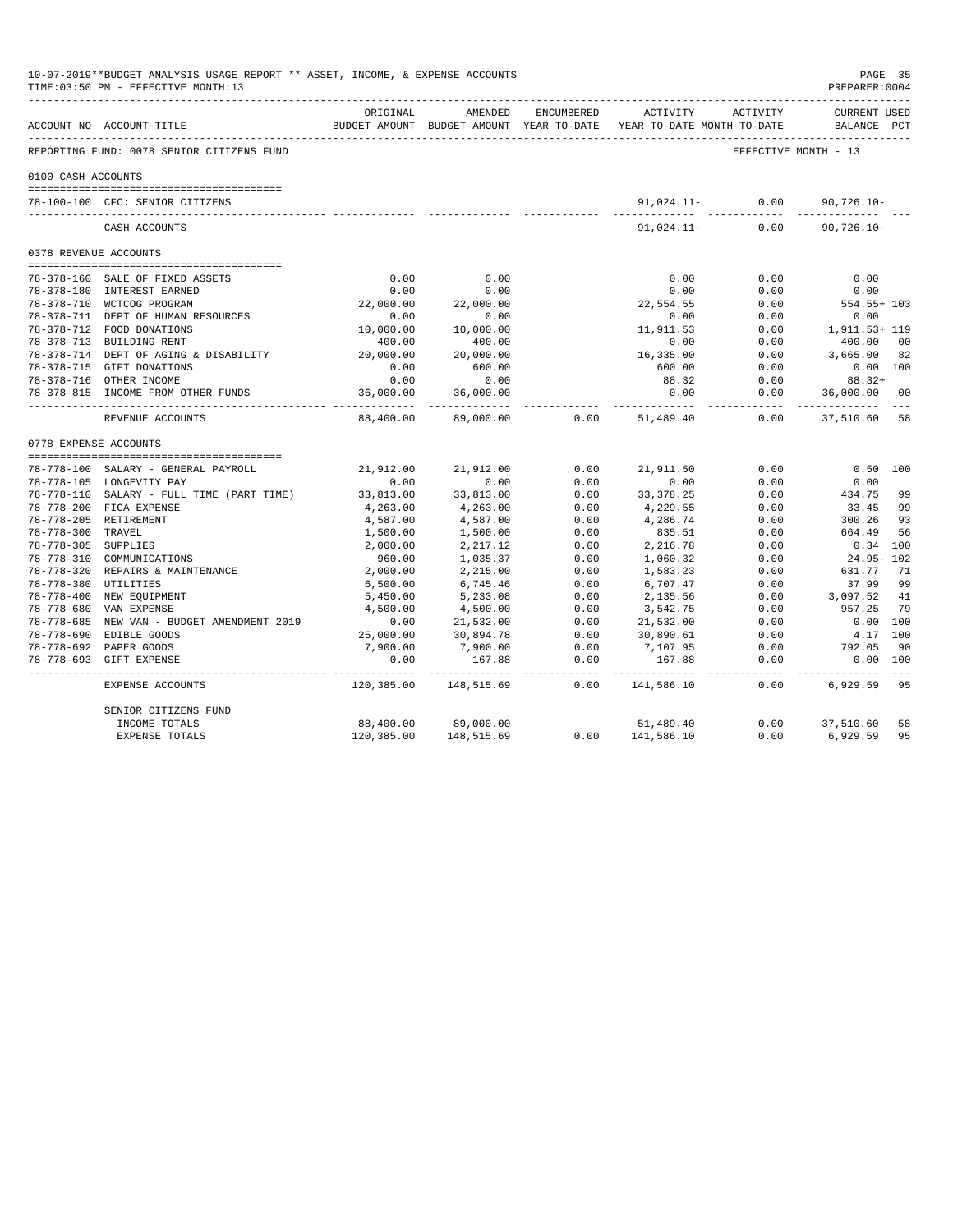10-07-2019**BUDGET ANALYSIS USAGE REPORT ** ASSET, INCOME, & EXPENSE ACCOUNTS
TIME:03:50 PM - EFFECTIVE MONTH:13

PREPARER:0004

| ACCOUNT NO | ACCOUNT-TITLE | ORIGINAL BUDGET-AMOUNT | AMENDED BUDGET-AMOUNT | ENCUMBERED YEAR-TO-DATE | ACTIVITY YEAR-TO-DATE | ACTIVITY MONTH-TO-DATE | CURRENT USED BALANCE | PCT |
|---|---|---|---|---|---|---|---|---|
| REPORTING FUND: 0078 SENIOR CITIZENS FUND | | | | | | EFFECTIVE MONTH - 13 | | |
| 0100 CASH ACCOUNTS | | | | | | | | |
| 78-100-100 | CFC: SENIOR CITIZENS | | | | 91,024.11- | 0.00 | 90,726.10- | |
| | CASH ACCOUNTS | | | | 91,024.11- | 0.00 | 90,726.10- | |
| 0378 REVENUE ACCOUNTS | | | | | | | | |
| 78-378-160 | SALE OF FIXED ASSETS | 0.00 | 0.00 | | 0.00 | 0.00 | 0.00 | |
| 78-378-180 | INTEREST EARNED | 0.00 | 0.00 | | 0.00 | 0.00 | 0.00 | |
| 78-378-710 | WCTCOG PROGRAM | 22,000.00 | 22,000.00 | | 22,554.55 | 0.00 | 554.55+ | 103 |
| 78-378-711 | DEPT OF HUMAN RESOURCES | 0.00 | 0.00 | | 0.00 | 0.00 | 0.00 | |
| 78-378-712 | FOOD DONATIONS | 10,000.00 | 10,000.00 | | 11,911.53 | 0.00 | 1,911.53+ | 119 |
| 78-378-713 | BUILDING RENT | 400.00 | 400.00 | | 0.00 | 0.00 | 400.00 | 00 |
| 78-378-714 | DEPT OF AGING & DISABILITY | 20,000.00 | 20,000.00 | | 16,335.00 | 0.00 | 3,665.00 | 82 |
| 78-378-715 | GIFT DONATIONS | 0.00 | 600.00 | | 600.00 | 0.00 | 0.00 | 100 |
| 78-378-716 | OTHER INCOME | 0.00 | 0.00 | | 88.32 | 0.00 | 88.32+ | |
| 78-378-815 | INCOME FROM OTHER FUNDS | 36,000.00 | 36,000.00 | | 0.00 | 0.00 | 36,000.00 | 00 |
| | REVENUE ACCOUNTS | 88,400.00 | 89,000.00 | 0.00 | 51,489.40 | 0.00 | 37,510.60 | 58 |
| 0778 EXPENSE ACCOUNTS | | | | | | | | |
| 78-778-100 | SALARY - GENERAL PAYROLL | 21,912.00 | 21,912.00 | 0.00 | 21,911.50 | 0.00 | 0.50 | 100 |
| 78-778-105 | LONGEVITY PAY | 0.00 | 0.00 | 0.00 | 0.00 | 0.00 | 0.00 | |
| 78-778-110 | SALARY - FULL TIME (PART TIME) | 33,813.00 | 33,813.00 | 0.00 | 33,378.25 | 0.00 | 434.75 | 99 |
| 78-778-200 | FICA EXPENSE | 4,263.00 | 4,263.00 | 0.00 | 4,229.55 | 0.00 | 33.45 | 99 |
| 78-778-205 | RETIREMENT | 4,587.00 | 4,587.00 | 0.00 | 4,286.74 | 0.00 | 300.26 | 93 |
| 78-778-300 | TRAVEL | 1,500.00 | 1,500.00 | 0.00 | 835.51 | 0.00 | 664.49 | 56 |
| 78-778-305 | SUPPLIES | 2,000.00 | 2,217.12 | 0.00 | 2,216.78 | 0.00 | 0.34 | 100 |
| 78-778-310 | COMMUNICATIONS | 960.00 | 1,035.37 | 0.00 | 1,060.32 | 0.00 | 24.95- | 102 |
| 78-778-320 | REPAIRS & MAINTENANCE | 2,000.00 | 2,215.00 | 0.00 | 1,583.23 | 0.00 | 631.77 | 71 |
| 78-778-380 | UTILITIES | 6,500.00 | 6,745.46 | 0.00 | 6,707.47 | 0.00 | 37.99 | 99 |
| 78-778-400 | NEW EQUIPMENT | 5,450.00 | 5,233.08 | 0.00 | 2,135.56 | 0.00 | 3,097.52 | 41 |
| 78-778-680 | VAN EXPENSE | 4,500.00 | 4,500.00 | 0.00 | 3,542.75 | 0.00 | 957.25 | 79 |
| 78-778-685 | NEW VAN - BUDGET AMENDMENT 2019 | 0.00 | 21,532.00 | 0.00 | 21,532.00 | 0.00 | 0.00 | 100 |
| 78-778-690 | EDIBLE GOODS | 25,000.00 | 30,894.78 | 0.00 | 30,890.61 | 0.00 | 4.17 | 100 |
| 78-778-692 | PAPER GOODS | 7,900.00 | 7,900.00 | 0.00 | 7,107.95 | 0.00 | 792.05 | 90 |
| 78-778-693 | GIFT EXPENSE | 0.00 | 167.88 | 0.00 | 167.88 | 0.00 | 0.00 | 100 |
| | EXPENSE ACCOUNTS | 120,385.00 | 148,515.69 | 0.00 | 141,586.10 | 0.00 | 6,929.59 | 95 |
| | SENIOR CITIZENS FUND | | | | | | | |
| | INCOME TOTALS | 88,400.00 | 89,000.00 | | 51,489.40 | 0.00 | 37,510.60 | 58 |
| | EXPENSE TOTALS | 120,385.00 | 148,515.69 | 0.00 | 141,586.10 | 0.00 | 6,929.59 | 95 |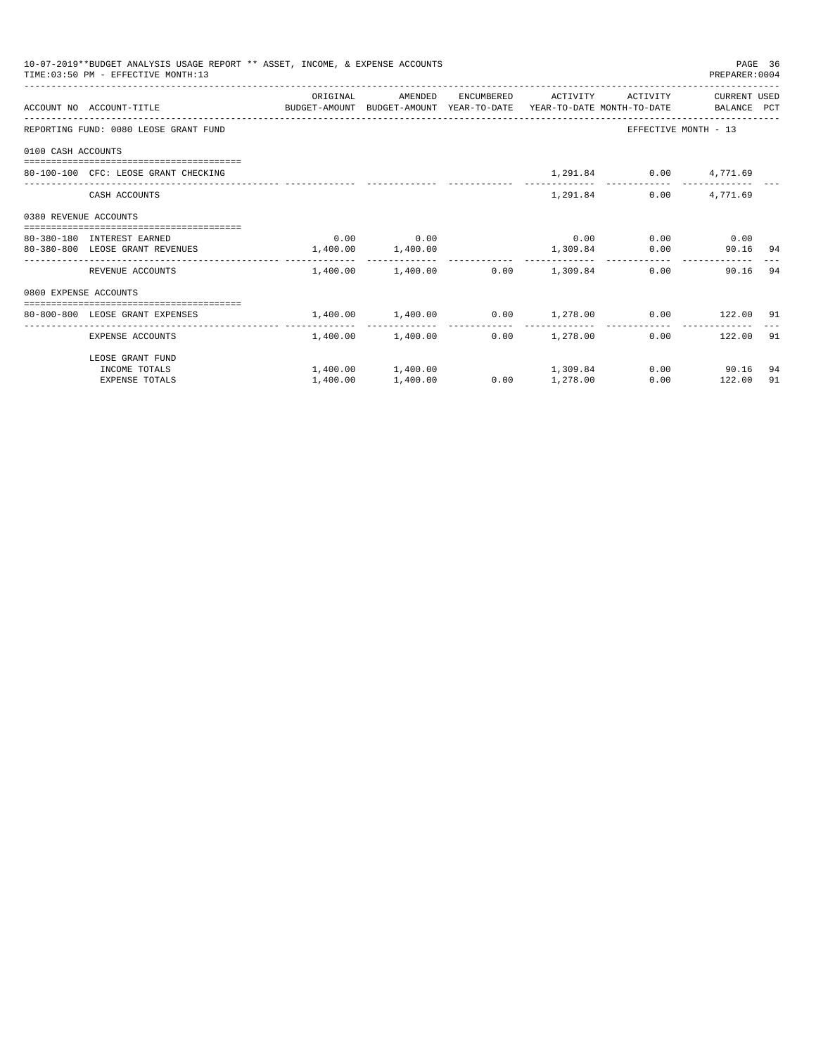10-07-2019**BUDGET ANALYSIS USAGE REPORT ** ASSET, INCOME, & EXPENSE ACCOUNTS
TIME:03:50 PM - EFFECTIVE MONTH:13
PREPARER:0004

| ACCOUNT NO | ACCOUNT-TITLE | ORIGINAL BUDGET-AMOUNT | AMENDED BUDGET-AMOUNT | ENCUMBERED YEAR-TO-DATE | ACTIVITY YEAR-TO-DATE | ACTIVITY MONTH-TO-DATE | CURRENT USED BALANCE | PCT |
|---|---|---|---|---|---|---|---|---|
| REPORTING FUND: 0080 LEOSE GRANT FUND | | | | | | EFFECTIVE MONTH - 13 | | |
| 0100 CASH ACCOUNTS | | | | | | | | |
| 80-100-100 | CFC: LEOSE GRANT CHECKING | | | | 1,291.84 | 0.00 | 4,771.69 | |
| | CASH ACCOUNTS | | | | 1,291.84 | 0.00 | 4,771.69 | |
| 0380 REVENUE ACCOUNTS | | | | | | | | |
| 80-380-180 | INTEREST EARNED | 0.00 | 0.00 | | 0.00 | 0.00 | 0.00 | |
| 80-380-800 | LEOSE GRANT REVENUES | 1,400.00 | 1,400.00 | | 1,309.84 | 0.00 | 90.16 | 94 |
| | REVENUE ACCOUNTS | 1,400.00 | 1,400.00 | 0.00 | 1,309.84 | 0.00 | 90.16 | 94 |
| 0800 EXPENSE ACCOUNTS | | | | | | | | |
| 80-800-800 | LEOSE GRANT EXPENSES | 1,400.00 | 1,400.00 | 0.00 | 1,278.00 | 0.00 | 122.00 | 91 |
| | EXPENSE ACCOUNTS | 1,400.00 | 1,400.00 | 0.00 | 1,278.00 | 0.00 | 122.00 | 91 |
| | LEOSE GRANT FUND | | | | | | | |
| | INCOME TOTALS | 1,400.00 | 1,400.00 | | 1,309.84 | 0.00 | 90.16 | 94 |
| | EXPENSE TOTALS | 1,400.00 | 1,400.00 | 0.00 | 1,278.00 | 0.00 | 122.00 | 91 |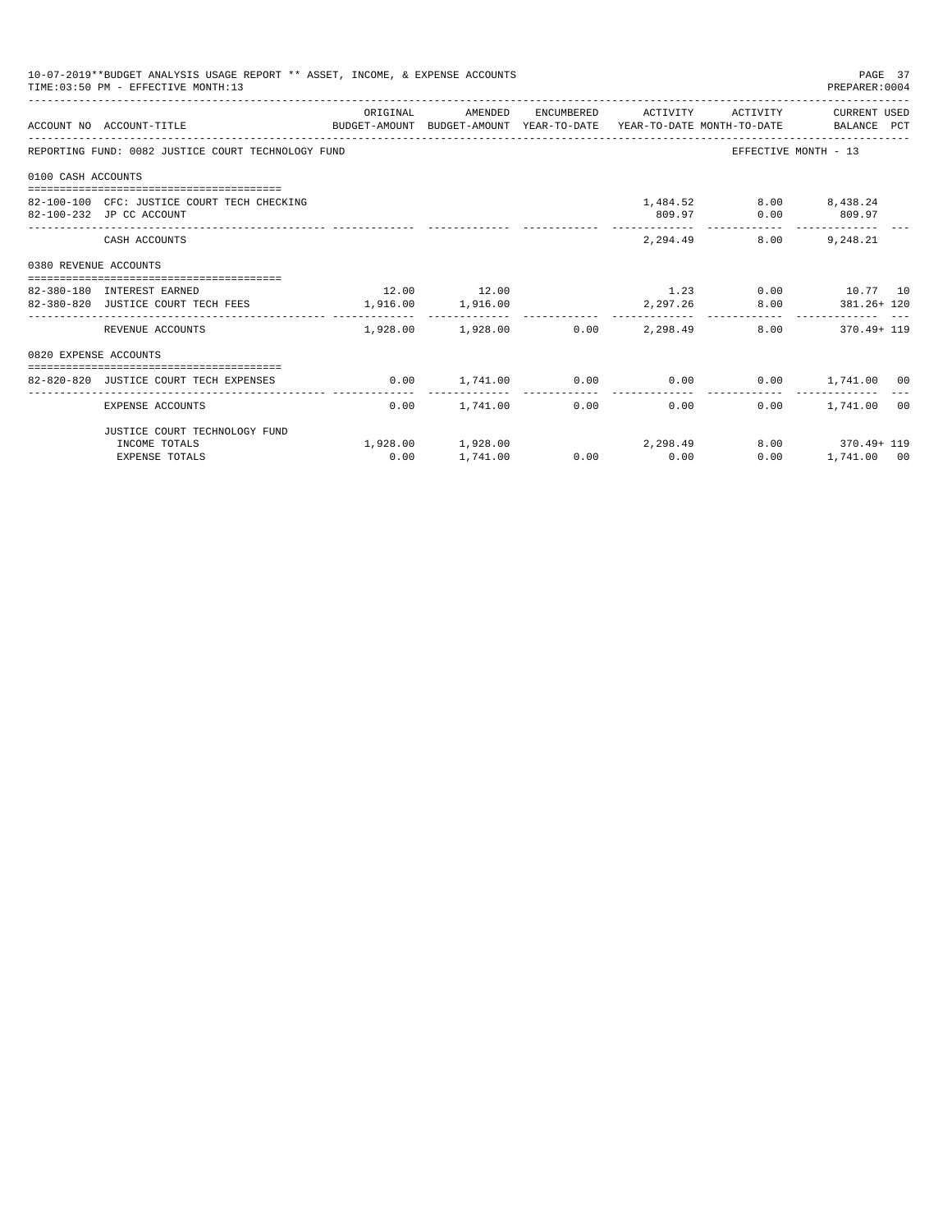10-07-2019**BUDGET ANALYSIS USAGE REPORT ** ASSET, INCOME, & EXPENSE ACCOUNTS

TIME:03:50 PM - EFFECTIVE MONTH:13

PREPARER:0004

| ACCOUNT NO | ACCOUNT-TITLE | ORIGINAL BUDGET-AMOUNT | AMENDED BUDGET-AMOUNT | ENCUMBERED YEAR-TO-DATE | ACTIVITY YEAR-TO-DATE | ACTIVITY MONTH-TO-DATE | CURRENT USED BALANCE | PCT |
|---|---|---|---|---|---|---|---|---|
| REPORTING FUND: 0082 JUSTICE COURT TECHNOLOGY FUND | | | | | | EFFECTIVE MONTH - 13 | | |
| 0100 CASH ACCOUNTS | | | | | | | | |
| 82-100-100 | CFC: JUSTICE COURT TECH CHECKING | | | | 1,484.52 | 8.00 | 8,438.24 | |
| 82-100-232 | JP CC ACCOUNT | | | | 809.97 | 0.00 | 809.97 | |
| | CASH ACCOUNTS | | | | 2,294.49 | 8.00 | 9,248.21 | |
| 0380 REVENUE ACCOUNTS | | | | | | | | |
| 82-380-180 | INTEREST EARNED | 12.00 | 12.00 | | 1.23 | 0.00 | 10.77 | 10 |
| 82-380-820 | JUSTICE COURT TECH FEES | 1,916.00 | 1,916.00 | | 2,297.26 | 8.00 | 381.26+ | 120 |
| | REVENUE ACCOUNTS | 1,928.00 | 1,928.00 | 0.00 | 2,298.49 | 8.00 | 370.49+ | 119 |
| 0820 EXPENSE ACCOUNTS | | | | | | | | |
| 82-820-820 | JUSTICE COURT TECH EXPENSES | 0.00 | 1,741.00 | 0.00 | 0.00 | 0.00 | 1,741.00 | 00 |
| | EXPENSE ACCOUNTS | 0.00 | 1,741.00 | 0.00 | 0.00 | 0.00 | 1,741.00 | 00 |
| | JUSTICE COURT TECHNOLOGY FUND | | | | | | | |
| | INCOME TOTALS | 1,928.00 | 1,928.00 | | 2,298.49 | 8.00 | 370.49+ | 119 |
| | EXPENSE TOTALS | 0.00 | 1,741.00 | 0.00 | 0.00 | 0.00 | 1,741.00 | 00 |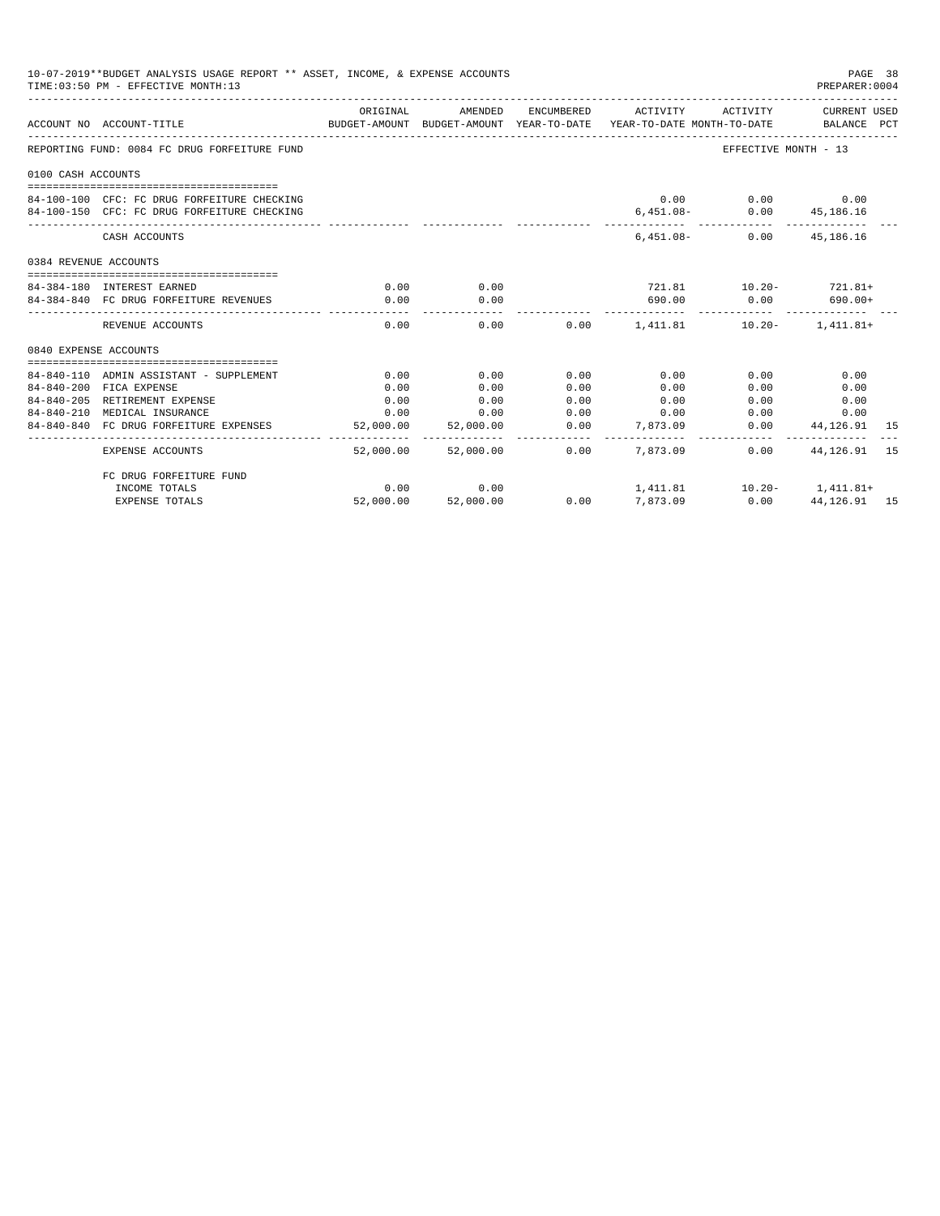10-07-2019**BUDGET ANALYSIS USAGE REPORT ** ASSET, INCOME, & EXPENSE ACCOUNTS
TIME:03:50 PM - EFFECTIVE MONTH:13
PREPARER:0004

| ACCOUNT NO | ACCOUNT-TITLE | ORIGINAL BUDGET-AMOUNT | AMENDED BUDGET-AMOUNT | ENCUMBERED YEAR-TO-DATE | ACTIVITY YEAR-TO-DATE | ACTIVITY MONTH-TO-DATE | CURRENT USED BALANCE | PCT |
|---|---|---|---|---|---|---|---|---|
| REPORTING FUND: 0084 FC DRUG FORFEITURE FUND | | | | | | EFFECTIVE MONTH - 13 | | |
| 0100 CASH ACCOUNTS | | | | | | | | |
| 84-100-100 | CFC: FC DRUG FORFEITURE CHECKING | | | | 0.00 | 0.00 | 0.00 | |
| 84-100-150 | CFC: FC DRUG FORFEITURE CHECKING | | | | 6,451.08- | 0.00 | 45,186.16 | |
| | CASH ACCOUNTS | | | | 6,451.08- | 0.00 | 45,186.16 | |
| 0384 REVENUE ACCOUNTS | | | | | | | | |
| 84-384-180 | INTEREST EARNED | 0.00 | 0.00 | | 721.81 | 10.20- | 721.81+ | |
| 84-384-840 | FC DRUG FORFEITURE REVENUES | 0.00 | 0.00 | | 690.00 | 0.00 | 690.00+ | |
| | REVENUE ACCOUNTS | 0.00 | 0.00 | 0.00 | 1,411.81 | 10.20- | 1,411.81+ | |
| 0840 EXPENSE ACCOUNTS | | | | | | | | |
| 84-840-110 | ADMIN ASSISTANT - SUPPLEMENT | 0.00 | 0.00 | 0.00 | 0.00 | 0.00 | 0.00 | |
| 84-840-200 | FICA EXPENSE | 0.00 | 0.00 | 0.00 | 0.00 | 0.00 | 0.00 | |
| 84-840-205 | RETIREMENT EXPENSE | 0.00 | 0.00 | 0.00 | 0.00 | 0.00 | 0.00 | |
| 84-840-210 | MEDICAL INSURANCE | 0.00 | 0.00 | 0.00 | 0.00 | 0.00 | 0.00 | |
| 84-840-840 | FC DRUG FORFEITURE EXPENSES | 52,000.00 | 52,000.00 | 0.00 | 7,873.09 | 0.00 | 44,126.91 | 15 |
| | EXPENSE ACCOUNTS | 52,000.00 | 52,000.00 | 0.00 | 7,873.09 | 0.00 | 44,126.91 | 15 |
| | FC DRUG FORFEITURE FUND | | | | | | | |
| | INCOME TOTALS | 0.00 | 0.00 | | 1,411.81 | 10.20- | 1,411.81+ | |
| | EXPENSE TOTALS | 52,000.00 | 52,000.00 | 0.00 | 7,873.09 | 0.00 | 44,126.91 | 15 |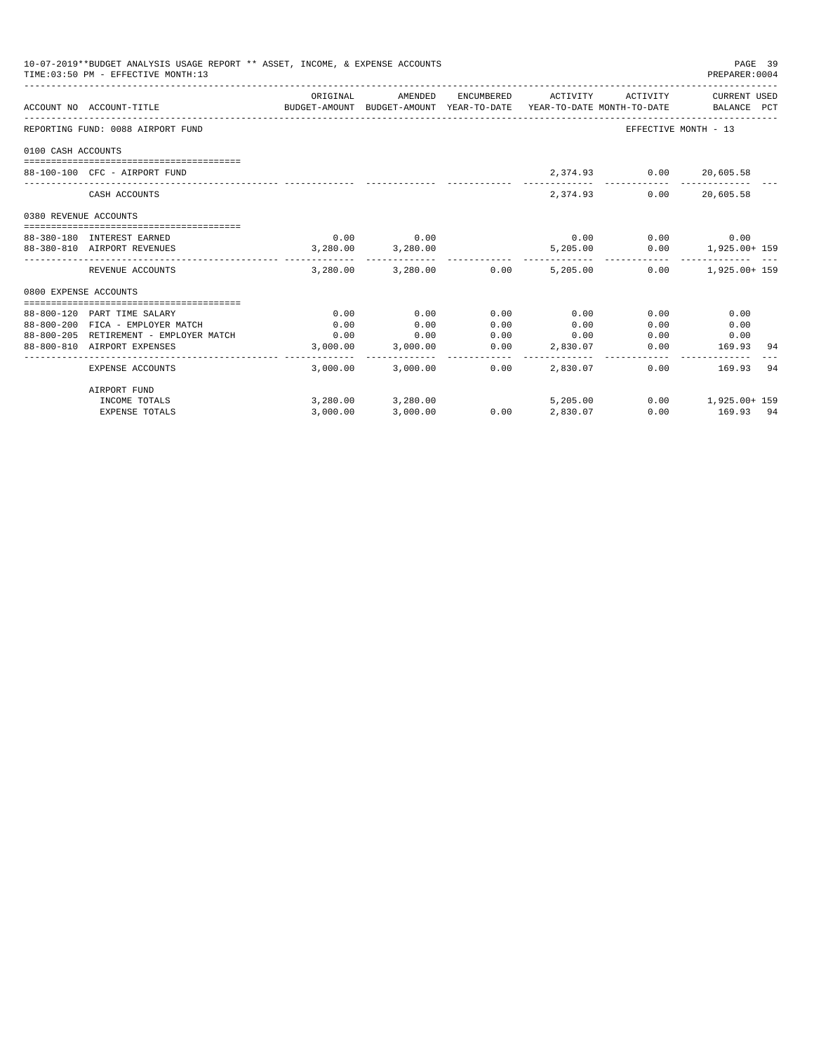10-07-2019**BUDGET ANALYSIS USAGE REPORT ** ASSET, INCOME, & EXPENSE ACCOUNTS
TIME:03:50 PM - EFFECTIVE MONTH:13

PREPARER:0004

| ACCOUNT NO | ACCOUNT-TITLE | ORIGINAL BUDGET-AMOUNT | AMENDED BUDGET-AMOUNT | ENCUMBERED YEAR-TO-DATE | ACTIVITY YEAR-TO-DATE | ACTIVITY MONTH-TO-DATE | CURRENT USED BALANCE | PCT |
|---|---|---|---|---|---|---|---|---|
| REPORTING FUND: 0088 AIRPORT FUND | | | | | | | EFFECTIVE MONTH - 13 | |
| 0100 CASH ACCOUNTS | | | | | | | | |
| 88-100-100 | CFC - AIRPORT FUND | | | | 2,374.93 | 0.00 | 20,605.58 | |
| | CASH ACCOUNTS | | | | 2,374.93 | 0.00 | 20,605.58 | |
| 0380 REVENUE ACCOUNTS | | | | | | | | |
| 88-380-180 | INTEREST EARNED | 0.00 | 0.00 | | 0.00 | 0.00 | 0.00 | |
| 88-380-810 | AIRPORT REVENUES | 3,280.00 | 3,280.00 | | 5,205.00 | 0.00 | 1,925.00+ | 159 |
| | REVENUE ACCOUNTS | 3,280.00 | 3,280.00 | 0.00 | 5,205.00 | 0.00 | 1,925.00+ | 159 |
| 0800 EXPENSE ACCOUNTS | | | | | | | | |
| 88-800-120 | PART TIME SALARY | 0.00 | 0.00 | 0.00 | 0.00 | 0.00 | 0.00 | |
| 88-800-200 | FICA - EMPLOYER MATCH | 0.00 | 0.00 | 0.00 | 0.00 | 0.00 | 0.00 | |
| 88-800-205 | RETIREMENT - EMPLOYER MATCH | 0.00 | 0.00 | 0.00 | 0.00 | 0.00 | 0.00 | |
| 88-800-810 | AIRPORT EXPENSES | 3,000.00 | 3,000.00 | 0.00 | 2,830.07 | 0.00 | 169.93 | 94 |
| | EXPENSE ACCOUNTS | 3,000.00 | 3,000.00 | 0.00 | 2,830.07 | 0.00 | 169.93 | 94 |
| | AIRPORT FUND | | | | | | | |
| | INCOME TOTALS | 3,280.00 | 3,280.00 | | 5,205.00 | 0.00 | 1,925.00+ | 159 |
| | EXPENSE TOTALS | 3,000.00 | 3,000.00 | 0.00 | 2,830.07 | 0.00 | 169.93 | 94 |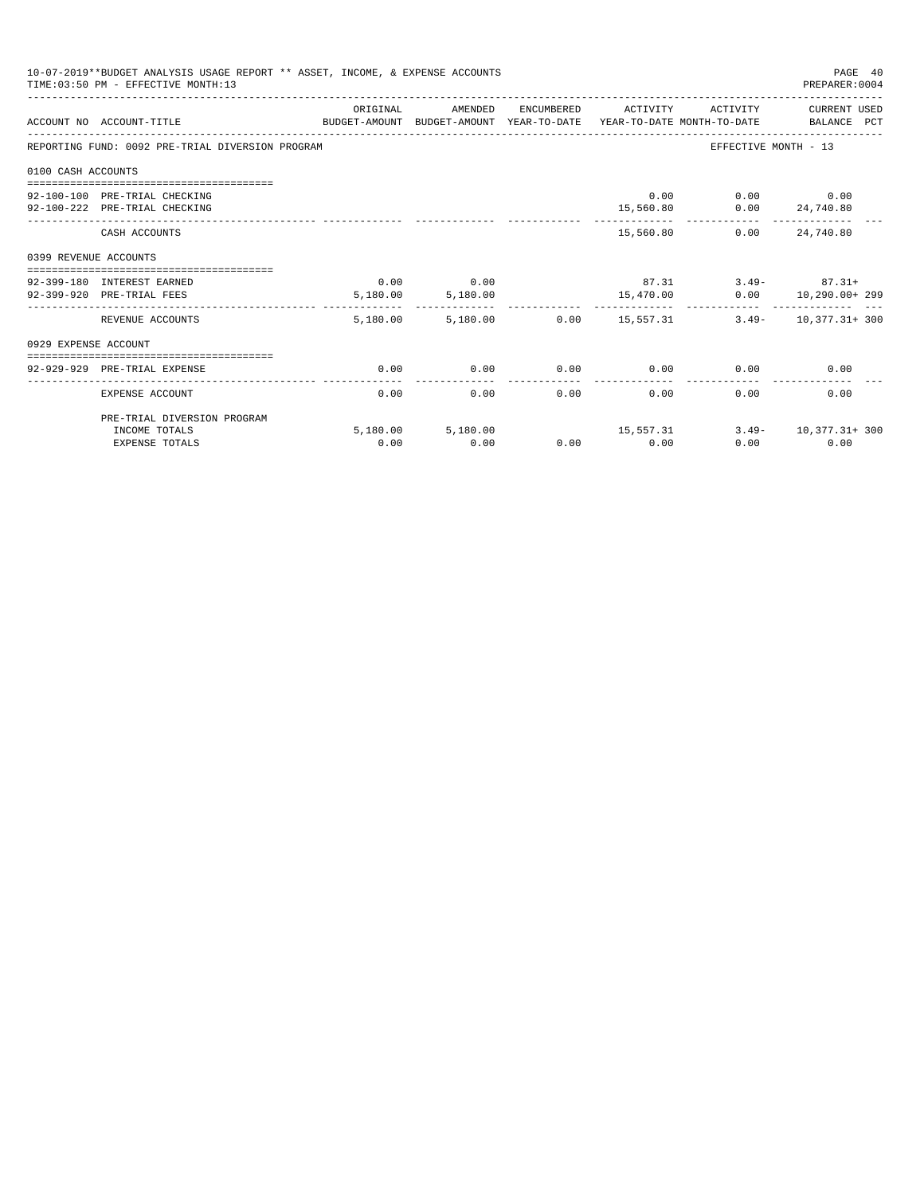10-07-2019**BUDGET ANALYSIS USAGE REPORT ** ASSET, INCOME, & EXPENSE ACCOUNTS
TIME:03:50 PM - EFFECTIVE MONTH:13

PREPARER:0004

| ACCOUNT NO | ACCOUNT-TITLE | ORIGINAL BUDGET-AMOUNT | AMENDED BUDGET-AMOUNT | ENCUMBERED YEAR-TO-DATE | ACTIVITY YEAR-TO-DATE | ACTIVITY MONTH-TO-DATE | CURRENT USED BALANCE | PCT |
|---|---|---|---|---|---|---|---|---|
| REPORTING FUND: 0092 PRE-TRIAL DIVERSION PROGRAM | | | | | | EFFECTIVE MONTH - 13 | | |
| 0100 CASH ACCOUNTS | | | | | | | | |
| 92-100-100 | PRE-TRIAL CHECKING | | | | 0.00 | 0.00 | 0.00 | |
| 92-100-222 | PRE-TRIAL CHECKING | | | | 15,560.80 | 0.00 | 24,740.80 | |
| | CASH ACCOUNTS | | | | 15,560.80 | 0.00 | 24,740.80 | |
| 0399 REVENUE ACCOUNTS | | | | | | | | |
| 92-399-180 | INTEREST EARNED | 0.00 | 0.00 | | 87.31 | 3.49- | 87.31+ | |
| 92-399-920 | PRE-TRIAL FEES | 5,180.00 | 5,180.00 | | 15,470.00 | 0.00 | 10,290.00+ | 299 |
| | REVENUE ACCOUNTS | 5,180.00 | 5,180.00 | 0.00 | 15,557.31 | 3.49- | 10,377.31+ | 300 |
| 0929 EXPENSE ACCOUNT | | | | | | | | |
| 92-929-929 | PRE-TRIAL EXPENSE | 0.00 | 0.00 | 0.00 | 0.00 | 0.00 | 0.00 | |
| | EXPENSE ACCOUNT | 0.00 | 0.00 | 0.00 | 0.00 | 0.00 | 0.00 | |
| | PRE-TRIAL DIVERSION PROGRAM | | | | | | | |
| | INCOME TOTALS | 5,180.00 | 5,180.00 | | 15,557.31 | 3.49- | 10,377.31+ | 300 |
| | EXPENSE TOTALS | 0.00 | 0.00 | 0.00 | 0.00 | 0.00 | 0.00 | |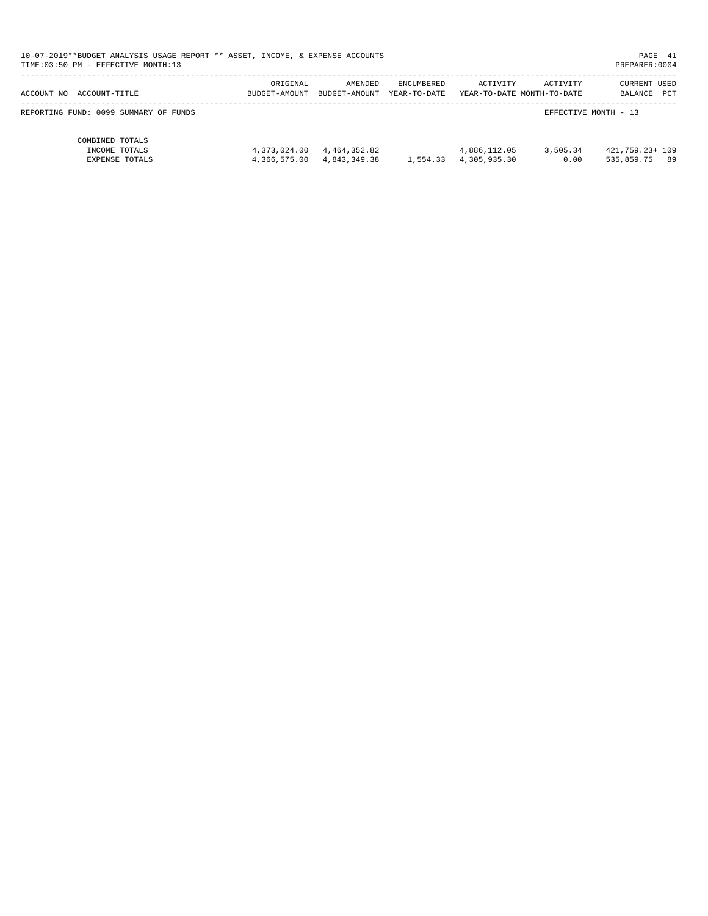10-07-2019**BUDGET ANALYSIS USAGE REPORT ** ASSET, INCOME, & EXPENSE ACCOUNTS
TIME:03:50 PM - EFFECTIVE MONTH:13

PREPARER:0004

| ACCOUNT NO ACCOUNT-TITLE | ORIGINAL BUDGET-AMOUNT | AMENDED BUDGET-AMOUNT | ENCUMBERED YEAR-TO-DATE | ACTIVITY YEAR-TO-DATE | ACTIVITY MONTH-TO-DATE | CURRENT BALANCE | USED PCT |
|---|---|---|---|---|---|---|---|
| REPORTING FUND: 0099 SUMMARY OF FUNDS | | | | | EFFECTIVE MONTH - 13 | | |
| COMBINED TOTALS | | | | | | | |
| INCOME TOTALS | 4,373,024.00 | 4,464,352.82 | | 4,886,112.05 | 3,505.34 | 421,759.23+ | 109 |
| EXPENSE TOTALS | 4,366,575.00 | 4,843,349.38 | 1,554.33 | 4,305,935.30 | 0.00 | 535,859.75 | 89 |